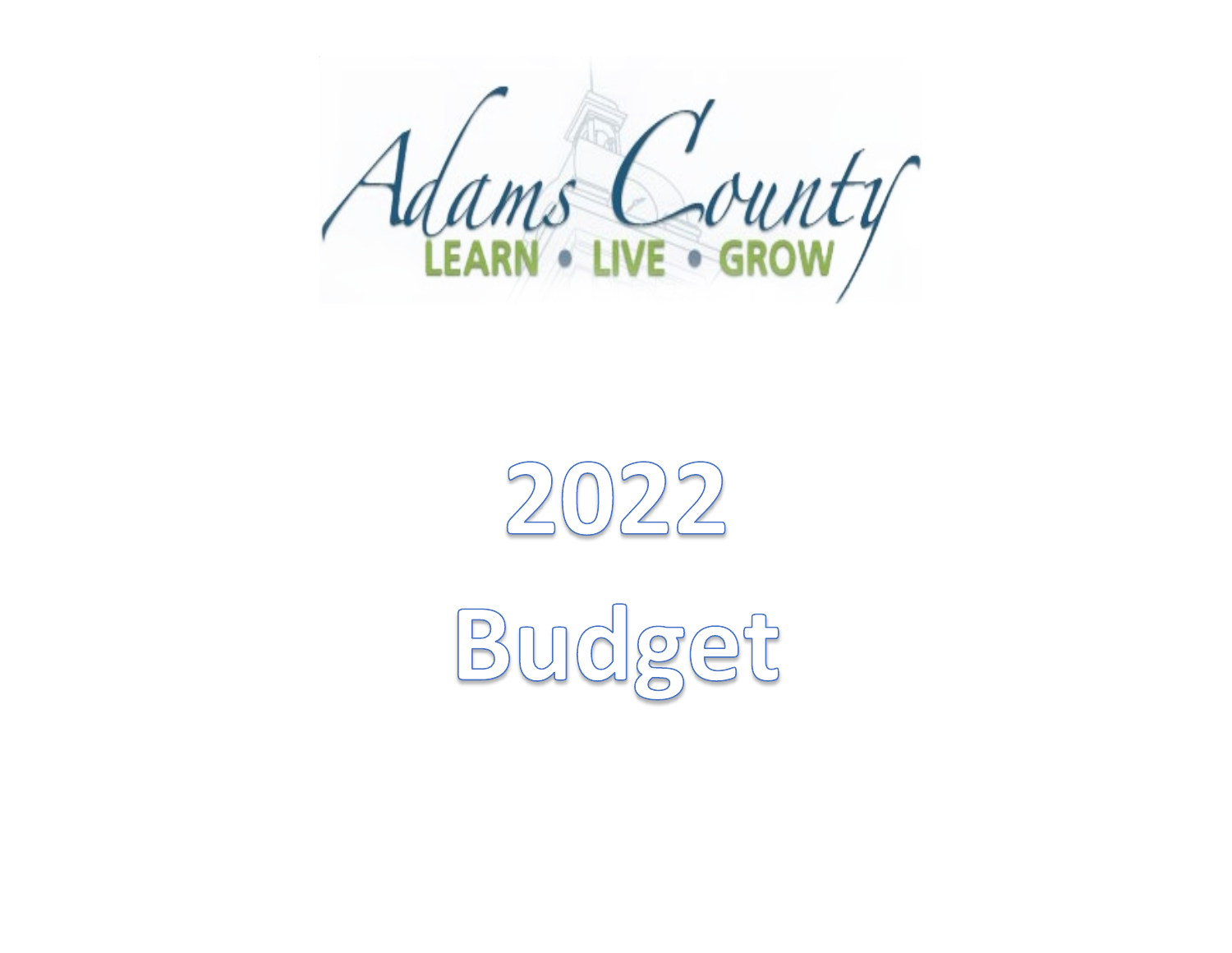Adams County

LEARN • LIVE • GROW

# 2022

# Budget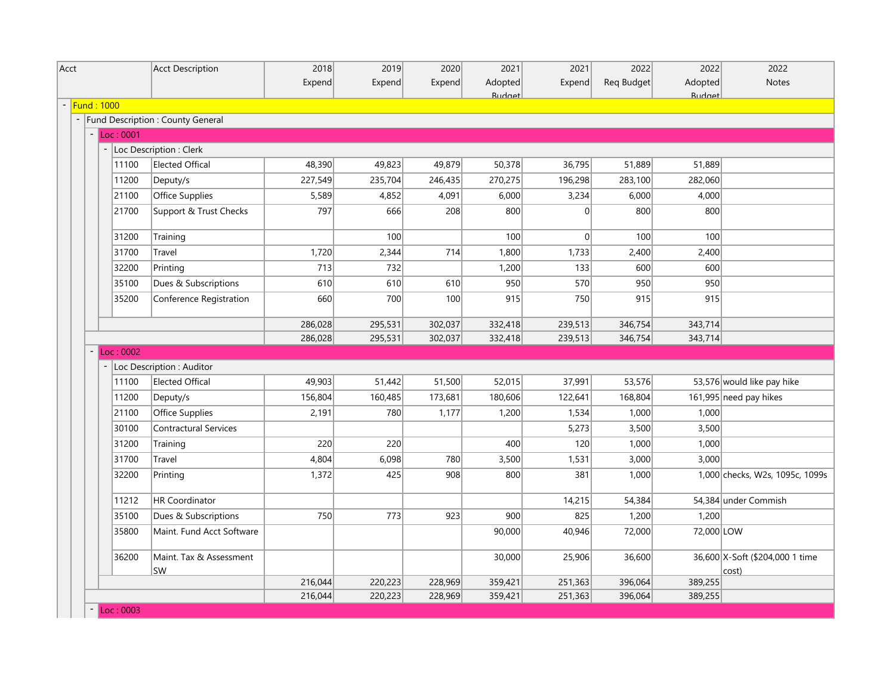| Acct | Acct Description | 2018 Expend | 2019 Expend | 2020 Expend | 2021 Adopted Budget | 2021 Expend | 2022 Req Budget | 2022 Adopted Budget | 2022 Notes |
|---|---|---|---|---|---|---|---|---|---|
| Fund : 1000 | | | | | | | | | |
| Fund Description : County General | | | | | | | | | |
| Loc : 0001 | | | | | | | | | |
| Loc Description : Clerk | | | | | | | | | |
| 11100 | Elected Offical | 48,390 | 49,823 | 49,879 | 50,378 | 36,795 | 51,889 | 51,889 | |
| 11200 | Deputy/s | 227,549 | 235,704 | 246,435 | 270,275 | 196,298 | 283,100 | 282,060 | |
| 21100 | Office Supplies | 5,589 | 4,852 | 4,091 | 6,000 | 3,234 | 6,000 | 4,000 | |
| 21700 | Support & Trust Checks | 797 | 666 | 208 | 800 | 0 | 800 | 800 | |
| 31200 | Training | | 100 | | 100 | 0 | 100 | 100 | |
| 31700 | Travel | 1,720 | 2,344 | 714 | 1,800 | 1,733 | 2,400 | 2,400 | |
| 32200 | Printing | 713 | 732 | | 1,200 | 133 | 600 | 600 | |
| 35100 | Dues & Subscriptions | 610 | 610 | 610 | 950 | 570 | 950 | 950 | |
| 35200 | Conference Registration | 660 | 700 | 100 | 915 | 750 | 915 | 915 | |
| | | 286,028 | 295,531 | 302,037 | 332,418 | 239,513 | 346,754 | 343,714 | |
| | | 286,028 | 295,531 | 302,037 | 332,418 | 239,513 | 346,754 | 343,714 | |
| Loc : 0002 | | | | | | | | | |
| Loc Description : Auditor | | | | | | | | | |
| 11100 | Elected Offical | 49,903 | 51,442 | 51,500 | 52,015 | 37,991 | 53,576 | 53,576 | would like pay hike |
| 11200 | Deputy/s | 156,804 | 160,485 | 173,681 | 180,606 | 122,641 | 168,804 | 161,995 | need pay hikes |
| 21100 | Office Supplies | 2,191 | 780 | 1,177 | 1,200 | 1,534 | 1,000 | 1,000 | |
| 30100 | Contractural Services | | | | | 5,273 | 3,500 | 3,500 | |
| 31200 | Training | 220 | 220 | | 400 | 120 | 1,000 | 1,000 | |
| 31700 | Travel | 4,804 | 6,098 | 780 | 3,500 | 1,531 | 3,000 | 3,000 | |
| 32200 | Printing | 1,372 | 425 | 908 | 800 | 381 | 1,000 | 1,000 | checks, W2s, 1095c, 1099s |
| 11212 | HR Coordinator | | | | | 14,215 | 54,384 | 54,384 | under Commish |
| 35100 | Dues & Subscriptions | 750 | 773 | 923 | 900 | 825 | 1,200 | 1,200 | |
| 35800 | Maint. Fund Acct Software | | | | 90,000 | 40,946 | 72,000 | 72,000 | LOW |
| 36200 | Maint. Tax & Assessment SW | | | | 30,000 | 25,906 | 36,600 | 36,600 | X-Soft ($204,000 1 time cost) |
| | | 216,044 | 220,223 | 228,969 | 359,421 | 251,363 | 396,064 | 389,255 | |
| | | 216,044 | 220,223 | 228,969 | 359,421 | 251,363 | 396,064 | 389,255 | |
| Loc : 0003 | | | | | | | | | |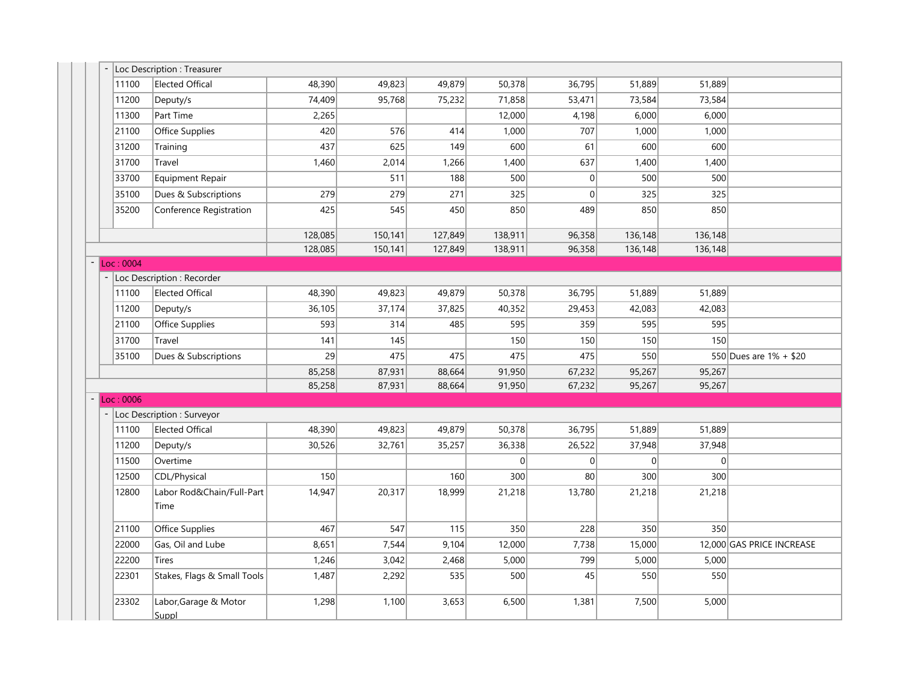| Code | Description | | | | | | | | Notes |
|---|---|---|---|---|---|---|---|---|---|
| **Loc Description : Treasurer** | | | | | | | | | |
| 11100 | Elected Offical | 48,390 | 49,823 | 49,879 | 50,378 | 36,795 | 51,889 | 51,889 | |
| 11200 | Deputy/s | 74,409 | 95,768 | 75,232 | 71,858 | 53,471 | 73,584 | 73,584 | |
| 11300 | Part Time | 2,265 | | | 12,000 | 4,198 | 6,000 | 6,000 | |
| 21100 | Office Supplies | 420 | 576 | 414 | 1,000 | 707 | 1,000 | 1,000 | |
| 31200 | Training | 437 | 625 | 149 | 600 | 61 | 600 | 600 | |
| 31700 | Travel | 1,460 | 2,014 | 1,266 | 1,400 | 637 | 1,400 | 1,400 | |
| 33700 | Equipment Repair | | 511 | 188 | 500 | 0 | 500 | 500 | |
| 35100 | Dues & Subscriptions | 279 | 279 | 271 | 325 | 0 | 325 | 325 | |
| 35200 | Conference Registration | 425 | 545 | 450 | 850 | 489 | 850 | 850 | |
| | | 128,085 | 150,141 | 127,849 | 138,911 | 96,358 | 136,148 | 136,148 | |
| | | 128,085 | 150,141 | 127,849 | 138,911 | 96,358 | 136,148 | 136,148 | |
| **Loc : 0004** | | | | | | | | | |
| **Loc Description : Recorder** | | | | | | | | | |
| 11100 | Elected Offical | 48,390 | 49,823 | 49,879 | 50,378 | 36,795 | 51,889 | 51,889 | |
| 11200 | Deputy/s | 36,105 | 37,174 | 37,825 | 40,352 | 29,453 | 42,083 | 42,083 | |
| 21100 | Office Supplies | 593 | 314 | 485 | 595 | 359 | 595 | 595 | |
| 31700 | Travel | 141 | 145 | | 150 | 150 | 150 | 150 | |
| 35100 | Dues & Subscriptions | 29 | 475 | 475 | 475 | 475 | 550 | 550 | Dues are 1% + $20 |
| | | 85,258 | 87,931 | 88,664 | 91,950 | 67,232 | 95,267 | 95,267 | |
| | | 85,258 | 87,931 | 88,664 | 91,950 | 67,232 | 95,267 | 95,267 | |
| **Loc : 0006** | | | | | | | | | |
| **Loc Description : Surveyor** | | | | | | | | | |
| 11100 | Elected Offical | 48,390 | 49,823 | 49,879 | 50,378 | 36,795 | 51,889 | 51,889 | |
| 11200 | Deputy/s | 30,526 | 32,761 | 35,257 | 36,338 | 26,522 | 37,948 | 37,948 | |
| 11500 | Overtime | | | | 0 | 0 | 0 | 0 | |
| 12500 | CDL/Physical | 150 | | 160 | 300 | 80 | 300 | 300 | |
| 12800 | Labor Rod&Chain/Full-Part Time | 14,947 | 20,317 | 18,999 | 21,218 | 13,780 | 21,218 | 21,218 | |
| 21100 | Office Supplies | 467 | 547 | 115 | 350 | 228 | 350 | 350 | |
| 22000 | Gas, Oil and Lube | 8,651 | 7,544 | 9,104 | 12,000 | 7,738 | 15,000 | 12,000 | GAS PRICE INCREASE |
| 22200 | Tires | 1,246 | 3,042 | 2,468 | 5,000 | 799 | 5,000 | 5,000 | |
| 22301 | Stakes, Flags & Small Tools | 1,487 | 2,292 | 535 | 500 | 45 | 550 | 550 | |
| 23302 | Labor,Garage & Motor Suppl | 1,298 | 1,100 | 3,653 | 6,500 | 1,381 | 7,500 | 5,000 | |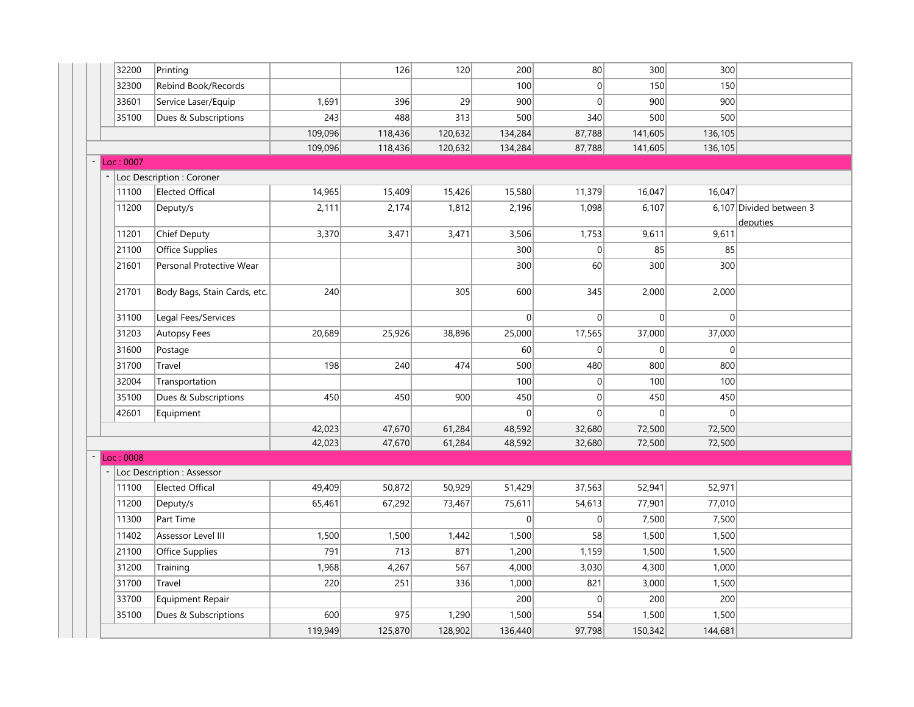| Code | Description | | | | | | | | Notes |
|---|---|---|---|---|---|---|---|---|---|
| 32200 | Printing | | 126 | 120 | 200 | 80 | 300 | 300 | |
| 32300 | Rebind Book/Records | | | | 100 | 0 | 150 | 150 | |
| 33601 | Service Laser/Equip | 1,691 | 396 | 29 | 900 | 0 | 900 | 900 | |
| 35100 | Dues & Subscriptions | 243 | 488 | 313 | 500 | 340 | 500 | 500 | |
| | | 109,096 | 118,436 | 120,632 | 134,284 | 87,788 | 141,605 | 136,105 | |
| | | 109,096 | 118,436 | 120,632 | 134,284 | 87,788 | 141,605 | 136,105 | |
| Loc : 0007 | | | | | | | | | |
| Loc Description : Coroner | | | | | | | | | |
| 11100 | Elected Offical | 14,965 | 15,409 | 15,426 | 15,580 | 11,379 | 16,047 | 16,047 | |
| 11200 | Deputy/s | 2,111 | 2,174 | 1,812 | 2,196 | 1,098 | 6,107 | 6,107 | Divided between 3 deputies |
| 11201 | Chief Deputy | 3,370 | 3,471 | 3,471 | 3,506 | 1,753 | 9,611 | 9,611 | |
| 21100 | Office Supplies | | | | 300 | 0 | 85 | 85 | |
| 21601 | Personal Protective Wear | | | | 300 | 60 | 300 | 300 | |
| 21701 | Body Bags, Stain Cards, etc. | 240 | | 305 | 600 | 345 | 2,000 | 2,000 | |
| 31100 | Legal Fees/Services | | | | 0 | 0 | 0 | 0 | |
| 31203 | Autopsy Fees | 20,689 | 25,926 | 38,896 | 25,000 | 17,565 | 37,000 | 37,000 | |
| 31600 | Postage | | | | 60 | 0 | 0 | 0 | |
| 31700 | Travel | 198 | 240 | 474 | 500 | 480 | 800 | 800 | |
| 32004 | Transportation | | | | 100 | 0 | 100 | 100 | |
| 35100 | Dues & Subscriptions | 450 | 450 | 900 | 450 | 0 | 450 | 450 | |
| 42601 | Equipment | | | | 0 | 0 | 0 | 0 | |
| | | 42,023 | 47,670 | 61,284 | 48,592 | 32,680 | 72,500 | 72,500 | |
| | | 42,023 | 47,670 | 61,284 | 48,592 | 32,680 | 72,500 | 72,500 | |
| Loc : 0008 | | | | | | | | | |
| Loc Description : Assessor | | | | | | | | | |
| 11100 | Elected Offical | 49,409 | 50,872 | 50,929 | 51,429 | 37,563 | 52,941 | 52,971 | |
| 11200 | Deputy/s | 65,461 | 67,292 | 73,467 | 75,611 | 54,613 | 77,901 | 77,010 | |
| 11300 | Part Time | | | | 0 | 0 | 7,500 | 7,500 | |
| 11402 | Assessor Level III | 1,500 | 1,500 | 1,442 | 1,500 | 58 | 1,500 | 1,500 | |
| 21100 | Office Supplies | 791 | 713 | 871 | 1,200 | 1,159 | 1,500 | 1,500 | |
| 31200 | Training | 1,968 | 4,267 | 567 | 4,000 | 3,030 | 4,300 | 1,000 | |
| 31700 | Travel | 220 | 251 | 336 | 1,000 | 821 | 3,000 | 1,500 | |
| 33700 | Equipment Repair | | | | 200 | 0 | 200 | 200 | |
| 35100 | Dues & Subscriptions | 600 | 975 | 1,290 | 1,500 | 554 | 1,500 | 1,500 | |
| | | 119,949 | 125,870 | 128,902 | 136,440 | 97,798 | 150,342 | 144,681 | |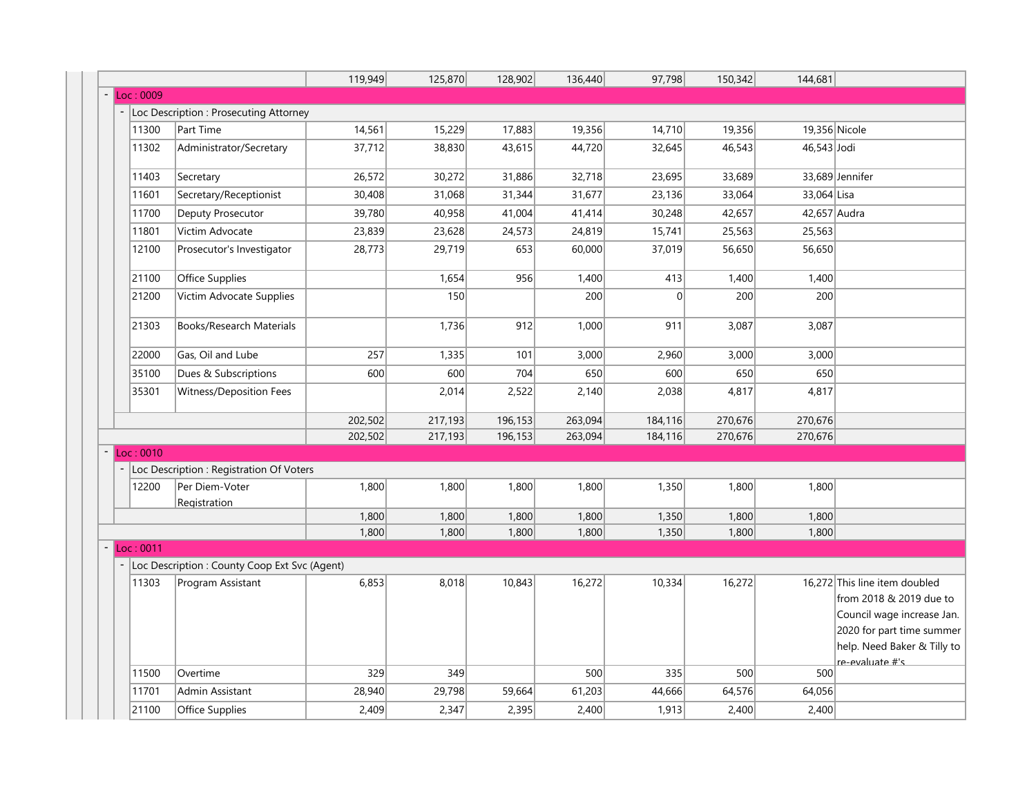| Code | Description | | | | | | | | Notes |
|---|---|---|---|---|---|---|---|---|---|
| | | 119,949 | 125,870 | 128,902 | 136,440 | 97,798 | 150,342 | 144,681 | |
| Loc : 0009 | | | | | | | | | |
| Loc Description : Prosecuting Attorney | | | | | | | | | |
| 11300 | Part Time | 14,561 | 15,229 | 17,883 | 19,356 | 14,710 | 19,356 | 19,356 | Nicole |
| 11302 | Administrator/Secretary | 37,712 | 38,830 | 43,615 | 44,720 | 32,645 | 46,543 | 46,543 | Jodi |
| 11403 | Secretary | 26,572 | 30,272 | 31,886 | 32,718 | 23,695 | 33,689 | 33,689 | Jennifer |
| 11601 | Secretary/Receptionist | 30,408 | 31,068 | 31,344 | 31,677 | 23,136 | 33,064 | 33,064 | Lisa |
| 11700 | Deputy Prosecutor | 39,780 | 40,958 | 41,004 | 41,414 | 30,248 | 42,657 | 42,657 | Audra |
| 11801 | Victim Advocate | 23,839 | 23,628 | 24,573 | 24,819 | 15,741 | 25,563 | 25,563 | |
| 12100 | Prosecutor's Investigator | 28,773 | 29,719 | 653 | 60,000 | 37,019 | 56,650 | 56,650 | |
| 21100 | Office Supplies | | 1,654 | 956 | 1,400 | 413 | 1,400 | 1,400 | |
| 21200 | Victim Advocate Supplies | | 150 | | 200 | 0 | 200 | 200 | |
| 21303 | Books/Research Materials | | 1,736 | 912 | 1,000 | 911 | 3,087 | 3,087 | |
| 22000 | Gas, Oil and Lube | 257 | 1,335 | 101 | 3,000 | 2,960 | 3,000 | 3,000 | |
| 35100 | Dues & Subscriptions | 600 | 600 | 704 | 650 | 600 | 650 | 650 | |
| 35301 | Witness/Deposition Fees | | 2,014 | 2,522 | 2,140 | 2,038 | 4,817 | 4,817 | |
| | | 202,502 | 217,193 | 196,153 | 263,094 | 184,116 | 270,676 | 270,676 | |
| | | 202,502 | 217,193 | 196,153 | 263,094 | 184,116 | 270,676 | 270,676 | |
| Loc : 0010 | | | | | | | | | |
| Loc Description : Registration Of Voters | | | | | | | | | |
| 12200 | Per Diem-Voter Registration | 1,800 | 1,800 | 1,800 | 1,800 | 1,350 | 1,800 | 1,800 | |
| | | 1,800 | 1,800 | 1,800 | 1,800 | 1,350 | 1,800 | 1,800 | |
| | | 1,800 | 1,800 | 1,800 | 1,800 | 1,350 | 1,800 | 1,800 | |
| Loc : 0011 | | | | | | | | | |
| Loc Description : County Coop Ext Svc (Agent) | | | | | | | | | |
| 11303 | Program Assistant | 6,853 | 8,018 | 10,843 | 16,272 | 10,334 | 16,272 | 16,272 | This line item doubled from 2018 & 2019 due to Council wage increase Jan. 2020 for part time summer help. Need Baker & Tilly to re-evaluate #'s |
| 11500 | Overtime | 329 | 349 | | 500 | 335 | 500 | 500 | |
| 11701 | Admin Assistant | 28,940 | 29,798 | 59,664 | 61,203 | 44,666 | 64,576 | 64,056 | |
| 21100 | Office Supplies | 2,409 | 2,347 | 2,395 | 2,400 | 1,913 | 2,400 | 2,400 | |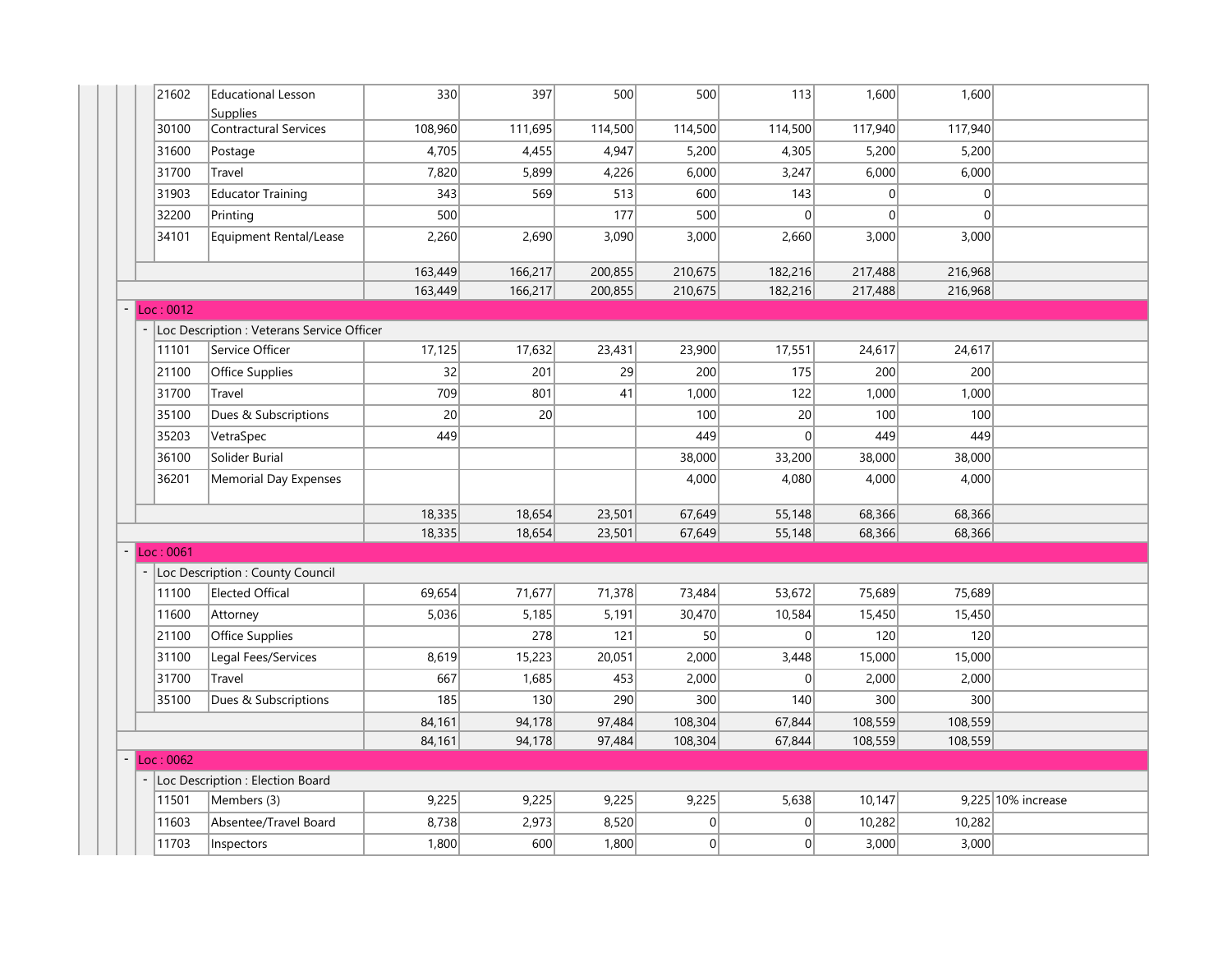| Code | Description | | | | | | | | |
|---|---|---|---|---|---|---|---|---|---|
| 21602 | Educational Lesson Supplies | 330 | 397 | 500 | 500 | 113 | 1,600 | 1,600 | |
| 30100 | Contractural Services | 108,960 | 111,695 | 114,500 | 114,500 | 114,500 | 117,940 | 117,940 | |
| 31600 | Postage | 4,705 | 4,455 | 4,947 | 5,200 | 4,305 | 5,200 | 5,200 | |
| 31700 | Travel | 7,820 | 5,899 | 4,226 | 6,000 | 3,247 | 6,000 | 6,000 | |
| 31903 | Educator Training | 343 | 569 | 513 | 600 | 143 | 0 | 0 | |
| 32200 | Printing | 500 | | 177 | 500 | 0 | 0 | 0 | |
| 34101 | Equipment Rental/Lease | 2,260 | 2,690 | 3,090 | 3,000 | 2,660 | 3,000 | 3,000 | |
| | | 163,449 | 166,217 | 200,855 | 210,675 | 182,216 | 217,488 | 216,968 | |
| | | 163,449 | 166,217 | 200,855 | 210,675 | 182,216 | 217,488 | 216,968 | |
| Loc : 0012 | | | | | | | | | |
| Loc Description : Veterans Service Officer | | | | | | | | | |
| 11101 | Service Officer | 17,125 | 17,632 | 23,431 | 23,900 | 17,551 | 24,617 | 24,617 | |
| 21100 | Office Supplies | 32 | 201 | 29 | 200 | 175 | 200 | 200 | |
| 31700 | Travel | 709 | 801 | 41 | 1,000 | 122 | 1,000 | 1,000 | |
| 35100 | Dues & Subscriptions | 20 | 20 | | 100 | 20 | 100 | 100 | |
| 35203 | VetraSpec | 449 | | | 449 | 0 | 449 | 449 | |
| 36100 | Solider Burial | | | | 38,000 | 33,200 | 38,000 | 38,000 | |
| 36201 | Memorial Day Expenses | | | | 4,000 | 4,080 | 4,000 | 4,000 | |
| | | 18,335 | 18,654 | 23,501 | 67,649 | 55,148 | 68,366 | 68,366 | |
| | | 18,335 | 18,654 | 23,501 | 67,649 | 55,148 | 68,366 | 68,366 | |
| Loc : 0061 | | | | | | | | | |
| Loc Description : County Council | | | | | | | | | |
| 11100 | Elected Offical | 69,654 | 71,677 | 71,378 | 73,484 | 53,672 | 75,689 | 75,689 | |
| 11600 | Attorney | 5,036 | 5,185 | 5,191 | 30,470 | 10,584 | 15,450 | 15,450 | |
| 21100 | Office Supplies | | 278 | 121 | 50 | 0 | 120 | 120 | |
| 31100 | Legal Fees/Services | 8,619 | 15,223 | 20,051 | 2,000 | 3,448 | 15,000 | 15,000 | |
| 31700 | Travel | 667 | 1,685 | 453 | 2,000 | 0 | 2,000 | 2,000 | |
| 35100 | Dues & Subscriptions | 185 | 130 | 290 | 300 | 140 | 300 | 300 | |
| | | 84,161 | 94,178 | 97,484 | 108,304 | 67,844 | 108,559 | 108,559 | |
| | | 84,161 | 94,178 | 97,484 | 108,304 | 67,844 | 108,559 | 108,559 | |
| Loc : 0062 | | | | | | | | | |
| Loc Description : Election Board | | | | | | | | | |
| 11501 | Members (3) | 9,225 | 9,225 | 9,225 | 9,225 | 5,638 | 10,147 | 9,225 | 10% increase |
| 11603 | Absentee/Travel Board | 8,738 | 2,973 | 8,520 | 0 | 0 | 10,282 | 10,282 | |
| 11703 | Inspectors | 1,800 | 600 | 1,800 | 0 | 0 | 3,000 | 3,000 | |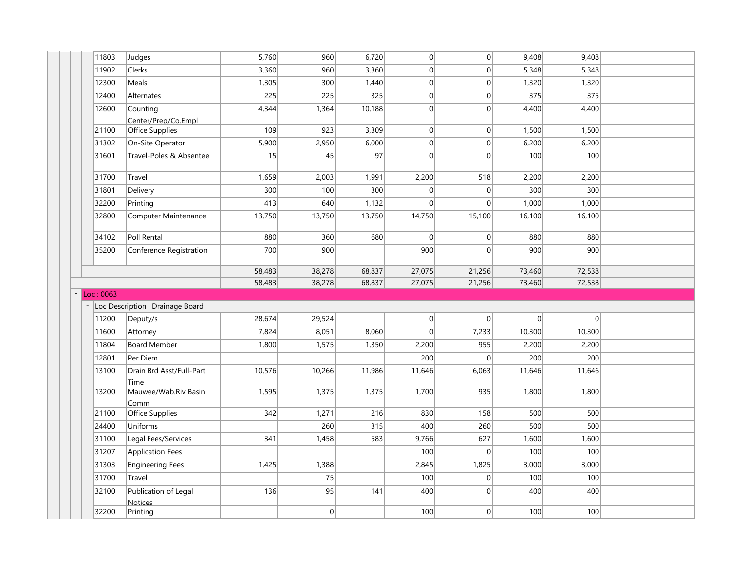| Code | Description | | | | | | | |
|---|---|---|---|---|---|---|---|---|
| 11803 | Judges | 5,760 | 960 | 6,720 | 0 | 0 | 9,408 | 9,408 |
| 11902 | Clerks | 3,360 | 960 | 3,360 | 0 | 0 | 5,348 | 5,348 |
| 12300 | Meals | 1,305 | 300 | 1,440 | 0 | 0 | 1,320 | 1,320 |
| 12400 | Alternates | 225 | 225 | 325 | 0 | 0 | 375 | 375 |
| 12600 | Counting Center/Prep/Co.Empl | 4,344 | 1,364 | 10,188 | 0 | 0 | 4,400 | 4,400 |
| 21100 | Office Supplies | 109 | 923 | 3,309 | 0 | 0 | 1,500 | 1,500 |
| 31302 | On-Site Operator | 5,900 | 2,950 | 6,000 | 0 | 0 | 6,200 | 6,200 |
| 31601 | Travel-Poles & Absentee | 15 | 45 | 97 | 0 | 0 | 100 | 100 |
| 31700 | Travel | 1,659 | 2,003 | 1,991 | 2,200 | 518 | 2,200 | 2,200 |
| 31801 | Delivery | 300 | 100 | 300 | 0 | 0 | 300 | 300 |
| 32200 | Printing | 413 | 640 | 1,132 | 0 | 0 | 1,000 | 1,000 |
| 32800 | Computer Maintenance | 13,750 | 13,750 | 13,750 | 14,750 | 15,100 | 16,100 | 16,100 |
| 34102 | Poll Rental | 880 | 360 | 680 | 0 | 0 | 880 | 880 |
| 35200 | Conference Registration | 700 | 900 | | 900 | 0 | 900 | 900 |
| | | 58,483 | 38,278 | 68,837 | 27,075 | 21,256 | 73,460 | 72,538 |
| | | 58,483 | 38,278 | 68,837 | 27,075 | 21,256 | 73,460 | 72,538 |
| Loc : 0063 | | | | | | | | |
| Loc Description : Drainage Board | | | | | | | | |
| 11200 | Deputy/s | 28,674 | 29,524 | | 0 | 0 | 0 | 0 |
| 11600 | Attorney | 7,824 | 8,051 | 8,060 | 0 | 7,233 | 10,300 | 10,300 |
| 11804 | Board Member | 1,800 | 1,575 | 1,350 | 2,200 | 955 | 2,200 | 2,200 |
| 12801 | Per Diem | | | | 200 | 0 | 200 | 200 |
| 13100 | Drain Brd Asst/Full-Part Time | 10,576 | 10,266 | 11,986 | 11,646 | 6,063 | 11,646 | 11,646 |
| 13200 | Mauwee/Wab.Riv Basin Comm | 1,595 | 1,375 | 1,375 | 1,700 | 935 | 1,800 | 1,800 |
| 21100 | Office Supplies | 342 | 1,271 | 216 | 830 | 158 | 500 | 500 |
| 24400 | Uniforms | | 260 | 315 | 400 | 260 | 500 | 500 |
| 31100 | Legal Fees/Services | 341 | 1,458 | 583 | 9,766 | 627 | 1,600 | 1,600 |
| 31207 | Application Fees | | | | 100 | 0 | 100 | 100 |
| 31303 | Engineering Fees | 1,425 | 1,388 | | 2,845 | 1,825 | 3,000 | 3,000 |
| 31700 | Travel | | 75 | | 100 | 0 | 100 | 100 |
| 32100 | Publication of Legal Notices | 136 | 95 | 141 | 400 | 0 | 400 | 400 |
| 32200 | Printing | | 0 | | 100 | 0 | 100 | 100 |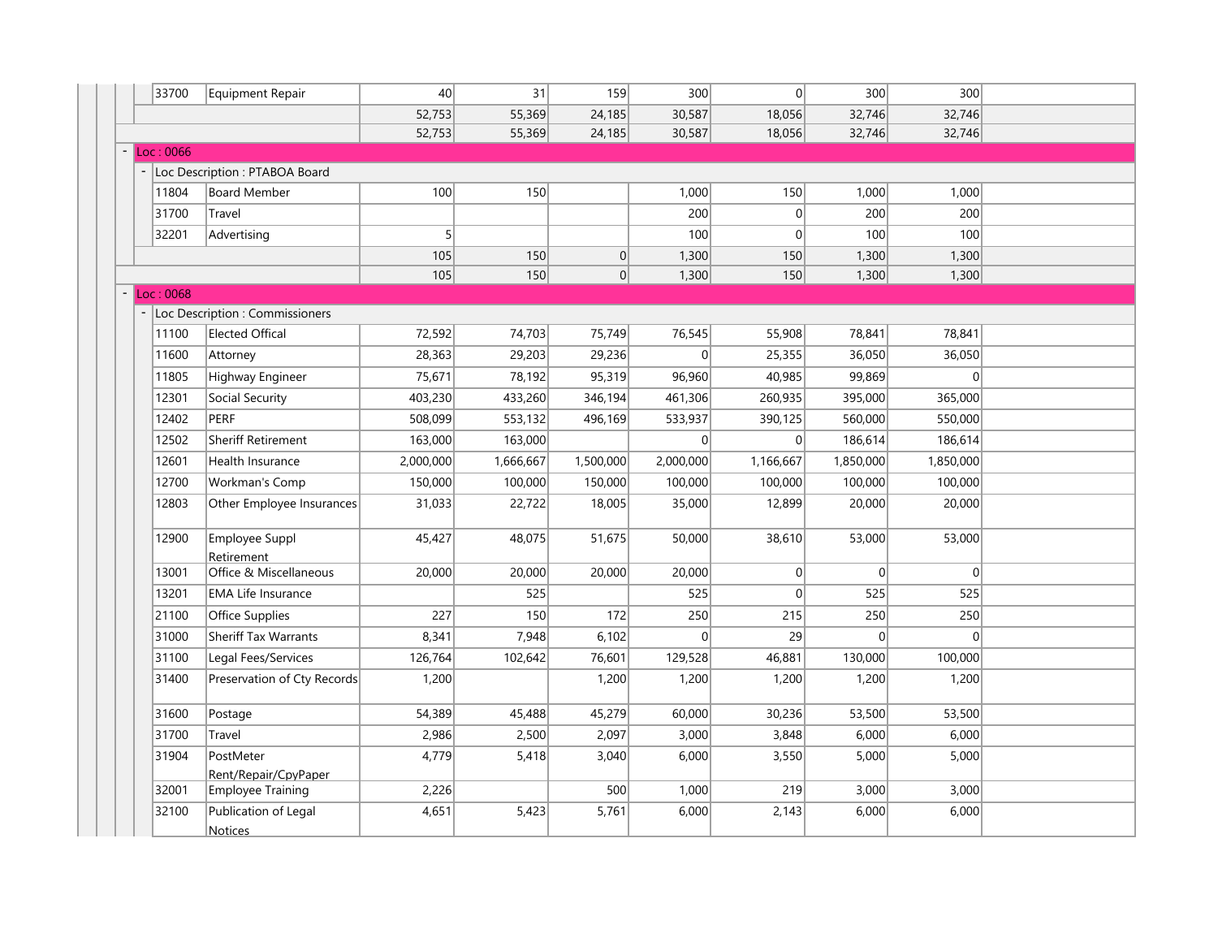| Code | Description | Col 1 | Col 2 | Col 3 | Col 4 | Col 5 | Col 6 | Col 7 | |
|---|---|---|---|---|---|---|---|---|---|
| 33700 | Equipment Repair | 40 | 31 | 159 | 300 | 0 | 300 | 300 | |
| | | 52,753 | 55,369 | 24,185 | 30,587 | 18,056 | 32,746 | 32,746 | |
| | | 52,753 | 55,369 | 24,185 | 30,587 | 18,056 | 32,746 | 32,746 | |
| Loc : 0066 | | | | | | | | | |
| Loc Description : PTABOA Board | | | | | | | | | |
| 11804 | Board Member | 100 | 150 | | 1,000 | 150 | 1,000 | 1,000 | |
| 31700 | Travel | | | | 200 | 0 | 200 | 200 | |
| 32201 | Advertising | 5 | | | 100 | 0 | 100 | 100 | |
| | | 105 | 150 | 0 | 1,300 | 150 | 1,300 | 1,300 | |
| | | 105 | 150 | 0 | 1,300 | 150 | 1,300 | 1,300 | |
| Loc : 0068 | | | | | | | | | |
| Loc Description : Commissioners | | | | | | | | | |
| 11100 | Elected Offical | 72,592 | 74,703 | 75,749 | 76,545 | 55,908 | 78,841 | 78,841 | |
| 11600 | Attorney | 28,363 | 29,203 | 29,236 | 0 | 25,355 | 36,050 | 36,050 | |
| 11805 | Highway Engineer | 75,671 | 78,192 | 95,319 | 96,960 | 40,985 | 99,869 | 0 | |
| 12301 | Social Security | 403,230 | 433,260 | 346,194 | 461,306 | 260,935 | 395,000 | 365,000 | |
| 12402 | PERF | 508,099 | 553,132 | 496,169 | 533,937 | 390,125 | 560,000 | 550,000 | |
| 12502 | Sheriff Retirement | 163,000 | 163,000 | | 0 | 0 | 186,614 | 186,614 | |
| 12601 | Health Insurance | 2,000,000 | 1,666,667 | 1,500,000 | 2,000,000 | 1,166,667 | 1,850,000 | 1,850,000 | |
| 12700 | Workman's Comp | 150,000 | 100,000 | 150,000 | 100,000 | 100,000 | 100,000 | 100,000 | |
| 12803 | Other Employee Insurances | 31,033 | 22,722 | 18,005 | 35,000 | 12,899 | 20,000 | 20,000 | |
| 12900 | Employee Suppl Retirement | 45,427 | 48,075 | 51,675 | 50,000 | 38,610 | 53,000 | 53,000 | |
| 13001 | Office & Miscellaneous | 20,000 | 20,000 | 20,000 | 20,000 | 0 | 0 | 0 | |
| 13201 | EMA Life Insurance | | 525 | | 525 | 0 | 525 | 525 | |
| 21100 | Office Supplies | 227 | 150 | 172 | 250 | 215 | 250 | 250 | |
| 31000 | Sheriff Tax Warrants | 8,341 | 7,948 | 6,102 | 0 | 29 | 0 | 0 | |
| 31100 | Legal Fees/Services | 126,764 | 102,642 | 76,601 | 129,528 | 46,881 | 130,000 | 100,000 | |
| 31400 | Preservation of Cty Records | 1,200 | | 1,200 | 1,200 | 1,200 | 1,200 | 1,200 | |
| 31600 | Postage | 54,389 | 45,488 | 45,279 | 60,000 | 30,236 | 53,500 | 53,500 | |
| 31700 | Travel | 2,986 | 2,500 | 2,097 | 3,000 | 3,848 | 6,000 | 6,000 | |
| 31904 | PostMeter Rent/Repair/CpyPaper | 4,779 | 5,418 | 3,040 | 6,000 | 3,550 | 5,000 | 5,000 | |
| 32001 | Employee Training | 2,226 | | 500 | 1,000 | 219 | 3,000 | 3,000 | |
| 32100 | Publication of Legal Notices | 4,651 | 5,423 | 5,761 | 6,000 | 2,143 | 6,000 | 6,000 | |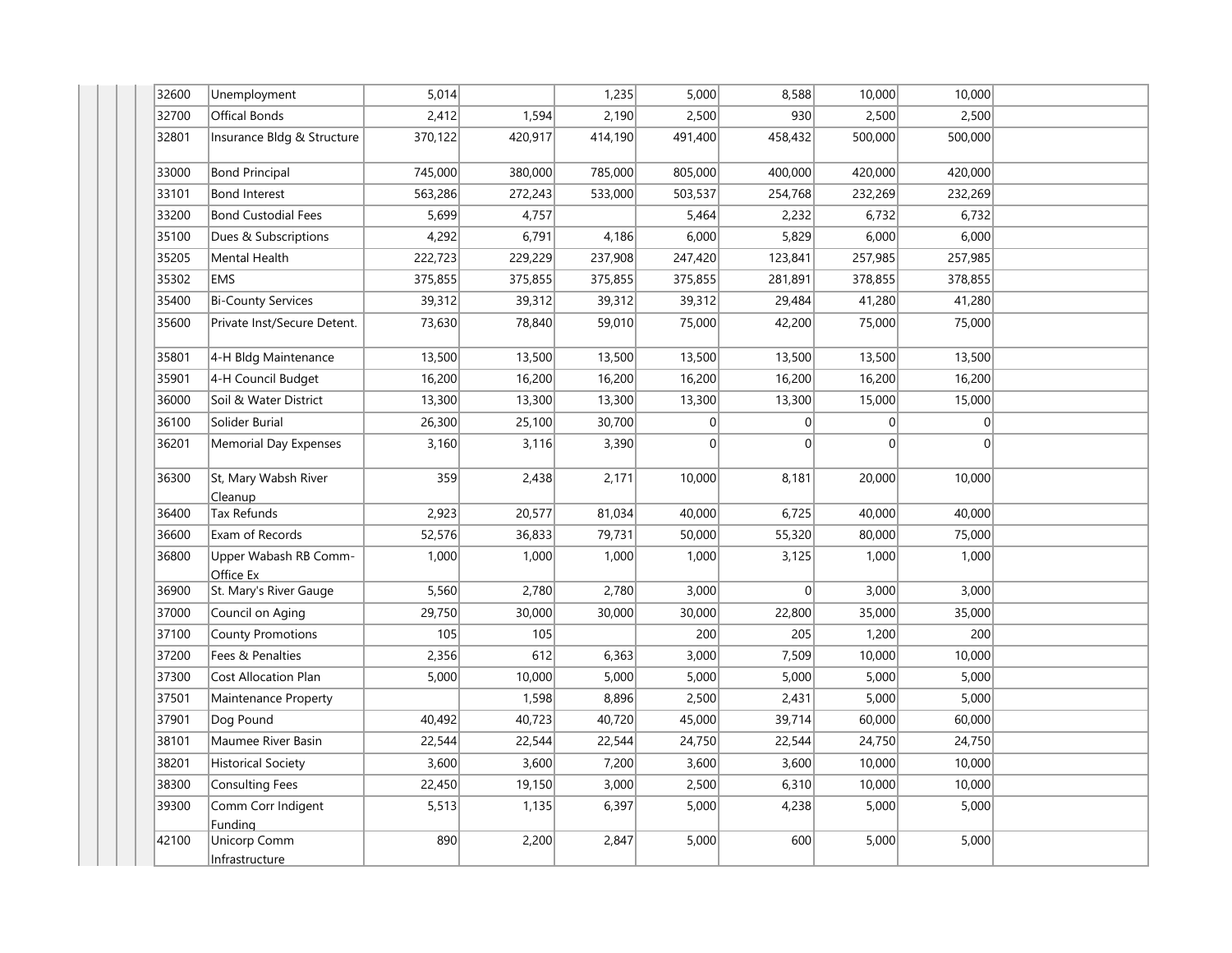| | | | | | | | | |
|---|---|---|---|---|---|---|---|---|
| 32600 | Unemployment | 5,014 | | 1,235 | 5,000 | 8,588 | 10,000 | 10,000 |
| 32700 | Offical Bonds | 2,412 | 1,594 | 2,190 | 2,500 | 930 | 2,500 | 2,500 |
| 32801 | Insurance Bldg & Structure | 370,122 | 420,917 | 414,190 | 491,400 | 458,432 | 500,000 | 500,000 |
| 33000 | Bond Principal | 745,000 | 380,000 | 785,000 | 805,000 | 400,000 | 420,000 | 420,000 |
| 33101 | Bond Interest | 563,286 | 272,243 | 533,000 | 503,537 | 254,768 | 232,269 | 232,269 |
| 33200 | Bond Custodial Fees | 5,699 | 4,757 | | 5,464 | 2,232 | 6,732 | 6,732 |
| 35100 | Dues & Subscriptions | 4,292 | 6,791 | 4,186 | 6,000 | 5,829 | 6,000 | 6,000 |
| 35205 | Mental Health | 222,723 | 229,229 | 237,908 | 247,420 | 123,841 | 257,985 | 257,985 |
| 35302 | EMS | 375,855 | 375,855 | 375,855 | 375,855 | 281,891 | 378,855 | 378,855 |
| 35400 | Bi-County Services | 39,312 | 39,312 | 39,312 | 39,312 | 29,484 | 41,280 | 41,280 |
| 35600 | Private Inst/Secure Detent. | 73,630 | 78,840 | 59,010 | 75,000 | 42,200 | 75,000 | 75,000 |
| 35801 | 4-H Bldg Maintenance | 13,500 | 13,500 | 13,500 | 13,500 | 13,500 | 13,500 | 13,500 |
| 35901 | 4-H Council Budget | 16,200 | 16,200 | 16,200 | 16,200 | 16,200 | 16,200 | 16,200 |
| 36000 | Soil & Water District | 13,300 | 13,300 | 13,300 | 13,300 | 13,300 | 15,000 | 15,000 |
| 36100 | Solider Burial | 26,300 | 25,100 | 30,700 | 0 | 0 | 0 | 0 |
| 36201 | Memorial Day Expenses | 3,160 | 3,116 | 3,390 | 0 | 0 | 0 | 0 |
| 36300 | St, Mary Wabsh River Cleanup | 359 | 2,438 | 2,171 | 10,000 | 8,181 | 20,000 | 10,000 |
| 36400 | Tax Refunds | 2,923 | 20,577 | 81,034 | 40,000 | 6,725 | 40,000 | 40,000 |
| 36600 | Exam of Records | 52,576 | 36,833 | 79,731 | 50,000 | 55,320 | 80,000 | 75,000 |
| 36800 | Upper Wabash RB Comm-Office Ex | 1,000 | 1,000 | 1,000 | 1,000 | 3,125 | 1,000 | 1,000 |
| 36900 | St. Mary's River Gauge | 5,560 | 2,780 | 2,780 | 3,000 | 0 | 3,000 | 3,000 |
| 37000 | Council on Aging | 29,750 | 30,000 | 30,000 | 30,000 | 22,800 | 35,000 | 35,000 |
| 37100 | County Promotions | 105 | 105 | | 200 | 205 | 1,200 | 200 |
| 37200 | Fees & Penalties | 2,356 | 612 | 6,363 | 3,000 | 7,509 | 10,000 | 10,000 |
| 37300 | Cost Allocation Plan | 5,000 | 10,000 | 5,000 | 5,000 | 5,000 | 5,000 | 5,000 |
| 37501 | Maintenance Property | | 1,598 | 8,896 | 2,500 | 2,431 | 5,000 | 5,000 |
| 37901 | Dog Pound | 40,492 | 40,723 | 40,720 | 45,000 | 39,714 | 60,000 | 60,000 |
| 38101 | Maumee River Basin | 22,544 | 22,544 | 22,544 | 24,750 | 22,544 | 24,750 | 24,750 |
| 38201 | Historical Society | 3,600 | 3,600 | 7,200 | 3,600 | 3,600 | 10,000 | 10,000 |
| 38300 | Consulting Fees | 22,450 | 19,150 | 3,000 | 2,500 | 6,310 | 10,000 | 10,000 |
| 39300 | Comm Corr Indigent Funding | 5,513 | 1,135 | 6,397 | 5,000 | 4,238 | 5,000 | 5,000 |
| 42100 | Unicorp Comm Infrastructure | 890 | 2,200 | 2,847 | 5,000 | 600 | 5,000 | 5,000 |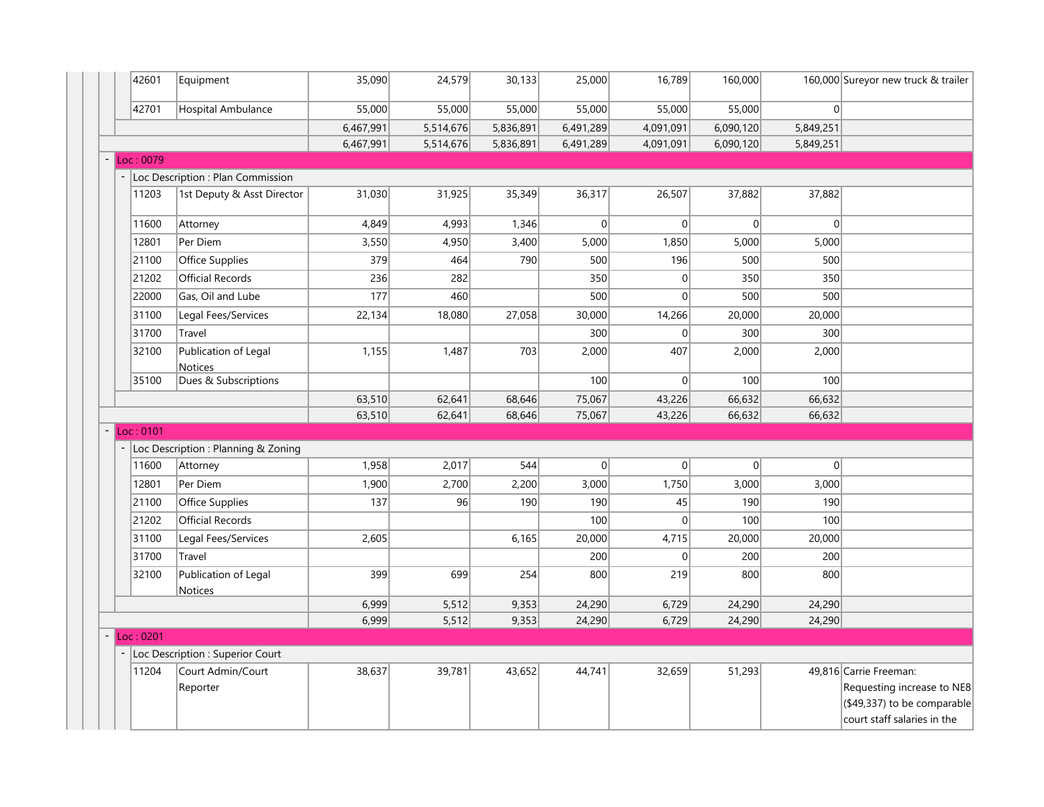| Code | Description | | | | | | | | Notes |
|---|---|---|---|---|---|---|---|---|---|
| 42601 | Equipment | 35,090 | 24,579 | 30,133 | 25,000 | 16,789 | 160,000 | 160,000 | Sureyor new truck & trailer |
| 42701 | Hospital Ambulance | 55,000 | 55,000 | 55,000 | 55,000 | 55,000 | 55,000 | 0 | |
| | | 6,467,991 | 5,514,676 | 5,836,891 | 6,491,289 | 4,091,091 | 6,090,120 | 5,849,251 | |
| | | 6,467,991 | 5,514,676 | 5,836,891 | 6,491,289 | 4,091,091 | 6,090,120 | 5,849,251 | |
| Loc : 0079 | | | | | | | | | |
| Loc Description : Plan Commission | | | | | | | | | |
| 11203 | 1st Deputy & Asst Director | 31,030 | 31,925 | 35,349 | 36,317 | 26,507 | 37,882 | 37,882 | |
| 11600 | Attorney | 4,849 | 4,993 | 1,346 | 0 | 0 | 0 | 0 | |
| 12801 | Per Diem | 3,550 | 4,950 | 3,400 | 5,000 | 1,850 | 5,000 | 5,000 | |
| 21100 | Office Supplies | 379 | 464 | 790 | 500 | 196 | 500 | 500 | |
| 21202 | Official Records | 236 | 282 | | 350 | 0 | 350 | 350 | |
| 22000 | Gas, Oil and Lube | 177 | 460 | | 500 | 0 | 500 | 500 | |
| 31100 | Legal Fees/Services | 22,134 | 18,080 | 27,058 | 30,000 | 14,266 | 20,000 | 20,000 | |
| 31700 | Travel | | | | 300 | 0 | 300 | 300 | |
| 32100 | Publication of Legal Notices | 1,155 | 1,487 | 703 | 2,000 | 407 | 2,000 | 2,000 | |
| 35100 | Dues & Subscriptions | | | | 100 | 0 | 100 | 100 | |
| | | 63,510 | 62,641 | 68,646 | 75,067 | 43,226 | 66,632 | 66,632 | |
| | | 63,510 | 62,641 | 68,646 | 75,067 | 43,226 | 66,632 | 66,632 | |
| Loc : 0101 | | | | | | | | | |
| Loc Description : Planning & Zoning | | | | | | | | | |
| 11600 | Attorney | 1,958 | 2,017 | 544 | 0 | 0 | 0 | 0 | |
| 12801 | Per Diem | 1,900 | 2,700 | 2,200 | 3,000 | 1,750 | 3,000 | 3,000 | |
| 21100 | Office Supplies | 137 | 96 | 190 | 190 | 45 | 190 | 190 | |
| 21202 | Official Records | | | | 100 | 0 | 100 | 100 | |
| 31100 | Legal Fees/Services | 2,605 | | 6,165 | 20,000 | 4,715 | 20,000 | 20,000 | |
| 31700 | Travel | | | | 200 | 0 | 200 | 200 | |
| 32100 | Publication of Legal Notices | 399 | 699 | 254 | 800 | 219 | 800 | 800 | |
| | | 6,999 | 5,512 | 9,353 | 24,290 | 6,729 | 24,290 | 24,290 | |
| | | 6,999 | 5,512 | 9,353 | 24,290 | 6,729 | 24,290 | 24,290 | |
| Loc : 0201 | | | | | | | | | |
| Loc Description : Superior Court | | | | | | | | | |
| 11204 | Court Admin/Court Reporter | 38,637 | 39,781 | 43,652 | 44,741 | 32,659 | 51,293 | 49,816 | Carrie Freeman: Requesting increase to NE8 ($49,337) to be comparable court staff salaries in the |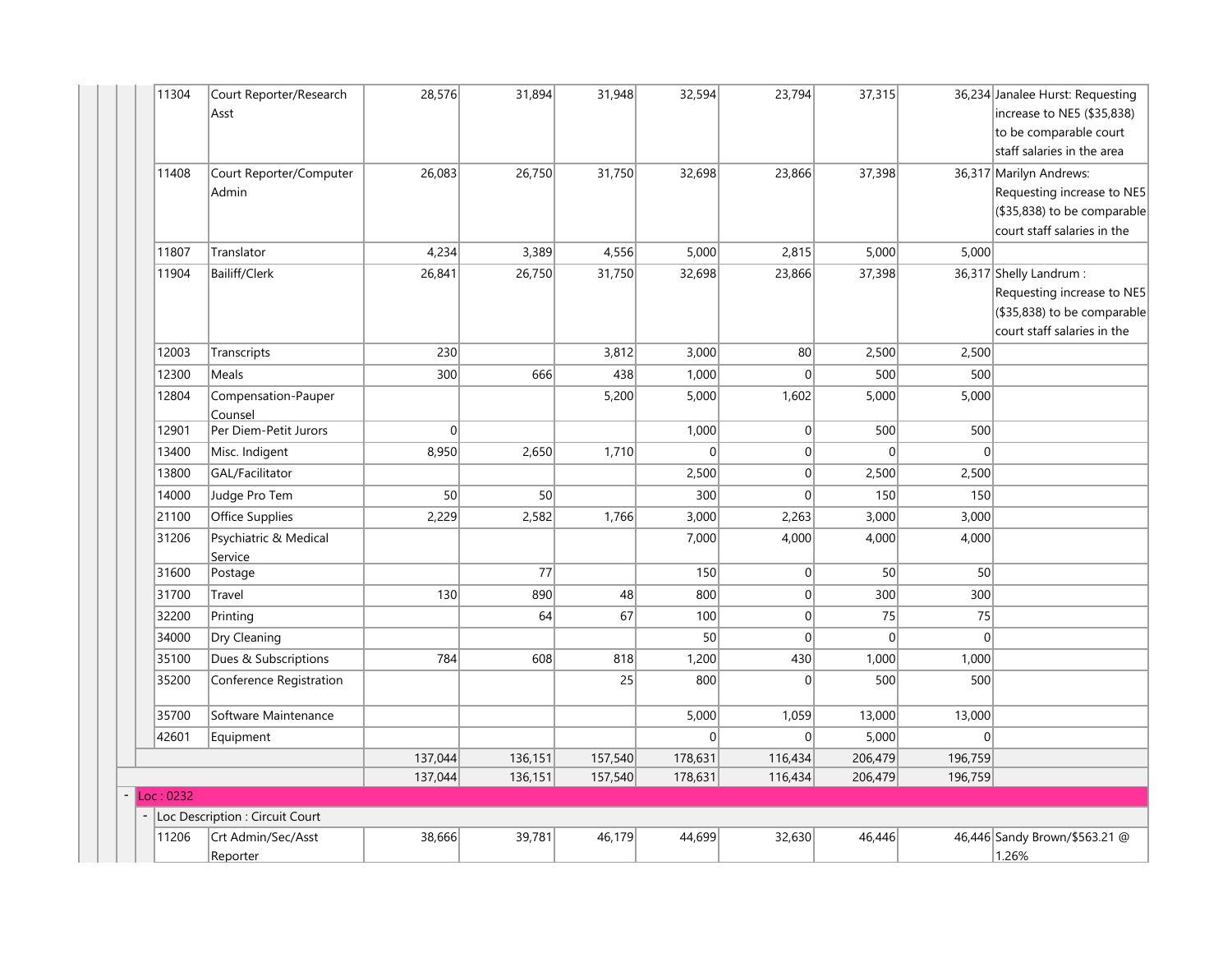| | | | | | | | | |
|---|---|---|---|---|---|---|---|---|
| 11304 | Court Reporter/Research Asst | 28,576 | 31,894 | 31,948 | 32,594 | 23,794 | 37,315 | 36,234 | Janalee Hurst: Requesting increase to NE5 ($35,838) to be comparable court staff salaries in the area |
| 11408 | Court Reporter/Computer Admin | 26,083 | 26,750 | 31,750 | 32,698 | 23,866 | 37,398 | 36,317 | Marilyn Andrews: Requesting increase to NE5 ($35,838) to be comparable court staff salaries in the |
| 11807 | Translator | 4,234 | 3,389 | 4,556 | 5,000 | 2,815 | 5,000 | 5,000 | |
| 11904 | Bailiff/Clerk | 26,841 | 26,750 | 31,750 | 32,698 | 23,866 | 37,398 | 36,317 | Shelly Landrum : Requesting increase to NE5 ($35,838) to be comparable court staff salaries in the |
| 12003 | Transcripts | 230 | | 3,812 | 3,000 | 80 | 2,500 | 2,500 | |
| 12300 | Meals | 300 | 666 | 438 | 1,000 | 0 | 500 | 500 | |
| 12804 | Compensation-Pauper Counsel | | | 5,200 | 5,000 | 1,602 | 5,000 | 5,000 | |
| 12901 | Per Diem-Petit Jurors | 0 | | | 1,000 | 0 | 500 | 500 | |
| 13400 | Misc. Indigent | 8,950 | 2,650 | 1,710 | 0 | 0 | 0 | 0 | |
| 13800 | GAL/Facilitator | | | | 2,500 | 0 | 2,500 | 2,500 | |
| 14000 | Judge Pro Tem | 50 | 50 | | 300 | 0 | 150 | 150 | |
| 21100 | Office Supplies | 2,229 | 2,582 | 1,766 | 3,000 | 2,263 | 3,000 | 3,000 | |
| 31206 | Psychiatric & Medical Service | | | | 7,000 | 4,000 | 4,000 | 4,000 | |
| 31600 | Postage | | 77 | | 150 | 0 | 50 | 50 | |
| 31700 | Travel | 130 | 890 | 48 | 800 | 0 | 300 | 300 | |
| 32200 | Printing | | 64 | 67 | 100 | 0 | 75 | 75 | |
| 34000 | Dry Cleaning | | | | 50 | 0 | 0 | 0 | |
| 35100 | Dues & Subscriptions | 784 | 608 | 818 | 1,200 | 430 | 1,000 | 1,000 | |
| 35200 | Conference Registration | | | 25 | 800 | 0 | 500 | 500 | |
| 35700 | Software Maintenance | | | | 5,000 | 1,059 | 13,000 | 13,000 | |
| 42601 | Equipment | | | | 0 | 0 | 5,000 | 0 | |
| | | 137,044 | 136,151 | 157,540 | 178,631 | 116,434 | 206,479 | 196,759 | |
| | | 137,044 | 136,151 | 157,540 | 178,631 | 116,434 | 206,479 | 196,759 | |
| Loc : 0232 | | | | | | | | | |
| Loc Description : Circuit Court | | | | | | | | | |
| 11206 | Crt Admin/Sec/Asst Reporter | 38,666 | 39,781 | 46,179 | 44,699 | 32,630 | 46,446 | 46,446 | Sandy Brown/$563.21 @ 1.26% |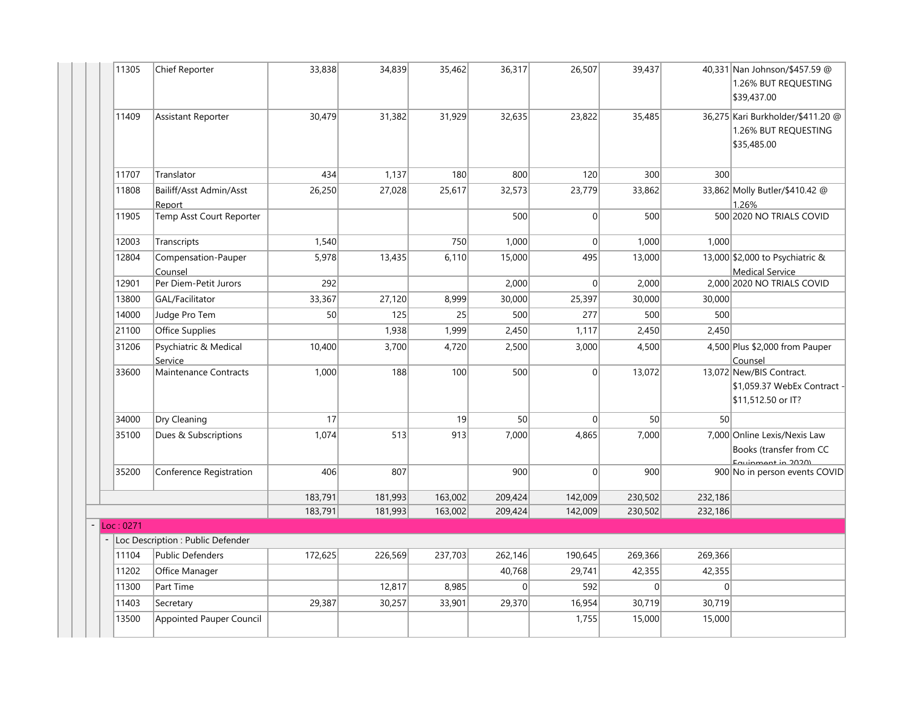| Code | Description | | | | | | | | Notes |
|---|---|---|---|---|---|---|---|---|---|
| 11305 | Chief Reporter | 33,838 | 34,839 | 35,462 | 36,317 | 26,507 | 39,437 | 40,331 | Nan Johnson/$457.59 @ 1.26% BUT REQUESTING $39,437.00 |
| 11409 | Assistant Reporter | 30,479 | 31,382 | 31,929 | 32,635 | 23,822 | 35,485 | 36,275 | Kari Burkholder/$411.20 @ 1.26% BUT REQUESTING $35,485.00 |
| 11707 | Translator | 434 | 1,137 | 180 | 800 | 120 | 300 | 300 | |
| 11808 | Bailiff/Asst Admin/Asst Report | 26,250 | 27,028 | 25,617 | 32,573 | 23,779 | 33,862 | 33,862 | Molly Butler/$410.42 @ 1.26% |
| 11905 | Temp Asst Court Reporter | | | | 500 | 0 | 500 | 500 | 2020 NO TRIALS COVID |
| 12003 | Transcripts | 1,540 | | 750 | 1,000 | 0 | 1,000 | 1,000 | |
| 12804 | Compensation-Pauper Counsel | 5,978 | 13,435 | 6,110 | 15,000 | 495 | 13,000 | 13,000 | $2,000 to Psychiatric & Medical Service |
| 12901 | Per Diem-Petit Jurors | 292 | | | 2,000 | 0 | 2,000 | 2,000 | 2020 NO TRIALS COVID |
| 13800 | GAL/Facilitator | 33,367 | 27,120 | 8,999 | 30,000 | 25,397 | 30,000 | 30,000 | |
| 14000 | Judge Pro Tem | 50 | 125 | 25 | 500 | 277 | 500 | 500 | |
| 21100 | Office Supplies | | 1,938 | 1,999 | 2,450 | 1,117 | 2,450 | 2,450 | |
| 31206 | Psychiatric & Medical Service | 10,400 | 3,700 | 4,720 | 2,500 | 3,000 | 4,500 | 4,500 | Plus $2,000 from Pauper Counsel |
| 33600 | Maintenance Contracts | 1,000 | 188 | 100 | 500 | 0 | 13,072 | 13,072 | New/BIS Contract. $1,059.37 WebEx Contract - $11,512.50 or IT? |
| 34000 | Dry Cleaning | 17 | | 19 | 50 | 0 | 50 | 50 | |
| 35100 | Dues & Subscriptions | 1,074 | 513 | 913 | 7,000 | 4,865 | 7,000 | 7,000 | Online Lexis/Nexis Law Books (transfer from CC Equipment in 2020) |
| 35200 | Conference Registration | 406 | 807 | | 900 | 0 | 900 | 900 | No in person events COVID |
| | | 183,791 | 181,993 | 163,002 | 209,424 | 142,009 | 230,502 | 232,186 | |
| | | 183,791 | 181,993 | 163,002 | 209,424 | 142,009 | 230,502 | 232,186 | |
| Loc : 0271 | | | | | | | | | |
| Loc Description : Public Defender | | | | | | | | | |
| 11104 | Public Defenders | 172,625 | 226,569 | 237,703 | 262,146 | 190,645 | 269,366 | 269,366 | |
| 11202 | Office Manager | | | | 40,768 | 29,741 | 42,355 | 42,355 | |
| 11300 | Part Time | | 12,817 | 8,985 | 0 | 592 | 0 | 0 | |
| 11403 | Secretary | 29,387 | 30,257 | 33,901 | 29,370 | 16,954 | 30,719 | 30,719 | |
| 13500 | Appointed Pauper Council | | | | | 1,755 | 15,000 | 15,000 | |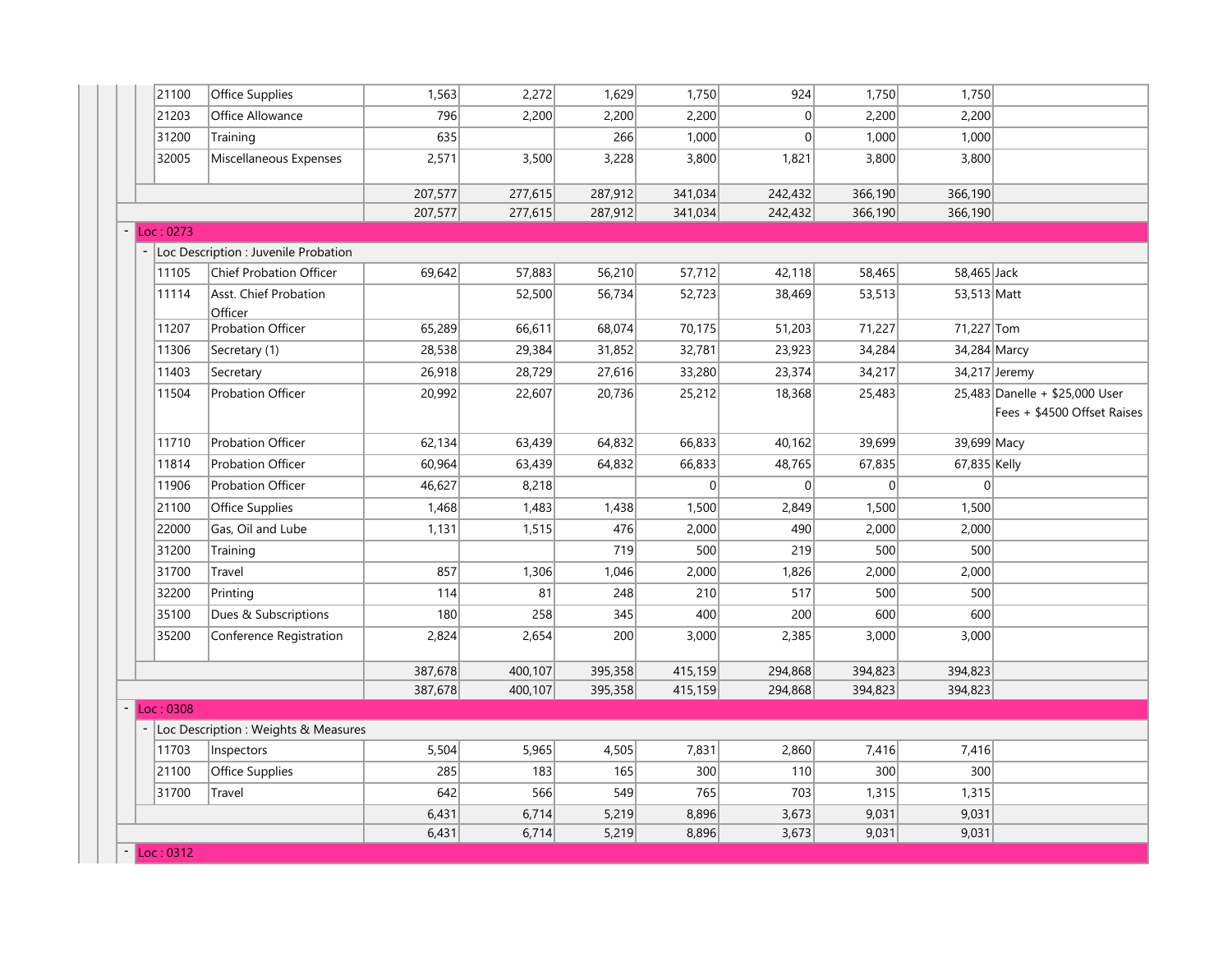| Account | Description | | | | | | | | Notes |
|---|---|---|---|---|---|---|---|---|---|
| 21100 | Office Supplies | 1,563 | 2,272 | 1,629 | 1,750 | 924 | 1,750 | 1,750 | |
| 21203 | Office Allowance | 796 | 2,200 | 2,200 | 2,200 | 0 | 2,200 | 2,200 | |
| 31200 | Training | 635 | | 266 | 1,000 | 0 | 1,000 | 1,000 | |
| 32005 | Miscellaneous Expenses | 2,571 | 3,500 | 3,228 | 3,800 | 1,821 | 3,800 | 3,800 | |
| | | 207,577 | 277,615 | 287,912 | 341,034 | 242,432 | 366,190 | 366,190 | |
| | | 207,577 | 277,615 | 287,912 | 341,034 | 242,432 | 366,190 | 366,190 | |
| **Loc : 0273** | | | | | | | | | |
| Loc Description : Juvenile Probation | | | | | | | | | |
| 11105 | Chief Probation Officer | 69,642 | 57,883 | 56,210 | 57,712 | 42,118 | 58,465 | 58,465 | Jack |
| 11114 | Asst. Chief Probation Officer | | 52,500 | 56,734 | 52,723 | 38,469 | 53,513 | 53,513 | Matt |
| 11207 | Probation Officer | 65,289 | 66,611 | 68,074 | 70,175 | 51,203 | 71,227 | 71,227 | Tom |
| 11306 | Secretary (1) | 28,538 | 29,384 | 31,852 | 32,781 | 23,923 | 34,284 | 34,284 | Marcy |
| 11403 | Secretary | 26,918 | 28,729 | 27,616 | 33,280 | 23,374 | 34,217 | 34,217 | Jeremy |
| 11504 | Probation Officer | 20,992 | 22,607 | 20,736 | 25,212 | 18,368 | 25,483 | 25,483 | Danelle + $25,000 User Fees + $4500 Offset Raises |
| 11710 | Probation Officer | 62,134 | 63,439 | 64,832 | 66,833 | 40,162 | 39,699 | 39,699 | Macy |
| 11814 | Probation Officer | 60,964 | 63,439 | 64,832 | 66,833 | 48,765 | 67,835 | 67,835 | Kelly |
| 11906 | Probation Officer | 46,627 | 8,218 | | 0 | 0 | 0 | 0 | |
| 21100 | Office Supplies | 1,468 | 1,483 | 1,438 | 1,500 | 2,849 | 1,500 | 1,500 | |
| 22000 | Gas, Oil and Lube | 1,131 | 1,515 | 476 | 2,000 | 490 | 2,000 | 2,000 | |
| 31200 | Training | | | 719 | 500 | 219 | 500 | 500 | |
| 31700 | Travel | 857 | 1,306 | 1,046 | 2,000 | 1,826 | 2,000 | 2,000 | |
| 32200 | Printing | 114 | 81 | 248 | 210 | 517 | 500 | 500 | |
| 35100 | Dues & Subscriptions | 180 | 258 | 345 | 400 | 200 | 600 | 600 | |
| 35200 | Conference Registration | 2,824 | 2,654 | 200 | 3,000 | 2,385 | 3,000 | 3,000 | |
| | | 387,678 | 400,107 | 395,358 | 415,159 | 294,868 | 394,823 | 394,823 | |
| | | 387,678 | 400,107 | 395,358 | 415,159 | 294,868 | 394,823 | 394,823 | |
| **Loc : 0308** | | | | | | | | | |
| Loc Description : Weights & Measures | | | | | | | | | |
| 11703 | Inspectors | 5,504 | 5,965 | 4,505 | 7,831 | 2,860 | 7,416 | 7,416 | |
| 21100 | Office Supplies | 285 | 183 | 165 | 300 | 110 | 300 | 300 | |
| 31700 | Travel | 642 | 566 | 549 | 765 | 703 | 1,315 | 1,315 | |
| | | 6,431 | 6,714 | 5,219 | 8,896 | 3,673 | 9,031 | 9,031 | |
| | | 6,431 | 6,714 | 5,219 | 8,896 | 3,673 | 9,031 | 9,031 | |
| **Loc : 0312** | | | | | | | | | |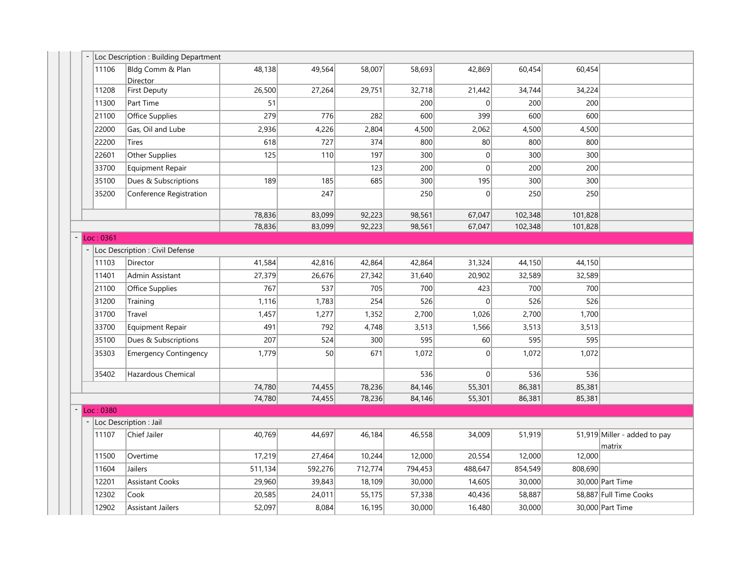| Account | Description | Col 1 | Col 2 | Col 3 | Col 4 | Col 5 | Col 6 | Col 7 | Notes |
|---|---|---|---|---|---|---|---|---|---|
| **Loc Description : Building Department** | | | | | | | | | |
| 11106 | Bldg Comm & Plan Director | 48,138 | 49,564 | 58,007 | 58,693 | 42,869 | 60,454 | 60,454 | |
| 11208 | First Deputy | 26,500 | 27,264 | 29,751 | 32,718 | 21,442 | 34,744 | 34,224 | |
| 11300 | Part Time | 51 | | | 200 | 0 | 200 | 200 | |
| 21100 | Office Supplies | 279 | 776 | 282 | 600 | 399 | 600 | 600 | |
| 22000 | Gas, Oil and Lube | 2,936 | 4,226 | 2,804 | 4,500 | 2,062 | 4,500 | 4,500 | |
| 22200 | Tires | 618 | 727 | 374 | 800 | 80 | 800 | 800 | |
| 22601 | Other Supplies | 125 | 110 | 197 | 300 | 0 | 300 | 300 | |
| 33700 | Equipment Repair | | | 123 | 200 | 0 | 200 | 200 | |
| 35100 | Dues & Subscriptions | 189 | 185 | 685 | 300 | 195 | 300 | 300 | |
| 35200 | Conference Registration | | 247 | | 250 | 0 | 250 | 250 | |
| | | 78,836 | 83,099 | 92,223 | 98,561 | 67,047 | 102,348 | 101,828 | |
| | | 78,836 | 83,099 | 92,223 | 98,561 | 67,047 | 102,348 | 101,828 | |
| **Loc : 0361** | | | | | | | | | |
| **Loc Description : Civil Defense** | | | | | | | | | |
| 11103 | Director | 41,584 | 42,816 | 42,864 | 42,864 | 31,324 | 44,150 | 44,150 | |
| 11401 | Admin Assistant | 27,379 | 26,676 | 27,342 | 31,640 | 20,902 | 32,589 | 32,589 | |
| 21100 | Office Supplies | 767 | 537 | 705 | 700 | 423 | 700 | 700 | |
| 31200 | Training | 1,116 | 1,783 | 254 | 526 | 0 | 526 | 526 | |
| 31700 | Travel | 1,457 | 1,277 | 1,352 | 2,700 | 1,026 | 2,700 | 1,700 | |
| 33700 | Equipment Repair | 491 | 792 | 4,748 | 3,513 | 1,566 | 3,513 | 3,513 | |
| 35100 | Dues & Subscriptions | 207 | 524 | 300 | 595 | 60 | 595 | 595 | |
| 35303 | Emergency Contingency | 1,779 | 50 | 671 | 1,072 | 0 | 1,072 | 1,072 | |
| 35402 | Hazardous Chemical | | | | 536 | 0 | 536 | 536 | |
| | | 74,780 | 74,455 | 78,236 | 84,146 | 55,301 | 86,381 | 85,381 | |
| | | 74,780 | 74,455 | 78,236 | 84,146 | 55,301 | 86,381 | 85,381 | |
| **Loc : 0380** | | | | | | | | | |
| **Loc Description : Jail** | | | | | | | | | |
| 11107 | Chief Jailer | 40,769 | 44,697 | 46,184 | 46,558 | 34,009 | 51,919 | 51,919 | Miller - added to pay matrix |
| 11500 | Overtime | 17,219 | 27,464 | 10,244 | 12,000 | 20,554 | 12,000 | 12,000 | |
| 11604 | Jailers | 511,134 | 592,276 | 712,774 | 794,453 | 488,647 | 854,549 | 808,690 | |
| 12201 | Assistant Cooks | 29,960 | 39,843 | 18,109 | 30,000 | 14,605 | 30,000 | 30,000 | Part Time |
| 12302 | Cook | 20,585 | 24,011 | 55,175 | 57,338 | 40,436 | 58,887 | 58,887 | Full Time Cooks |
| 12902 | Assistant Jailers | 52,097 | 8,084 | 16,195 | 30,000 | 16,480 | 30,000 | 30,000 | Part Time |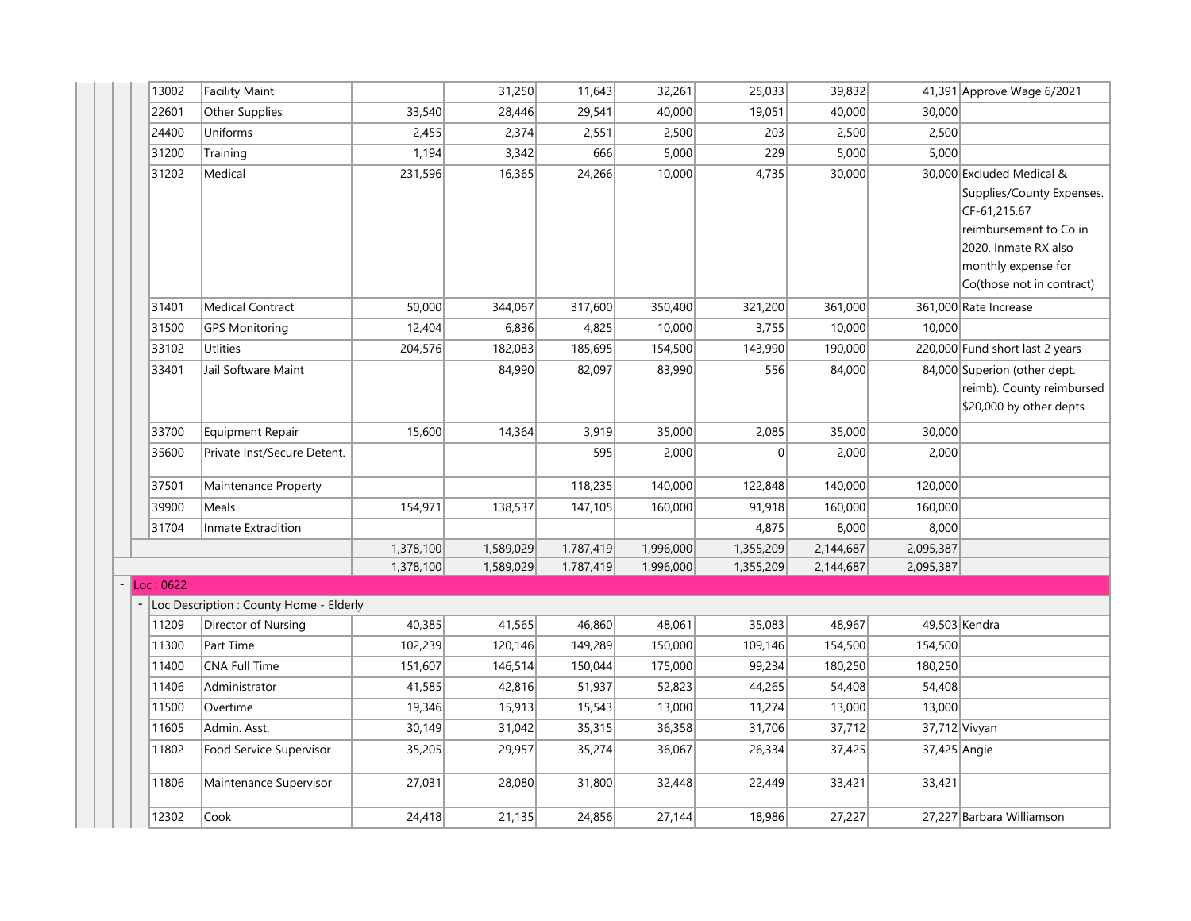| | | | | | | | | | |
|---|---|---|---|---|---|---|---|---|---|
| 13002 | Facility Maint | | 31,250 | 11,643 | 32,261 | 25,033 | 39,832 | 41,391 | Approve Wage 6/2021 |
| 22601 | Other Supplies | 33,540 | 28,446 | 29,541 | 40,000 | 19,051 | 40,000 | 30,000 | |
| 24400 | Uniforms | 2,455 | 2,374 | 2,551 | 2,500 | 203 | 2,500 | 2,500 | |
| 31200 | Training | 1,194 | 3,342 | 666 | 5,000 | 229 | 5,000 | 5,000 | |
| 31202 | Medical | 231,596 | 16,365 | 24,266 | 10,000 | 4,735 | 30,000 | 30,000 | Excluded Medical & Supplies/County Expenses. CF-61,215.67 reimbursement to Co in 2020. Inmate RX also monthly expense for Co(those not in contract) |
| 31401 | Medical Contract | 50,000 | 344,067 | 317,600 | 350,400 | 321,200 | 361,000 | 361,000 | Rate Increase |
| 31500 | GPS Monitoring | 12,404 | 6,836 | 4,825 | 10,000 | 3,755 | 10,000 | 10,000 | |
| 33102 | Utlities | 204,576 | 182,083 | 185,695 | 154,500 | 143,990 | 190,000 | 220,000 | Fund short last 2 years |
| 33401 | Jail Software Maint | | 84,990 | 82,097 | 83,990 | 556 | 84,000 | 84,000 | Superion (other dept. reimb). County reimbursed $20,000 by other depts |
| 33700 | Equipment Repair | 15,600 | 14,364 | 3,919 | 35,000 | 2,085 | 35,000 | 30,000 | |
| 35600 | Private Inst/Secure Detent. | | | 595 | 2,000 | 0 | 2,000 | 2,000 | |
| 37501 | Maintenance Property | | | 118,235 | 140,000 | 122,848 | 140,000 | 120,000 | |
| 39900 | Meals | 154,971 | 138,537 | 147,105 | 160,000 | 91,918 | 160,000 | 160,000 | |
| 31704 | Inmate Extradition | | | | | 4,875 | 8,000 | 8,000 | |
| | | 1,378,100 | 1,589,029 | 1,787,419 | 1,996,000 | 1,355,209 | 2,144,687 | 2,095,387 | |
| | | 1,378,100 | 1,589,029 | 1,787,419 | 1,996,000 | 1,355,209 | 2,144,687 | 2,095,387 | |

**Loc : 0622**

Loc Description : County Home - Elderly

| | | | | | | | | | |
|---|---|---|---|---|---|---|---|---|---|
| 11209 | Director of Nursing | 40,385 | 41,565 | 46,860 | 48,061 | 35,083 | 48,967 | 49,503 | Kendra |
| 11300 | Part Time | 102,239 | 120,146 | 149,289 | 150,000 | 109,146 | 154,500 | 154,500 | |
| 11400 | CNA Full Time | 151,607 | 146,514 | 150,044 | 175,000 | 99,234 | 180,250 | 180,250 | |
| 11406 | Administrator | 41,585 | 42,816 | 51,937 | 52,823 | 44,265 | 54,408 | 54,408 | |
| 11500 | Overtime | 19,346 | 15,913 | 15,543 | 13,000 | 11,274 | 13,000 | 13,000 | |
| 11605 | Admin. Asst. | 30,149 | 31,042 | 35,315 | 36,358 | 31,706 | 37,712 | 37,712 | Vivyan |
| 11802 | Food Service Supervisor | 35,205 | 29,957 | 35,274 | 36,067 | 26,334 | 37,425 | 37,425 | Angie |
| 11806 | Maintenance Supervisor | 27,031 | 28,080 | 31,800 | 32,448 | 22,449 | 33,421 | 33,421 | |
| 12302 | Cook | 24,418 | 21,135 | 24,856 | 27,144 | 18,986 | 27,227 | 27,227 | Barbara Williamson |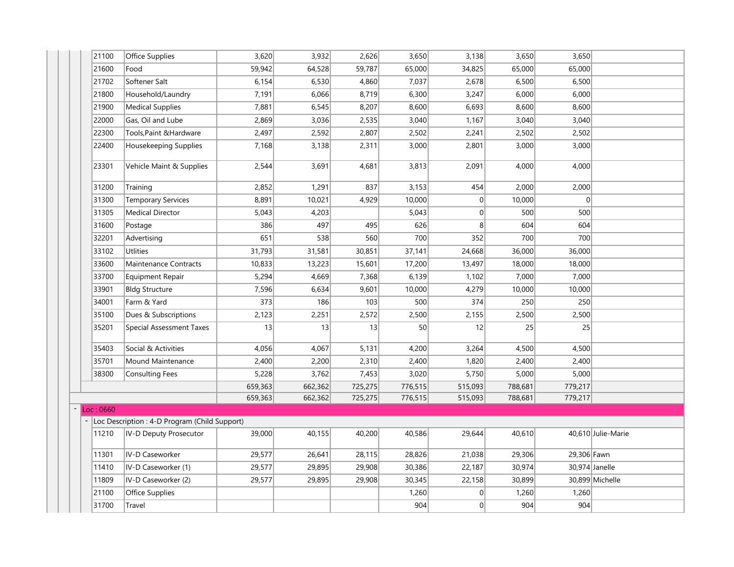| | | | | | | | | |
|---|---|---|---|---|---|---|---|---|
| 21100 | Office Supplies | 3,620 | 3,932 | 2,626 | 3,650 | 3,138 | 3,650 | 3,650 | |
| 21600 | Food | 59,942 | 64,528 | 59,787 | 65,000 | 34,825 | 65,000 | 65,000 | |
| 21702 | Softener Salt | 6,154 | 6,530 | 4,860 | 7,037 | 2,678 | 6,500 | 6,500 | |
| 21800 | Household/Laundry | 7,191 | 6,066 | 8,719 | 6,300 | 3,247 | 6,000 | 6,000 | |
| 21900 | Medical Supplies | 7,881 | 6,545 | 8,207 | 8,600 | 6,693 | 8,600 | 8,600 | |
| 22000 | Gas, Oil and Lube | 2,869 | 3,036 | 2,535 | 3,040 | 1,167 | 3,040 | 3,040 | |
| 22300 | Tools,Paint &Hardware | 2,497 | 2,592 | 2,807 | 2,502 | 2,241 | 2,502 | 2,502 | |
| 22400 | Housekeeping Supplies | 7,168 | 3,138 | 2,311 | 3,000 | 2,801 | 3,000 | 3,000 | |
| 23301 | Vehicle Maint & Supplies | 2,544 | 3,691 | 4,681 | 3,813 | 2,091 | 4,000 | 4,000 | |
| 31200 | Training | 2,852 | 1,291 | 837 | 3,153 | 454 | 2,000 | 2,000 | |
| 31300 | Temporary Services | 8,891 | 10,021 | 4,929 | 10,000 | 0 | 10,000 | 0 | |
| 31305 | Medical Director | 5,043 | 4,203 | | 5,043 | 0 | 500 | 500 | |
| 31600 | Postage | 386 | 497 | 495 | 626 | 8 | 604 | 604 | |
| 32201 | Advertising | 651 | 538 | 560 | 700 | 352 | 700 | 700 | |
| 33102 | Utlities | 31,793 | 31,581 | 30,851 | 37,141 | 24,668 | 36,000 | 36,000 | |
| 33600 | Maintenance Contracts | 10,833 | 13,223 | 15,601 | 17,200 | 13,497 | 18,000 | 18,000 | |
| 33700 | Equipment Repair | 5,294 | 4,669 | 7,368 | 6,139 | 1,102 | 7,000 | 7,000 | |
| 33901 | Bldg Structure | 7,596 | 6,634 | 9,601 | 10,000 | 4,279 | 10,000 | 10,000 | |
| 34001 | Farm & Yard | 373 | 186 | 103 | 500 | 374 | 250 | 250 | |
| 35100 | Dues & Subscriptions | 2,123 | 2,251 | 2,572 | 2,500 | 2,155 | 2,500 | 2,500 | |
| 35201 | Special Assessment Taxes | 13 | 13 | 13 | 50 | 12 | 25 | 25 | |
| 35403 | Social & Activities | 4,056 | 4,067 | 5,131 | 4,200 | 3,264 | 4,500 | 4,500 | |
| 35701 | Mound Maintenance | 2,400 | 2,200 | 2,310 | 2,400 | 1,820 | 2,400 | 2,400 | |
| 38300 | Consulting Fees | 5,228 | 3,762 | 7,453 | 3,020 | 5,750 | 5,000 | 5,000 | |
| | | 659,363 | 662,362 | 725,275 | 776,515 | 515,093 | 788,681 | 779,217 | |
| | | 659,363 | 662,362 | 725,275 | 776,515 | 515,093 | 788,681 | 779,217 | |
| Loc : 0660 | | | | | | | | | |
| Loc Description : 4-D Program (Child Support) | | | | | | | | | |
| 11210 | IV-D Deputy Prosecutor | 39,000 | 40,155 | 40,200 | 40,586 | 29,644 | 40,610 | 40,610 | Julie-Marie |
| 11301 | IV-D Caseworker | 29,577 | 26,641 | 28,115 | 28,826 | 21,038 | 29,306 | 29,306 | Fawn |
| 11410 | IV-D Caseworker (1) | 29,577 | 29,895 | 29,908 | 30,386 | 22,187 | 30,974 | 30,974 | Janelle |
| 11809 | IV-D Caseworker (2) | 29,577 | 29,895 | 29,908 | 30,345 | 22,158 | 30,899 | 30,899 | Michelle |
| 21100 | Office Supplies | | | | 1,260 | 0 | 1,260 | 1,260 | |
| 31700 | Travel | | | | 904 | 0 | 904 | 904 | |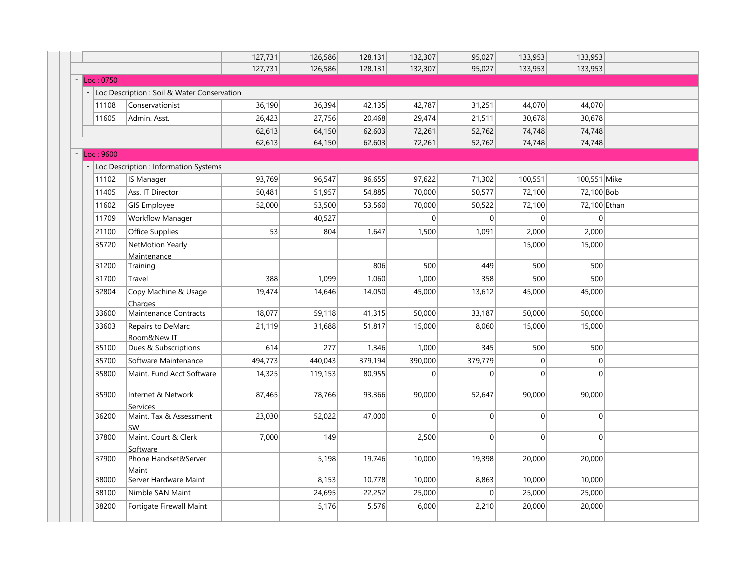| Code | Description | Col 1 | Col 2 | Col 3 | Col 4 | Col 5 | Col 6 | Col 7 | Note |
|---|---|---|---|---|---|---|---|---|---|
| | | 127,731 | 126,586 | 128,131 | 132,307 | 95,027 | 133,953 | 133,953 | |
| | | 127,731 | 126,586 | 128,131 | 132,307 | 95,027 | 133,953 | 133,953 | |
| Loc : 0750 | | | | | | | | | |
| Loc Description : Soil & Water Conservation | | | | | | | | | |
| 11108 | Conservationist | 36,190 | 36,394 | 42,135 | 42,787 | 31,251 | 44,070 | 44,070 | |
| 11605 | Admin. Asst. | 26,423 | 27,756 | 20,468 | 29,474 | 21,511 | 30,678 | 30,678 | |
| | | 62,613 | 64,150 | 62,603 | 72,261 | 52,762 | 74,748 | 74,748 | |
| | | 62,613 | 64,150 | 62,603 | 72,261 | 52,762 | 74,748 | 74,748 | |
| Loc : 9600 | | | | | | | | | |
| Loc Description : Information Systems | | | | | | | | | |
| 11102 | IS Manager | 93,769 | 96,547 | 96,655 | 97,622 | 71,302 | 100,551 | 100,551 | Mike |
| 11405 | Ass. IT Director | 50,481 | 51,957 | 54,885 | 70,000 | 50,577 | 72,100 | 72,100 | Bob |
| 11602 | GIS Employee | 52,000 | 53,500 | 53,560 | 70,000 | 50,522 | 72,100 | 72,100 | Ethan |
| 11709 | Workflow Manager | | 40,527 | | 0 | 0 | 0 | 0 | |
| 21100 | Office Supplies | 53 | 804 | 1,647 | 1,500 | 1,091 | 2,000 | 2,000 | |
| 35720 | NetMotion Yearly Maintenance | | | | | | 15,000 | 15,000 | |
| 31200 | Training | | | 806 | 500 | 449 | 500 | 500 | |
| 31700 | Travel | 388 | 1,099 | 1,060 | 1,000 | 358 | 500 | 500 | |
| 32804 | Copy Machine & Usage Charges | 19,474 | 14,646 | 14,050 | 45,000 | 13,612 | 45,000 | 45,000 | |
| 33600 | Maintenance Contracts | 18,077 | 59,118 | 41,315 | 50,000 | 33,187 | 50,000 | 50,000 | |
| 33603 | Repairs to DeMarc Room&New IT | 21,119 | 31,688 | 51,817 | 15,000 | 8,060 | 15,000 | 15,000 | |
| 35100 | Dues & Subscriptions | 614 | 277 | 1,346 | 1,000 | 345 | 500 | 500 | |
| 35700 | Software Maintenance | 494,773 | 440,043 | 379,194 | 390,000 | 379,779 | 0 | 0 | |
| 35800 | Maint. Fund Acct Software | 14,325 | 119,153 | 80,955 | 0 | 0 | 0 | 0 | |
| 35900 | Internet & Network Services | 87,465 | 78,766 | 93,366 | 90,000 | 52,647 | 90,000 | 90,000 | |
| 36200 | Maint. Tax & Assessment SW | 23,030 | 52,022 | 47,000 | 0 | 0 | 0 | 0 | |
| 37800 | Maint. Court & Clerk Software | 7,000 | 149 | | 2,500 | 0 | 0 | 0 | |
| 37900 | Phone Handset&Server Maint | | 5,198 | 19,746 | 10,000 | 19,398 | 20,000 | 20,000 | |
| 38000 | Server Hardware Maint | | 8,153 | 10,778 | 10,000 | 8,863 | 10,000 | 10,000 | |
| 38100 | Nimble SAN Maint | | 24,695 | 22,252 | 25,000 | 0 | 25,000 | 25,000 | |
| 38200 | Fortigate Firewall Maint | | 5,176 | 5,576 | 6,000 | 2,210 | 20,000 | 20,000 | |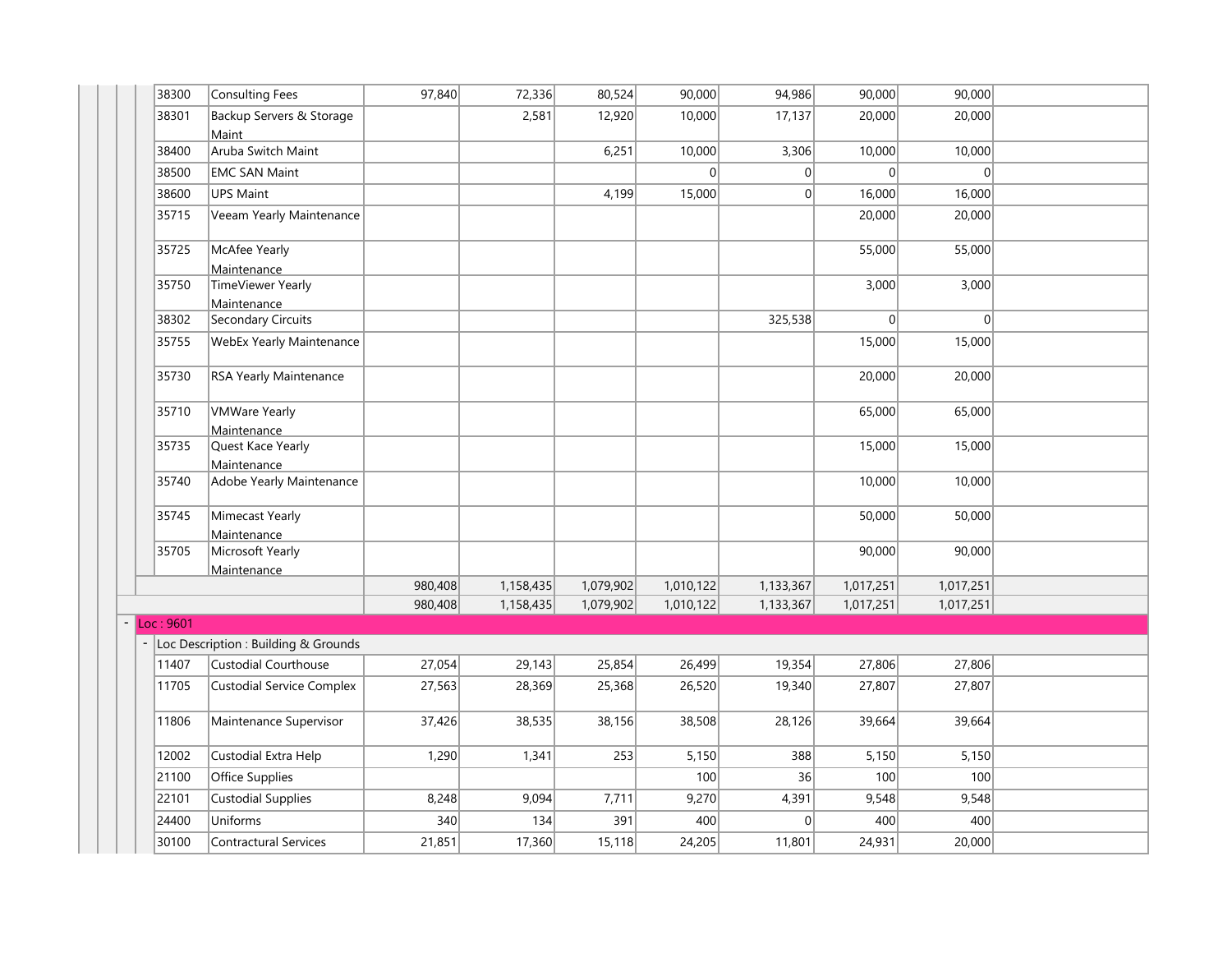| | | | | | | | | |
|---|---|---|---|---|---|---|---|---|
| 38300 | Consulting Fees | 97,840 | 72,336 | 80,524 | 90,000 | 94,986 | 90,000 | 90,000 |
| 38301 | Backup Servers & Storage Maint | | 2,581 | 12,920 | 10,000 | 17,137 | 20,000 | 20,000 |
| 38400 | Aruba Switch Maint | | | 6,251 | 10,000 | 3,306 | 10,000 | 10,000 |
| 38500 | EMC SAN Maint | | | | 0 | 0 | 0 | 0 |
| 38600 | UPS Maint | | | 4,199 | 15,000 | 0 | 16,000 | 16,000 |
| 35715 | Veeam Yearly Maintenance | | | | | | 20,000 | 20,000 |
| 35725 | McAfee Yearly Maintenance | | | | | | 55,000 | 55,000 |
| 35750 | TimeViewer Yearly Maintenance | | | | | | 3,000 | 3,000 |
| 38302 | Secondary Circuits | | | | | 325,538 | 0 | 0 |
| 35755 | WebEx Yearly Maintenance | | | | | | 15,000 | 15,000 |
| 35730 | RSA Yearly Maintenance | | | | | | 20,000 | 20,000 |
| 35710 | VMWare Yearly Maintenance | | | | | | 65,000 | 65,000 |
| 35735 | Quest Kace Yearly Maintenance | | | | | | 15,000 | 15,000 |
| 35740 | Adobe Yearly Maintenance | | | | | | 10,000 | 10,000 |
| 35745 | Mimecast Yearly Maintenance | | | | | | 50,000 | 50,000 |
| 35705 | Microsoft Yearly Maintenance | | | | | | 90,000 | 90,000 |
| | | 980,408 | 1,158,435 | 1,079,902 | 1,010,122 | 1,133,367 | 1,017,251 | 1,017,251 |
| | | 980,408 | 1,158,435 | 1,079,902 | 1,010,122 | 1,133,367 | 1,017,251 | 1,017,251 |
| Loc : 9601 | | | | | | | | |
| Loc Description : Building & Grounds | | | | | | | | |
| 11407 | Custodial Courthouse | 27,054 | 29,143 | 25,854 | 26,499 | 19,354 | 27,806 | 27,806 |
| 11705 | Custodial Service Complex | 27,563 | 28,369 | 25,368 | 26,520 | 19,340 | 27,807 | 27,807 |
| 11806 | Maintenance Supervisor | 37,426 | 38,535 | 38,156 | 38,508 | 28,126 | 39,664 | 39,664 |
| 12002 | Custodial Extra Help | 1,290 | 1,341 | 253 | 5,150 | 388 | 5,150 | 5,150 |
| 21100 | Office Supplies | | | | 100 | 36 | 100 | 100 |
| 22101 | Custodial Supplies | 8,248 | 9,094 | 7,711 | 9,270 | 4,391 | 9,548 | 9,548 |
| 24400 | Uniforms | 340 | 134 | 391 | 400 | 0 | 400 | 400 |
| 30100 | Contractural Services | 21,851 | 17,360 | 15,118 | 24,205 | 11,801 | 24,931 | 20,000 |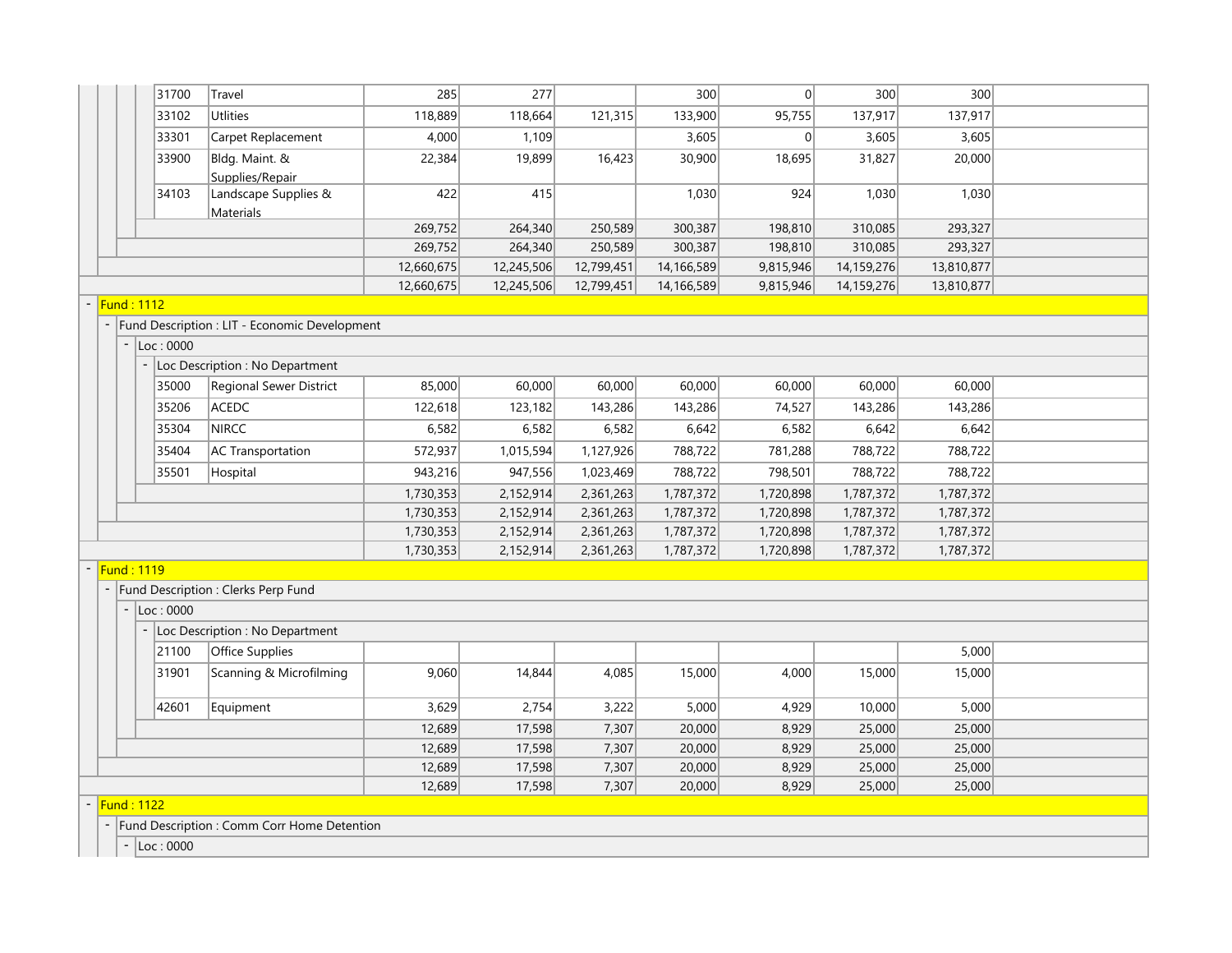| Account | Description | Col 1 | Col 2 | Col 3 | Col 4 | Col 5 | Col 6 | Col 7 |
|---|---|---|---|---|---|---|---|---|
| 31700 | Travel | 285 | 277 | | 300 | 0 | 300 | 300 |
| 33102 | Utlities | 118,889 | 118,664 | 121,315 | 133,900 | 95,755 | 137,917 | 137,917 |
| 33301 | Carpet Replacement | 4,000 | 1,109 | | 3,605 | 0 | 3,605 | 3,605 |
| 33900 | Bldg. Maint. & Supplies/Repair | 22,384 | 19,899 | 16,423 | 30,900 | 18,695 | 31,827 | 20,000 |
| 34103 | Landscape Supplies & Materials | 422 | 415 | | 1,030 | 924 | 1,030 | 1,030 |
| | | 269,752 | 264,340 | 250,589 | 300,387 | 198,810 | 310,085 | 293,327 |
| | | 269,752 | 264,340 | 250,589 | 300,387 | 198,810 | 310,085 | 293,327 |
| | | 12,660,675 | 12,245,506 | 12,799,451 | 14,166,589 | 9,815,946 | 14,159,276 | 13,810,877 |
| | | 12,660,675 | 12,245,506 | 12,799,451 | 14,166,589 | 9,815,946 | 14,159,276 | 13,810,877 |
| **Fund : 1112** | | | | | | | | |
| Fund Description : LIT - Economic Development | | | | | | | | |
| Loc : 0000 | | | | | | | | |
| Loc Description : No Department | | | | | | | | |
| 35000 | Regional Sewer District | 85,000 | 60,000 | 60,000 | 60,000 | 60,000 | 60,000 | 60,000 |
| 35206 | ACEDC | 122,618 | 123,182 | 143,286 | 143,286 | 74,527 | 143,286 | 143,286 |
| 35304 | NIRCC | 6,582 | 6,582 | 6,582 | 6,642 | 6,582 | 6,642 | 6,642 |
| 35404 | AC Transportation | 572,937 | 1,015,594 | 1,127,926 | 788,722 | 781,288 | 788,722 | 788,722 |
| 35501 | Hospital | 943,216 | 947,556 | 1,023,469 | 788,722 | 798,501 | 788,722 | 788,722 |
| | | 1,730,353 | 2,152,914 | 2,361,263 | 1,787,372 | 1,720,898 | 1,787,372 | 1,787,372 |
| | | 1,730,353 | 2,152,914 | 2,361,263 | 1,787,372 | 1,720,898 | 1,787,372 | 1,787,372 |
| | | 1,730,353 | 2,152,914 | 2,361,263 | 1,787,372 | 1,720,898 | 1,787,372 | 1,787,372 |
| | | 1,730,353 | 2,152,914 | 2,361,263 | 1,787,372 | 1,720,898 | 1,787,372 | 1,787,372 |
| **Fund : 1119** | | | | | | | | |
| Fund Description : Clerks Perp Fund | | | | | | | | |
| Loc : 0000 | | | | | | | | |
| Loc Description : No Department | | | | | | | | |
| 21100 | Office Supplies | | | | | | | 5,000 |
| 31901 | Scanning & Microfilming | 9,060 | 14,844 | 4,085 | 15,000 | 4,000 | 15,000 | 15,000 |
| 42601 | Equipment | 3,629 | 2,754 | 3,222 | 5,000 | 4,929 | 10,000 | 5,000 |
| | | 12,689 | 17,598 | 7,307 | 20,000 | 8,929 | 25,000 | 25,000 |
| | | 12,689 | 17,598 | 7,307 | 20,000 | 8,929 | 25,000 | 25,000 |
| | | 12,689 | 17,598 | 7,307 | 20,000 | 8,929 | 25,000 | 25,000 |
| | | 12,689 | 17,598 | 7,307 | 20,000 | 8,929 | 25,000 | 25,000 |
| **Fund : 1122** | | | | | | | | |
| Fund Description : Comm Corr Home Detention | | | | | | | | |
| Loc : 0000 | | | | | | | | |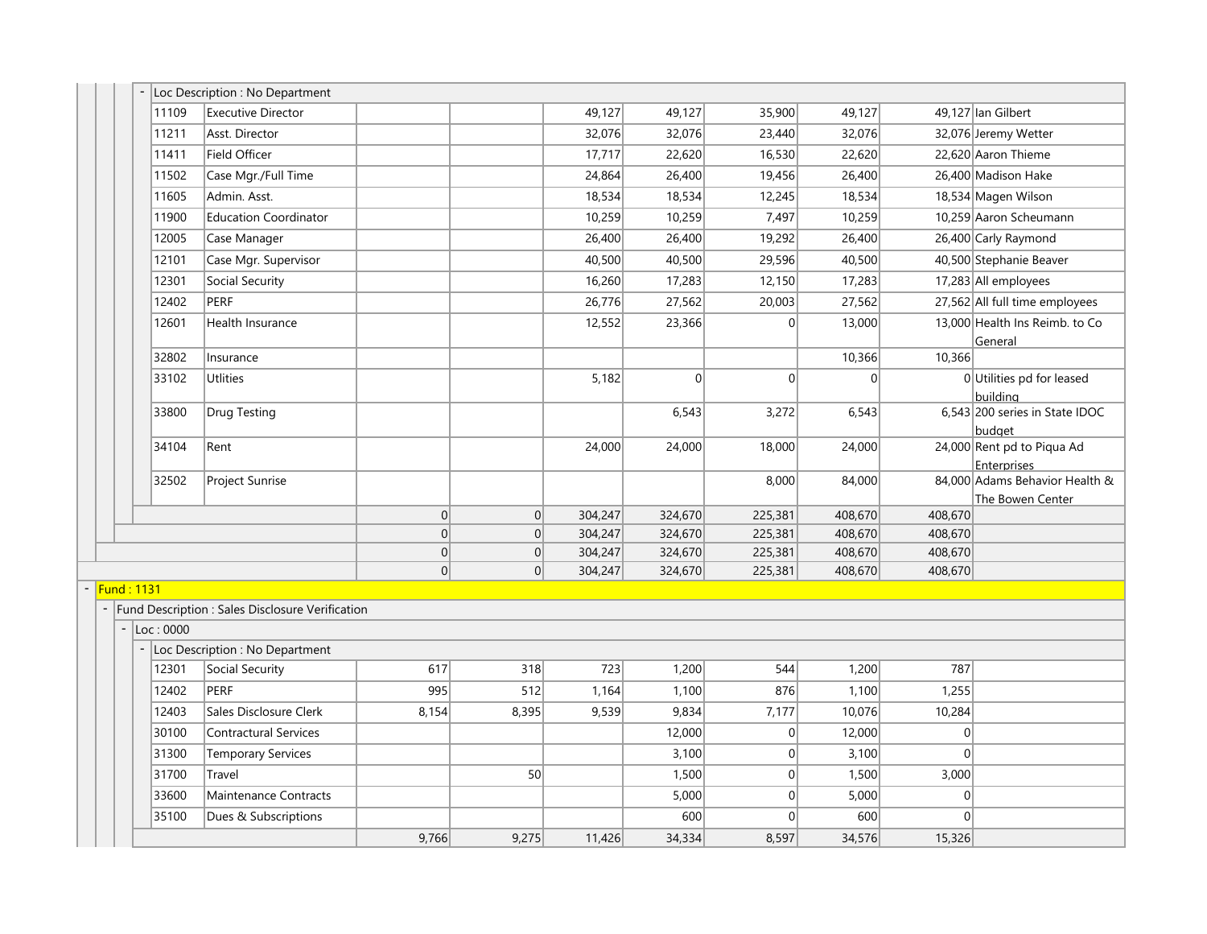| | | | | | | | | | |
|---|---|---|---|---|---|---|---|---|---|
| - Loc Description : No Department | | | | | | | | | |
| 11109 | Executive Director | | | 49,127 | 49,127 | 35,900 | 49,127 | 49,127 | Ian Gilbert |
| 11211 | Asst. Director | | | 32,076 | 32,076 | 23,440 | 32,076 | 32,076 | Jeremy Wetter |
| 11411 | Field Officer | | | 17,717 | 22,620 | 16,530 | 22,620 | 22,620 | Aaron Thieme |
| 11502 | Case Mgr./Full Time | | | 24,864 | 26,400 | 19,456 | 26,400 | 26,400 | Madison Hake |
| 11605 | Admin. Asst. | | | 18,534 | 18,534 | 12,245 | 18,534 | 18,534 | Magen Wilson |
| 11900 | Education Coordinator | | | 10,259 | 10,259 | 7,497 | 10,259 | 10,259 | Aaron Scheumann |
| 12005 | Case Manager | | | 26,400 | 26,400 | 19,292 | 26,400 | 26,400 | Carly Raymond |
| 12101 | Case Mgr. Supervisor | | | 40,500 | 40,500 | 29,596 | 40,500 | 40,500 | Stephanie Beaver |
| 12301 | Social Security | | | 16,260 | 17,283 | 12,150 | 17,283 | 17,283 | All employees |
| 12402 | PERF | | | 26,776 | 27,562 | 20,003 | 27,562 | 27,562 | All full time employees |
| 12601 | Health Insurance | | | 12,552 | 23,366 | 0 | 13,000 | 13,000 | Health Ins Reimb. to Co General |
| 32802 | Insurance | | | | | | 10,366 | 10,366 | |
| 33102 | Utlities | | | 5,182 | 0 | 0 | 0 | 0 | Utilities pd for leased building |
| 33800 | Drug Testing | | | | 6,543 | 3,272 | 6,543 | 6,543 | 200 series in State IDOC budget |
| 34104 | Rent | | | 24,000 | 24,000 | 18,000 | 24,000 | 24,000 | Rent pd to Piqua Ad Enterprises |
| 32502 | Project Sunrise | | | | | 8,000 | 84,000 | 84,000 | Adams Behavior Health & The Bowen Center |
| | | 0 | 0 | 304,247 | 324,670 | 225,381 | 408,670 | 408,670 | |
| | | 0 | 0 | 304,247 | 324,670 | 225,381 | 408,670 | 408,670 | |
| | | 0 | 0 | 304,247 | 324,670 | 225,381 | 408,670 | 408,670 | |
| | | 0 | 0 | 304,247 | 324,670 | 225,381 | 408,670 | 408,670 | |
| - Fund : 1131 | | | | | | | | | |
| - Fund Description : Sales Disclosure Verification | | | | | | | | | |
| - Loc : 0000 | | | | | | | | | |
| - Loc Description : No Department | | | | | | | | | |
| 12301 | Social Security | 617 | 318 | 723 | 1,200 | 544 | 1,200 | 787 | |
| 12402 | PERF | 995 | 512 | 1,164 | 1,100 | 876 | 1,100 | 1,255 | |
| 12403 | Sales Disclosure Clerk | 8,154 | 8,395 | 9,539 | 9,834 | 7,177 | 10,076 | 10,284 | |
| 30100 | Contractural Services | | | | 12,000 | 0 | 12,000 | 0 | |
| 31300 | Temporary Services | | | | 3,100 | 0 | 3,100 | 0 | |
| 31700 | Travel | | 50 | | 1,500 | 0 | 1,500 | 3,000 | |
| 33600 | Maintenance Contracts | | | | 5,000 | 0 | 5,000 | 0 | |
| 35100 | Dues & Subscriptions | | | | 600 | 0 | 600 | 0 | |
| | | 9,766 | 9,275 | 11,426 | 34,334 | 8,597 | 34,576 | 15,326 | |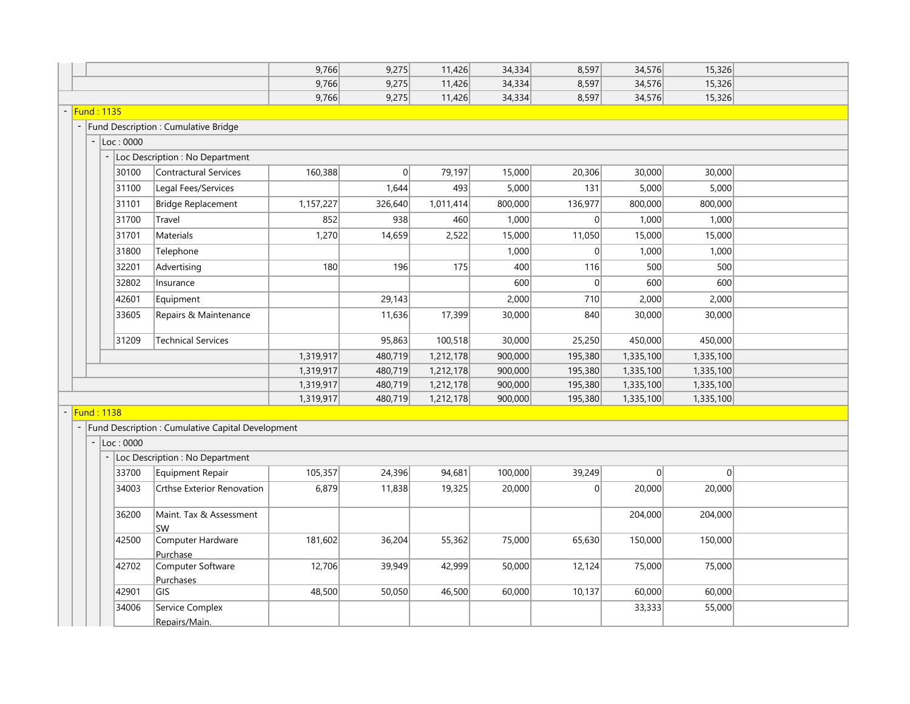| Account | Description | Col 1 | Col 2 | Col 3 | Col 4 | Col 5 | Col 6 | Col 7 | |
|---|---|---|---|---|---|---|---|---|---|
| | | 9,766 | 9,275 | 11,426 | 34,334 | 8,597 | 34,576 | 15,326 | |
| | | 9,766 | 9,275 | 11,426 | 34,334 | 8,597 | 34,576 | 15,326 | |
| | | 9,766 | 9,275 | 11,426 | 34,334 | 8,597 | 34,576 | 15,326 | |

## Fund : 1135

Fund Description : Cumulative Bridge

Loc : 0000

Loc Description : No Department

| Account | Description | Col 1 | Col 2 | Col 3 | Col 4 | Col 5 | Col 6 | Col 7 | |
|---|---|---|---|---|---|---|---|---|---|
| 30100 | Contractural Services | 160,388 | 0 | 79,197 | 15,000 | 20,306 | 30,000 | 30,000 | |
| 31100 | Legal Fees/Services | | 1,644 | 493 | 5,000 | 131 | 5,000 | 5,000 | |
| 31101 | Bridge Replacement | 1,157,227 | 326,640 | 1,011,414 | 800,000 | 136,977 | 800,000 | 800,000 | |
| 31700 | Travel | 852 | 938 | 460 | 1,000 | 0 | 1,000 | 1,000 | |
| 31701 | Materials | 1,270 | 14,659 | 2,522 | 15,000 | 11,050 | 15,000 | 15,000 | |
| 31800 | Telephone | | | | 1,000 | 0 | 1,000 | 1,000 | |
| 32201 | Advertising | 180 | 196 | 175 | 400 | 116 | 500 | 500 | |
| 32802 | Insurance | | | | 600 | 0 | 600 | 600 | |
| 42601 | Equipment | | 29,143 | | 2,000 | 710 | 2,000 | 2,000 | |
| 33605 | Repairs & Maintenance | | 11,636 | 17,399 | 30,000 | 840 | 30,000 | 30,000 | |
| 31209 | Technical Services | | 95,863 | 100,518 | 30,000 | 25,250 | 450,000 | 450,000 | |
| | | 1,319,917 | 480,719 | 1,212,178 | 900,000 | 195,380 | 1,335,100 | 1,335,100 | |
| | | 1,319,917 | 480,719 | 1,212,178 | 900,000 | 195,380 | 1,335,100 | 1,335,100 | |
| | | 1,319,917 | 480,719 | 1,212,178 | 900,000 | 195,380 | 1,335,100 | 1,335,100 | |
| | | 1,319,917 | 480,719 | 1,212,178 | 900,000 | 195,380 | 1,335,100 | 1,335,100 | |

## Fund : 1138

Fund Description : Cumulative Capital Development

Loc : 0000

Loc Description : No Department

| Account | Description | Col 1 | Col 2 | Col 3 | Col 4 | Col 5 | Col 6 | Col 7 | |
|---|---|---|---|---|---|---|---|---|---|
| 33700 | Equipment Repair | 105,357 | 24,396 | 94,681 | 100,000 | 39,249 | 0 | 0 | |
| 34003 | Crthse Exterior Renovation | 6,879 | 11,838 | 19,325 | 20,000 | 0 | 20,000 | 20,000 | |
| 36200 | Maint. Tax & Assessment SW | | | | | | 204,000 | 204,000 | |
| 42500 | Computer Hardware Purchase | 181,602 | 36,204 | 55,362 | 75,000 | 65,630 | 150,000 | 150,000 | |
| 42702 | Computer Software Purchases | 12,706 | 39,949 | 42,999 | 50,000 | 12,124 | 75,000 | 75,000 | |
| 42901 | GIS | 48,500 | 50,050 | 46,500 | 60,000 | 10,137 | 60,000 | 60,000 | |
| 34006 | Service Complex Repairs/Main. | | | | | | 33,333 | 55,000 | |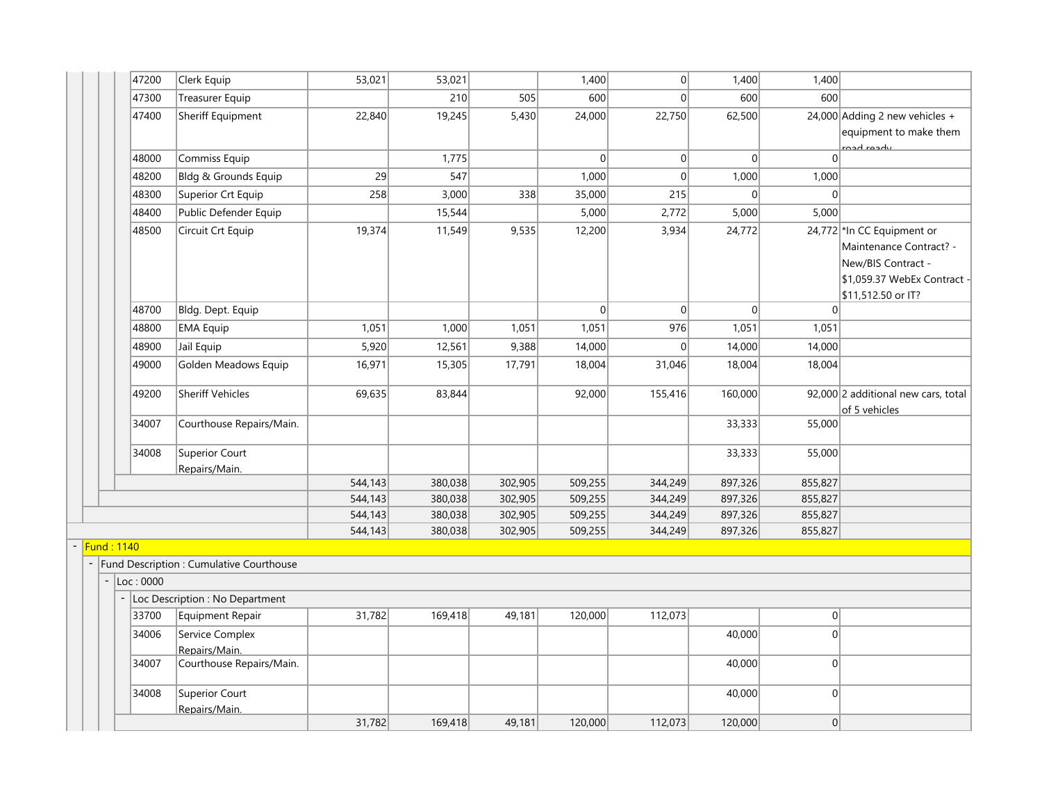| Code | Description | | | | | | | | Notes |
|---|---|---|---|---|---|---|---|---|---|
| 47200 | Clerk Equip | 53,021 | 53,021 | | 1,400 | 0 | 1,400 | 1,400 | |
| 47300 | Treasurer Equip | | 210 | 505 | 600 | 0 | 600 | 600 | |
| 47400 | Sheriff Equipment | 22,840 | 19,245 | 5,430 | 24,000 | 22,750 | 62,500 | 24,000 | Adding 2 new vehicles + equipment to make them road ready |
| 48000 | Commiss Equip | | 1,775 | | 0 | 0 | 0 | 0 | |
| 48200 | Bldg & Grounds Equip | 29 | 547 | | 1,000 | 0 | 1,000 | 1,000 | |
| 48300 | Superior Crt Equip | 258 | 3,000 | 338 | 35,000 | 215 | 0 | 0 | |
| 48400 | Public Defender Equip | | 15,544 | | 5,000 | 2,772 | 5,000 | 5,000 | |
| 48500 | Circuit Crt Equip | 19,374 | 11,549 | 9,535 | 12,200 | 3,934 | 24,772 | 24,772 | *In CC Equipment or Maintenance Contract? - New/BIS Contract - $1,059.37 WebEx Contract - $11,512.50 or IT? |
| 48700 | Bldg. Dept. Equip | | | | 0 | 0 | 0 | 0 | |
| 48800 | EMA Equip | 1,051 | 1,000 | 1,051 | 1,051 | 976 | 1,051 | 1,051 | |
| 48900 | Jail Equip | 5,920 | 12,561 | 9,388 | 14,000 | 0 | 14,000 | 14,000 | |
| 49000 | Golden Meadows Equip | 16,971 | 15,305 | 17,791 | 18,004 | 31,046 | 18,004 | 18,004 | |
| 49200 | Sheriff Vehicles | 69,635 | 83,844 | | 92,000 | 155,416 | 160,000 | 92,000 | 2 additional new cars, total of 5 vehicles |
| 34007 | Courthouse Repairs/Main. | | | | | | 33,333 | 55,000 | |
| 34008 | Superior Court Repairs/Main. | | | | | | 33,333 | 55,000 | |
| | | 544,143 | 380,038 | 302,905 | 509,255 | 344,249 | 897,326 | 855,827 | |
| | | 544,143 | 380,038 | 302,905 | 509,255 | 344,249 | 897,326 | 855,827 | |
| | | 544,143 | 380,038 | 302,905 | 509,255 | 344,249 | 897,326 | 855,827 | |
| | | 544,143 | 380,038 | 302,905 | 509,255 | 344,249 | 897,326 | 855,827 | |

- Fund : 1140
  - Fund Description : Cumulative Courthouse
    - Loc : 0000
      - Loc Description : No Department

| Code | Description | | | | | | | | Notes |
|---|---|---|---|---|---|---|---|---|---|
| 33700 | Equipment Repair | 31,782 | 169,418 | 49,181 | 120,000 | 112,073 | | 0 | |
| 34006 | Service Complex Repairs/Main. | | | | | | 40,000 | 0 | |
| 34007 | Courthouse Repairs/Main. | | | | | | 40,000 | 0 | |
| 34008 | Superior Court Repairs/Main. | | | | | | 40,000 | 0 | |
| | | 31,782 | 169,418 | 49,181 | 120,000 | 112,073 | 120,000 | 0 | |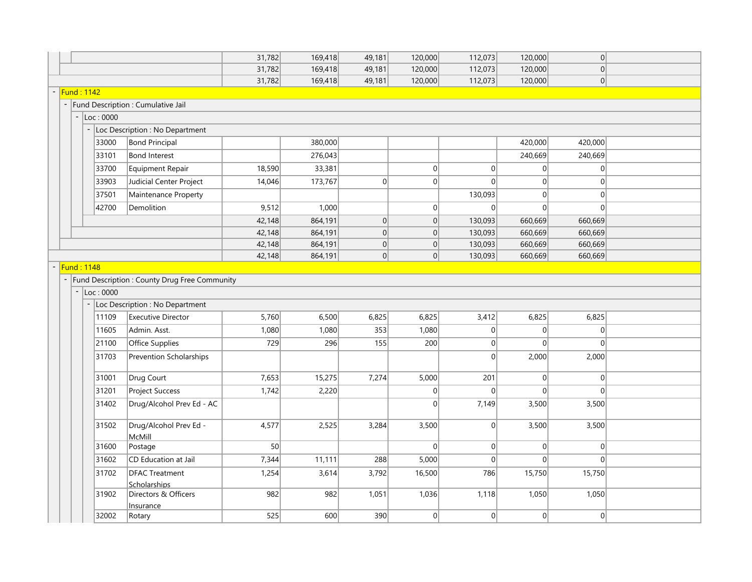| Code | Description | Col 1 | Col 2 | Col 3 | Col 4 | Col 5 | Col 6 | Col 7 |
|---|---|---|---|---|---|---|---|---|
| | | 31,782 | 169,418 | 49,181 | 120,000 | 112,073 | 120,000 | 0 |
| | | 31,782 | 169,418 | 49,181 | 120,000 | 112,073 | 120,000 | 0 |
| | | 31,782 | 169,418 | 49,181 | 120,000 | 112,073 | 120,000 | 0 |

**Fund : 1142**

Fund Description : Cumulative Jail

Loc : 0000

Loc Description : No Department

| Code | Description | Col 1 | Col 2 | Col 3 | Col 4 | Col 5 | Col 6 | Col 7 |
|---|---|---|---|---|---|---|---|---|
| 33000 | Bond Principal | | 380,000 | | | | 420,000 | 420,000 |
| 33101 | Bond Interest | | 276,043 | | | | 240,669 | 240,669 |
| 33700 | Equipment Repair | 18,590 | 33,381 | | 0 | 0 | 0 | 0 |
| 33903 | Judicial Center Project | 14,046 | 173,767 | 0 | 0 | 0 | 0 | 0 |
| 37501 | Maintenance Property | | | | | 130,093 | 0 | 0 |
| 42700 | Demolition | 9,512 | 1,000 | | 0 | 0 | 0 | 0 |
| | | 42,148 | 864,191 | 0 | 0 | 130,093 | 660,669 | 660,669 |
| | | 42,148 | 864,191 | 0 | 0 | 130,093 | 660,669 | 660,669 |
| | | 42,148 | 864,191 | 0 | 0 | 130,093 | 660,669 | 660,669 |
| | | 42,148 | 864,191 | 0 | 0 | 130,093 | 660,669 | 660,669 |

**Fund : 1148**

Fund Description : County Drug Free Community

Loc : 0000

Loc Description : No Department

| Code | Description | Col 1 | Col 2 | Col 3 | Col 4 | Col 5 | Col 6 | Col 7 |
|---|---|---|---|---|---|---|---|---|
| 11109 | Executive Director | 5,760 | 6,500 | 6,825 | 6,825 | 3,412 | 6,825 | 6,825 |
| 11605 | Admin. Asst. | 1,080 | 1,080 | 353 | 1,080 | 0 | 0 | 0 |
| 21100 | Office Supplies | 729 | 296 | 155 | 200 | 0 | 0 | 0 |
| 31703 | Prevention Scholarships | | | | | 0 | 2,000 | 2,000 |
| 31001 | Drug Court | 7,653 | 15,275 | 7,274 | 5,000 | 201 | 0 | 0 |
| 31201 | Project Success | 1,742 | 2,220 | | 0 | 0 | 0 | 0 |
| 31402 | Drug/Alcohol Prev Ed - AC | | | | 0 | 7,149 | 3,500 | 3,500 |
| 31502 | Drug/Alcohol Prev Ed - McMill | 4,577 | 2,525 | 3,284 | 3,500 | 0 | 3,500 | 3,500 |
| 31600 | Postage | 50 | | | 0 | 0 | 0 | 0 |
| 31602 | CD Education at Jail | 7,344 | 11,111 | 288 | 5,000 | 0 | 0 | 0 |
| 31702 | DFAC Treatment Scholarships | 1,254 | 3,614 | 3,792 | 16,500 | 786 | 15,750 | 15,750 |
| 31902 | Directors & Officers Insurance | 982 | 982 | 1,051 | 1,036 | 1,118 | 1,050 | 1,050 |
| 32002 | Rotary | 525 | 600 | 390 | 0 | 0 | 0 | 0 |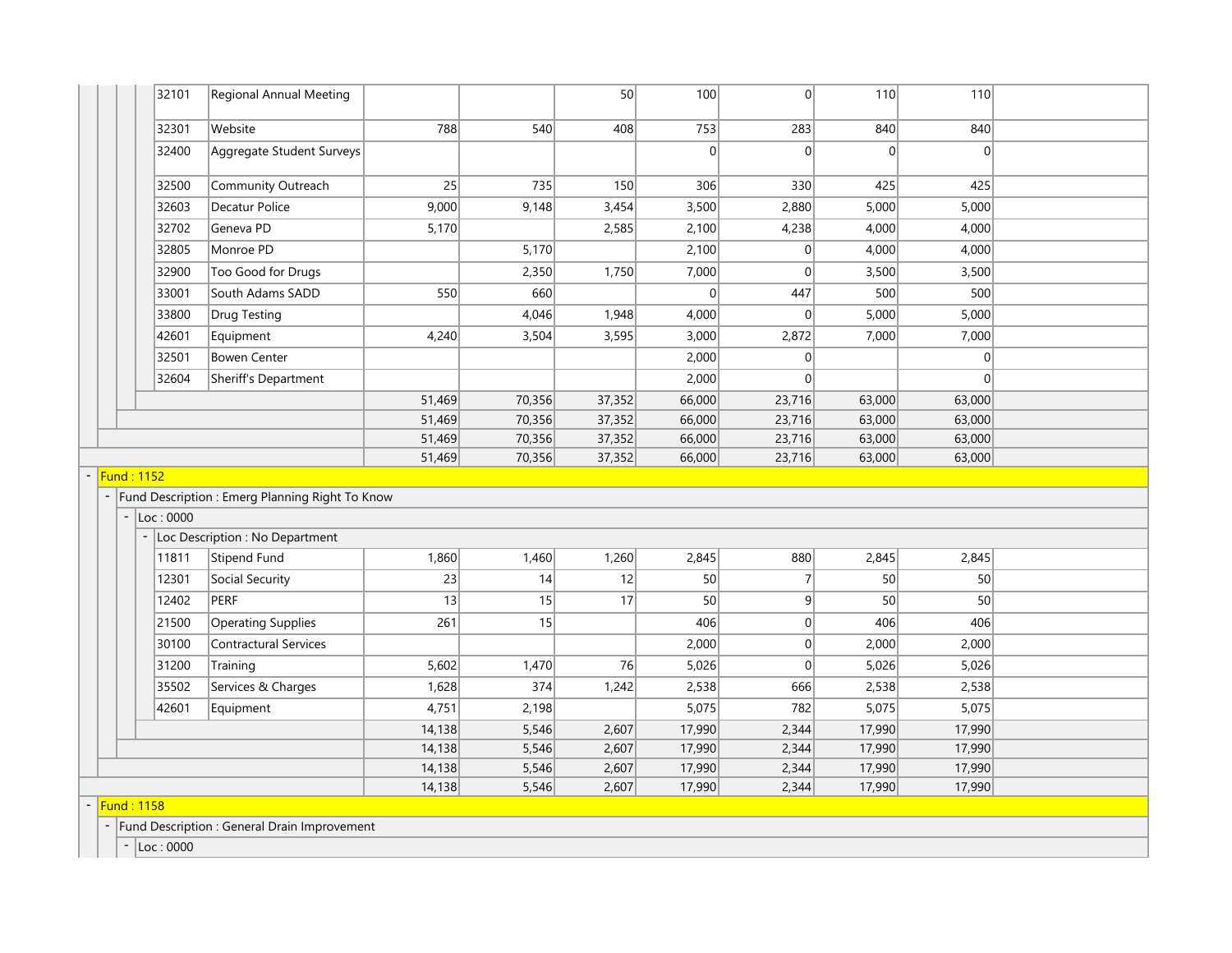| Code | Description | Col 1 | Col 2 | Col 3 | Col 4 | Col 5 | Col 6 | Col 7 |
|---|---|---|---|---|---|---|---|---|
| 32101 | Regional Annual Meeting | | | 50 | 100 | 0 | 110 | 110 |
| 32301 | Website | 788 | 540 | 408 | 753 | 283 | 840 | 840 |
| 32400 | Aggregate Student Surveys | | | | 0 | 0 | 0 | 0 |
| 32500 | Community Outreach | 25 | 735 | 150 | 306 | 330 | 425 | 425 |
| 32603 | Decatur Police | 9,000 | 9,148 | 3,454 | 3,500 | 2,880 | 5,000 | 5,000 |
| 32702 | Geneva PD | 5,170 | | 2,585 | 2,100 | 4,238 | 4,000 | 4,000 |
| 32805 | Monroe PD | | 5,170 | | 2,100 | 0 | 4,000 | 4,000 |
| 32900 | Too Good for Drugs | | 2,350 | 1,750 | 7,000 | 0 | 3,500 | 3,500 |
| 33001 | South Adams SADD | 550 | 660 | | 0 | 447 | 500 | 500 |
| 33800 | Drug Testing | | 4,046 | 1,948 | 4,000 | 0 | 5,000 | 5,000 |
| 42601 | Equipment | 4,240 | 3,504 | 3,595 | 3,000 | 2,872 | 7,000 | 7,000 |
| 32501 | Bowen Center | | | | 2,000 | 0 | | 0 |
| 32604 | Sheriff's Department | | | | 2,000 | 0 | | 0 |
| | | 51,469 | 70,356 | 37,352 | 66,000 | 23,716 | 63,000 | 63,000 |
| | | 51,469 | 70,356 | 37,352 | 66,000 | 23,716 | 63,000 | 63,000 |
| | | 51,469 | 70,356 | 37,352 | 66,000 | 23,716 | 63,000 | 63,000 |
| | | 51,469 | 70,356 | 37,352 | 66,000 | 23,716 | 63,000 | 63,000 |

- Fund : 1152
  - Fund Description : Emerg Planning Right To Know
    - Loc : 0000
      - Loc Description : No Department

| Code | Description | Col 1 | Col 2 | Col 3 | Col 4 | Col 5 | Col 6 | Col 7 |
|---|---|---|---|---|---|---|---|---|
| 11811 | Stipend Fund | 1,860 | 1,460 | 1,260 | 2,845 | 880 | 2,845 | 2,845 |
| 12301 | Social Security | 23 | 14 | 12 | 50 | 7 | 50 | 50 |
| 12402 | PERF | 13 | 15 | 17 | 50 | 9 | 50 | 50 |
| 21500 | Operating Supplies | 261 | 15 | | 406 | 0 | 406 | 406 |
| 30100 | Contractural Services | | | | 2,000 | 0 | 2,000 | 2,000 |
| 31200 | Training | 5,602 | 1,470 | 76 | 5,026 | 0 | 5,026 | 5,026 |
| 35502 | Services & Charges | 1,628 | 374 | 1,242 | 2,538 | 666 | 2,538 | 2,538 |
| 42601 | Equipment | 4,751 | 2,198 | | 5,075 | 782 | 5,075 | 5,075 |
| | | 14,138 | 5,546 | 2,607 | 17,990 | 2,344 | 17,990 | 17,990 |
| | | 14,138 | 5,546 | 2,607 | 17,990 | 2,344 | 17,990 | 17,990 |
| | | 14,138 | 5,546 | 2,607 | 17,990 | 2,344 | 17,990 | 17,990 |
| | | 14,138 | 5,546 | 2,607 | 17,990 | 2,344 | 17,990 | 17,990 |

- Fund : 1158
  - Fund Description : General Drain Improvement
    - Loc : 0000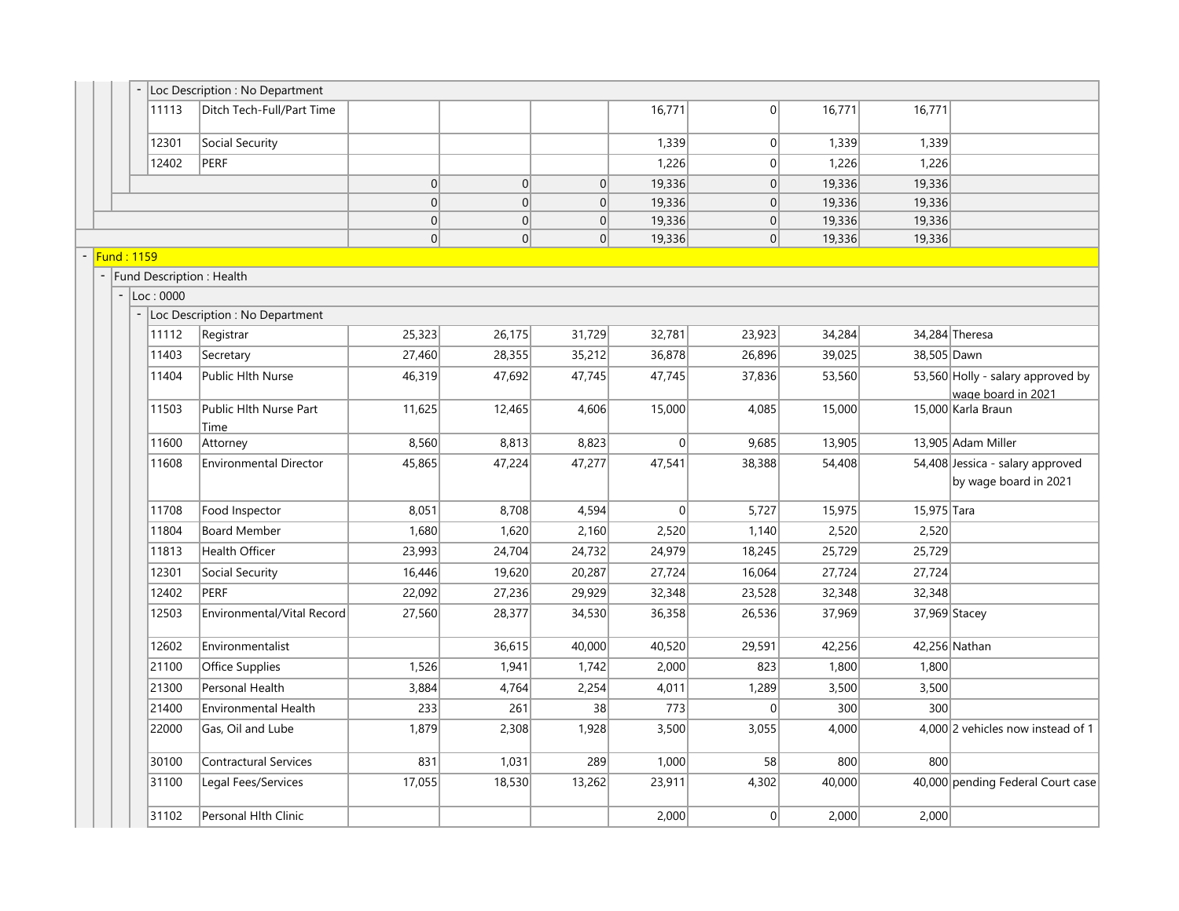| | | | | | | | | |
|---|---|---|---|---|---|---|---|---|
| **Loc Description : No Department** | | | | | | | | |
| 11113 | Ditch Tech-Full/Part Time | | | | 16,771 | 0 | 16,771 | 16,771 | |
| 12301 | Social Security | | | | 1,339 | 0 | 1,339 | 1,339 | |
| 12402 | PERF | | | | 1,226 | 0 | 1,226 | 1,226 | |
| | | 0 | 0 | 0 | 19,336 | 0 | 19,336 | 19,336 | |
| | | 0 | 0 | 0 | 19,336 | 0 | 19,336 | 19,336 | |
| | | 0 | 0 | 0 | 19,336 | 0 | 19,336 | 19,336 | |
| | | 0 | 0 | 0 | 19,336 | 0 | 19,336 | 19,336 | |

**Fund : 1159**

Fund Description : Health

Loc : 0000

| | | | | | | | | | |
|---|---|---|---|---|---|---|---|---|---|
| **Loc Description : No Department** | | | | | | | | | |
| 11112 | Registrar | 25,323 | 26,175 | 31,729 | 32,781 | 23,923 | 34,284 | 34,284 | Theresa |
| 11403 | Secretary | 27,460 | 28,355 | 35,212 | 36,878 | 26,896 | 39,025 | 38,505 | Dawn |
| 11404 | Public Hlth Nurse | 46,319 | 47,692 | 47,745 | 47,745 | 37,836 | 53,560 | 53,560 | Holly - salary approved by wage board in 2021 |
| 11503 | Public Hlth Nurse Part Time | 11,625 | 12,465 | 4,606 | 15,000 | 4,085 | 15,000 | 15,000 | Karla Braun |
| 11600 | Attorney | 8,560 | 8,813 | 8,823 | 0 | 9,685 | 13,905 | 13,905 | Adam Miller |
| 11608 | Environmental Director | 45,865 | 47,224 | 47,277 | 47,541 | 38,388 | 54,408 | 54,408 | Jessica - salary approved by wage board in 2021 |
| 11708 | Food Inspector | 8,051 | 8,708 | 4,594 | 0 | 5,727 | 15,975 | 15,975 | Tara |
| 11804 | Board Member | 1,680 | 1,620 | 2,160 | 2,520 | 1,140 | 2,520 | 2,520 | |
| 11813 | Health Officer | 23,993 | 24,704 | 24,732 | 24,979 | 18,245 | 25,729 | 25,729 | |
| 12301 | Social Security | 16,446 | 19,620 | 20,287 | 27,724 | 16,064 | 27,724 | 27,724 | |
| 12402 | PERF | 22,092 | 27,236 | 29,929 | 32,348 | 23,528 | 32,348 | 32,348 | |
| 12503 | Environmental/Vital Record | 27,560 | 28,377 | 34,530 | 36,358 | 26,536 | 37,969 | 37,969 | Stacey |
| 12602 | Environmentalist | | 36,615 | 40,000 | 40,520 | 29,591 | 42,256 | 42,256 | Nathan |
| 21100 | Office Supplies | 1,526 | 1,941 | 1,742 | 2,000 | 823 | 1,800 | 1,800 | |
| 21300 | Personal Health | 3,884 | 4,764 | 2,254 | 4,011 | 1,289 | 3,500 | 3,500 | |
| 21400 | Environmental Health | 233 | 261 | 38 | 773 | 0 | 300 | 300 | |
| 22000 | Gas, Oil and Lube | 1,879 | 2,308 | 1,928 | 3,500 | 3,055 | 4,000 | 4,000 | 2 vehicles now instead of 1 |
| 30100 | Contractural Services | 831 | 1,031 | 289 | 1,000 | 58 | 800 | 800 | |
| 31100 | Legal Fees/Services | 17,055 | 18,530 | 13,262 | 23,911 | 4,302 | 40,000 | 40,000 | pending Federal Court case |
| 31102 | Personal Hlth Clinic | | | | 2,000 | 0 | 2,000 | 2,000 | |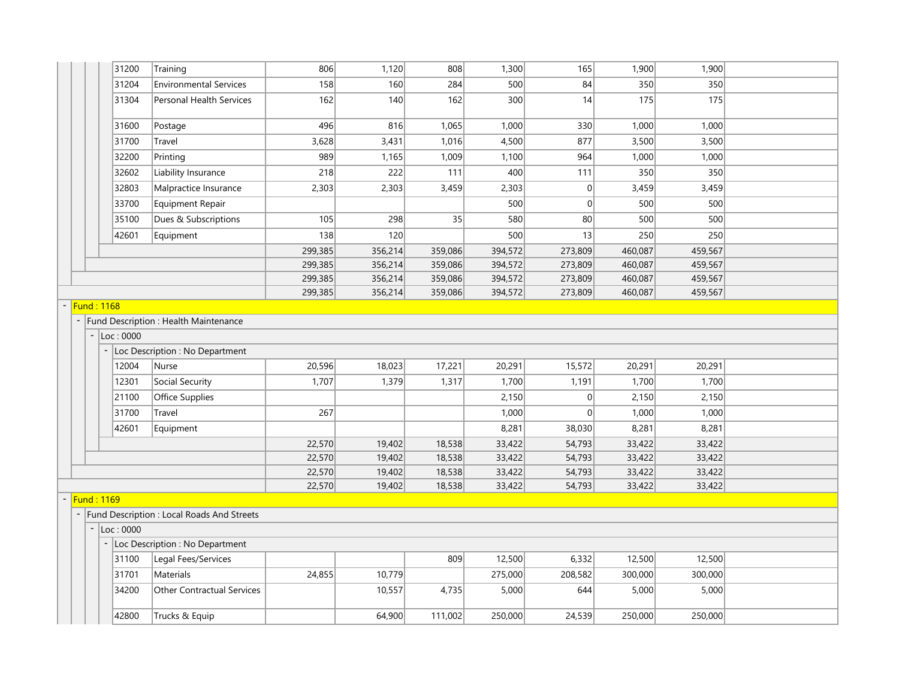| Account | Description | | | | | | | | |
|---|---|---|---|---|---|---|---|---|---|
| 31200 | Training | 806 | 1,120 | 808 | 1,300 | 165 | 1,900 | 1,900 | |
| 31204 | Environmental Services | 158 | 160 | 284 | 500 | 84 | 350 | 350 | |
| 31304 | Personal Health Services | 162 | 140 | 162 | 300 | 14 | 175 | 175 | |
| 31600 | Postage | 496 | 816 | 1,065 | 1,000 | 330 | 1,000 | 1,000 | |
| 31700 | Travel | 3,628 | 3,431 | 1,016 | 4,500 | 877 | 3,500 | 3,500 | |
| 32200 | Printing | 989 | 1,165 | 1,009 | 1,100 | 964 | 1,000 | 1,000 | |
| 32602 | Liability Insurance | 218 | 222 | 111 | 400 | 111 | 350 | 350 | |
| 32803 | Malpractice Insurance | 2,303 | 2,303 | 3,459 | 2,303 | 0 | 3,459 | 3,459 | |
| 33700 | Equipment Repair | | | | 500 | 0 | 500 | 500 | |
| 35100 | Dues & Subscriptions | 105 | 298 | 35 | 580 | 80 | 500 | 500 | |
| 42601 | Equipment | 138 | 120 | | 500 | 13 | 250 | 250 | |
| | | 299,385 | 356,214 | 359,086 | 394,572 | 273,809 | 460,087 | 459,567 | |
| | | 299,385 | 356,214 | 359,086 | 394,572 | 273,809 | 460,087 | 459,567 | |
| | | 299,385 | 356,214 | 359,086 | 394,572 | 273,809 | 460,087 | 459,567 | |
| | | 299,385 | 356,214 | 359,086 | 394,572 | 273,809 | 460,087 | 459,567 | |
| Fund : 1168 | | | | | | | | | |
| Fund Description : Health Maintenance | | | | | | | | | |
| Loc : 0000 | | | | | | | | | |
| Loc Description : No Department | | | | | | | | | |
| 12004 | Nurse | 20,596 | 18,023 | 17,221 | 20,291 | 15,572 | 20,291 | 20,291 | |
| 12301 | Social Security | 1,707 | 1,379 | 1,317 | 1,700 | 1,191 | 1,700 | 1,700 | |
| 21100 | Office Supplies | | | | 2,150 | 0 | 2,150 | 2,150 | |
| 31700 | Travel | 267 | | | 1,000 | 0 | 1,000 | 1,000 | |
| 42601 | Equipment | | | | 8,281 | 38,030 | 8,281 | 8,281 | |
| | | 22,570 | 19,402 | 18,538 | 33,422 | 54,793 | 33,422 | 33,422 | |
| | | 22,570 | 19,402 | 18,538 | 33,422 | 54,793 | 33,422 | 33,422 | |
| | | 22,570 | 19,402 | 18,538 | 33,422 | 54,793 | 33,422 | 33,422 | |
| | | 22,570 | 19,402 | 18,538 | 33,422 | 54,793 | 33,422 | 33,422 | |
| Fund : 1169 | | | | | | | | | |
| Fund Description : Local Roads And Streets | | | | | | | | | |
| Loc : 0000 | | | | | | | | | |
| Loc Description : No Department | | | | | | | | | |
| 31100 | Legal Fees/Services | | | 809 | 12,500 | 6,332 | 12,500 | 12,500 | |
| 31701 | Materials | 24,855 | 10,779 | | 275,000 | 208,582 | 300,000 | 300,000 | |
| 34200 | Other Contractual Services | | 10,557 | 4,735 | 5,000 | 644 | 5,000 | 5,000 | |
| 42800 | Trucks & Equip | | 64,900 | 111,002 | 250,000 | 24,539 | 250,000 | 250,000 | |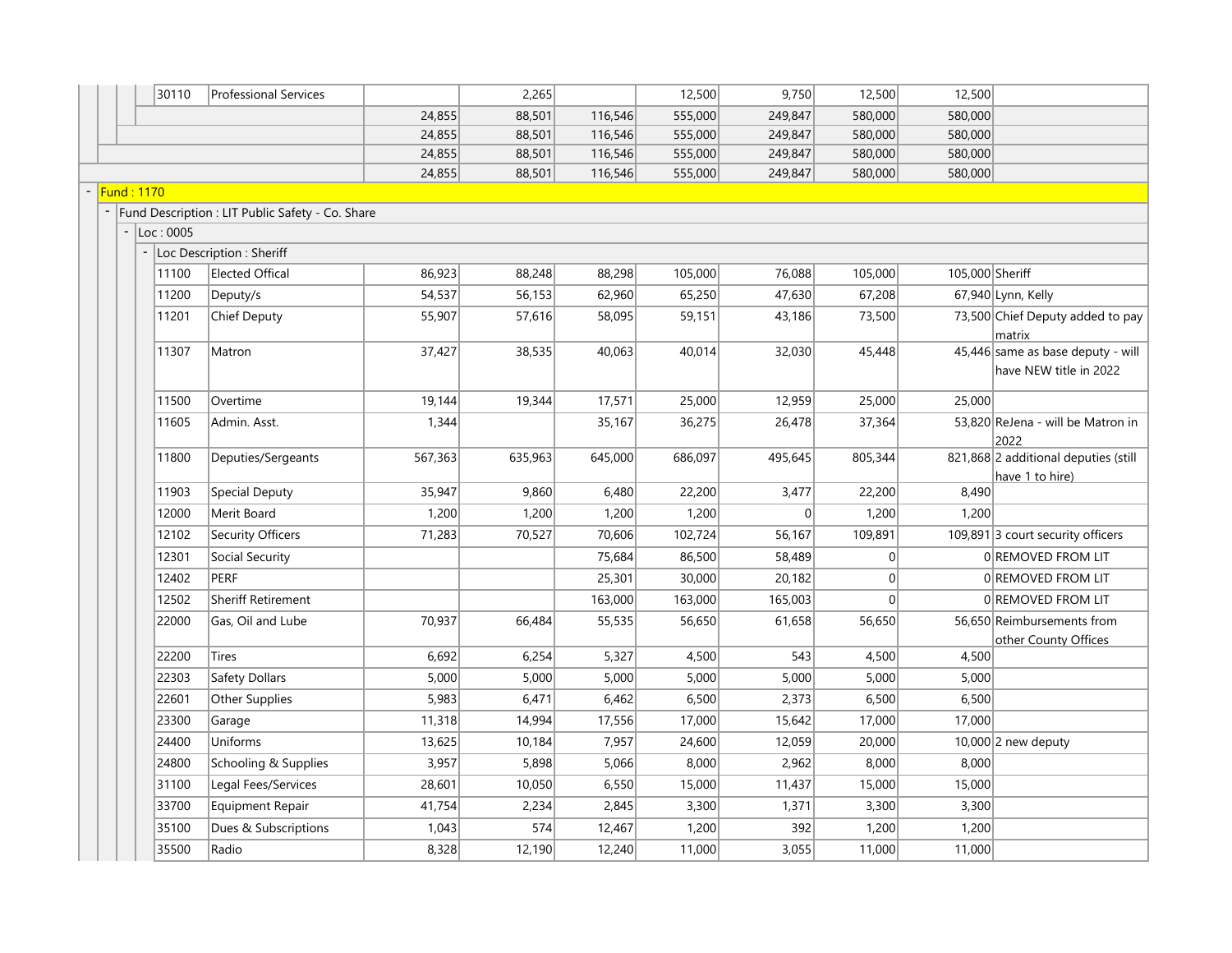| Code | Description | Col 1 | Col 2 | Col 3 | Col 4 | Col 5 | Col 6 | Col 7 | Notes |
|---|---|---|---|---|---|---|---|---|---|
| 30110 | Professional Services | | 2,265 | | 12,500 | 9,750 | 12,500 | 12,500 | |
| | | 24,855 | 88,501 | 116,546 | 555,000 | 249,847 | 580,000 | 580,000 | |
| | | 24,855 | 88,501 | 116,546 | 555,000 | 249,847 | 580,000 | 580,000 | |
| | | 24,855 | 88,501 | 116,546 | 555,000 | 249,847 | 580,000 | 580,000 | |
| | | 24,855 | 88,501 | 116,546 | 555,000 | 249,847 | 580,000 | 580,000 | |
| Fund : 1170 | | | | | | | | | |
| Fund Description : LIT Public Safety - Co. Share | | | | | | | | | |
| Loc : 0005 | | | | | | | | | |
| Loc Description : Sheriff | | | | | | | | | |
| 11100 | Elected Offical | 86,923 | 88,248 | 88,298 | 105,000 | 76,088 | 105,000 | 105,000 | Sheriff |
| 11200 | Deputy/s | 54,537 | 56,153 | 62,960 | 65,250 | 47,630 | 67,208 | 67,940 | Lynn, Kelly |
| 11201 | Chief Deputy | 55,907 | 57,616 | 58,095 | 59,151 | 43,186 | 73,500 | 73,500 | Chief Deputy added to pay matrix |
| 11307 | Matron | 37,427 | 38,535 | 40,063 | 40,014 | 32,030 | 45,448 | 45,446 | same as base deputy - will have NEW title in 2022 |
| 11500 | Overtime | 19,144 | 19,344 | 17,571 | 25,000 | 12,959 | 25,000 | 25,000 | |
| 11605 | Admin. Asst. | 1,344 | | 35,167 | 36,275 | 26,478 | 37,364 | 53,820 | ReJena - will be Matron in 2022 |
| 11800 | Deputies/Sergeants | 567,363 | 635,963 | 645,000 | 686,097 | 495,645 | 805,344 | 821,868 | 2 additional deputies (still have 1 to hire) |
| 11903 | Special Deputy | 35,947 | 9,860 | 6,480 | 22,200 | 3,477 | 22,200 | 8,490 | |
| 12000 | Merit Board | 1,200 | 1,200 | 1,200 | 1,200 | 0 | 1,200 | 1,200 | |
| 12102 | Security Officers | 71,283 | 70,527 | 70,606 | 102,724 | 56,167 | 109,891 | 109,891 | 3 court security officers |
| 12301 | Social Security | | | 75,684 | 86,500 | 58,489 | 0 | 0 | REMOVED FROM LIT |
| 12402 | PERF | | | 25,301 | 30,000 | 20,182 | 0 | 0 | REMOVED FROM LIT |
| 12502 | Sheriff Retirement | | | 163,000 | 163,000 | 165,003 | 0 | 0 | REMOVED FROM LIT |
| 22000 | Gas, Oil and Lube | 70,937 | 66,484 | 55,535 | 56,650 | 61,658 | 56,650 | 56,650 | Reimbursements from other County Offices |
| 22200 | Tires | 6,692 | 6,254 | 5,327 | 4,500 | 543 | 4,500 | 4,500 | |
| 22303 | Safety Dollars | 5,000 | 5,000 | 5,000 | 5,000 | 5,000 | 5,000 | 5,000 | |
| 22601 | Other Supplies | 5,983 | 6,471 | 6,462 | 6,500 | 2,373 | 6,500 | 6,500 | |
| 23300 | Garage | 11,318 | 14,994 | 17,556 | 17,000 | 15,642 | 17,000 | 17,000 | |
| 24400 | Uniforms | 13,625 | 10,184 | 7,957 | 24,600 | 12,059 | 20,000 | 10,000 | 2 new deputy |
| 24800 | Schooling & Supplies | 3,957 | 5,898 | 5,066 | 8,000 | 2,962 | 8,000 | 8,000 | |
| 31100 | Legal Fees/Services | 28,601 | 10,050 | 6,550 | 15,000 | 11,437 | 15,000 | 15,000 | |
| 33700 | Equipment Repair | 41,754 | 2,234 | 2,845 | 3,300 | 1,371 | 3,300 | 3,300 | |
| 35100 | Dues & Subscriptions | 1,043 | 574 | 12,467 | 1,200 | 392 | 1,200 | 1,200 | |
| 35500 | Radio | 8,328 | 12,190 | 12,240 | 11,000 | 3,055 | 11,000 | 11,000 | |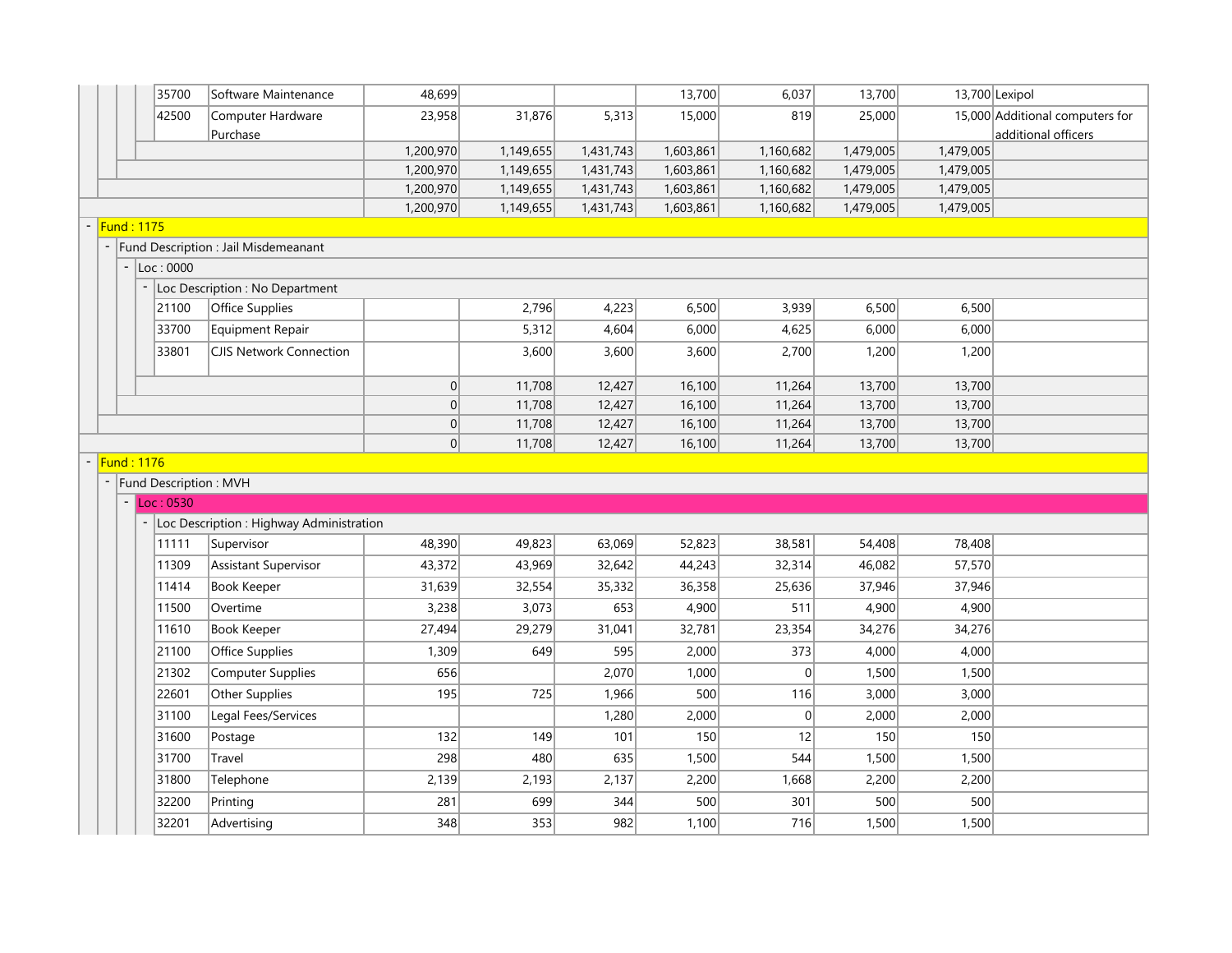| Code | Description | Col 1 | Col 2 | Col 3 | Col 4 | Col 5 | Col 6 | Col 7 | Comment |
|---|---|---|---|---|---|---|---|---|---|
| 35700 | Software Maintenance | 48,699 | | | 13,700 | 6,037 | 13,700 | 13,700 | Lexipol |
| 42500 | Computer Hardware Purchase | 23,958 | 31,876 | 5,313 | 15,000 | 819 | 25,000 | 15,000 | Additional computers for additional officers |
| | | 1,200,970 | 1,149,655 | 1,431,743 | 1,603,861 | 1,160,682 | 1,479,005 | 1,479,005 | |
| | | 1,200,970 | 1,149,655 | 1,431,743 | 1,603,861 | 1,160,682 | 1,479,005 | 1,479,005 | |
| | | 1,200,970 | 1,149,655 | 1,431,743 | 1,603,861 | 1,160,682 | 1,479,005 | 1,479,005 | |
| | | 1,200,970 | 1,149,655 | 1,431,743 | 1,603,861 | 1,160,682 | 1,479,005 | 1,479,005 | |
| Fund : 1175 | | | | | | | | | |
| Fund Description : Jail Misdemeanant | | | | | | | | | |
| Loc : 0000 | | | | | | | | | |
| Loc Description : No Department | | | | | | | | | |
| 21100 | Office Supplies | | 2,796 | 4,223 | 6,500 | 3,939 | 6,500 | 6,500 | |
| 33700 | Equipment Repair | | 5,312 | 4,604 | 6,000 | 4,625 | 6,000 | 6,000 | |
| 33801 | CJIS Network Connection | | 3,600 | 3,600 | 3,600 | 2,700 | 1,200 | 1,200 | |
| | | 0 | 11,708 | 12,427 | 16,100 | 11,264 | 13,700 | 13,700 | |
| | | 0 | 11,708 | 12,427 | 16,100 | 11,264 | 13,700 | 13,700 | |
| | | 0 | 11,708 | 12,427 | 16,100 | 11,264 | 13,700 | 13,700 | |
| | | 0 | 11,708 | 12,427 | 16,100 | 11,264 | 13,700 | 13,700 | |
| Fund : 1176 | | | | | | | | | |
| Fund Description : MVH | | | | | | | | | |
| Loc : 0530 | | | | | | | | | |
| Loc Description : Highway Administration | | | | | | | | | |
| 11111 | Supervisor | 48,390 | 49,823 | 63,069 | 52,823 | 38,581 | 54,408 | 78,408 | |
| 11309 | Assistant Supervisor | 43,372 | 43,969 | 32,642 | 44,243 | 32,314 | 46,082 | 57,570 | |
| 11414 | Book Keeper | 31,639 | 32,554 | 35,332 | 36,358 | 25,636 | 37,946 | 37,946 | |
| 11500 | Overtime | 3,238 | 3,073 | 653 | 4,900 | 511 | 4,900 | 4,900 | |
| 11610 | Book Keeper | 27,494 | 29,279 | 31,041 | 32,781 | 23,354 | 34,276 | 34,276 | |
| 21100 | Office Supplies | 1,309 | 649 | 595 | 2,000 | 373 | 4,000 | 4,000 | |
| 21302 | Computer Supplies | 656 | | 2,070 | 1,000 | 0 | 1,500 | 1,500 | |
| 22601 | Other Supplies | 195 | 725 | 1,966 | 500 | 116 | 3,000 | 3,000 | |
| 31100 | Legal Fees/Services | | | 1,280 | 2,000 | 0 | 2,000 | 2,000 | |
| 31600 | Postage | 132 | 149 | 101 | 150 | 12 | 150 | 150 | |
| 31700 | Travel | 298 | 480 | 635 | 1,500 | 544 | 1,500 | 1,500 | |
| 31800 | Telephone | 2,139 | 2,193 | 2,137 | 2,200 | 1,668 | 2,200 | 2,200 | |
| 32200 | Printing | 281 | 699 | 344 | 500 | 301 | 500 | 500 | |
| 32201 | Advertising | 348 | 353 | 982 | 1,100 | 716 | 1,500 | 1,500 | |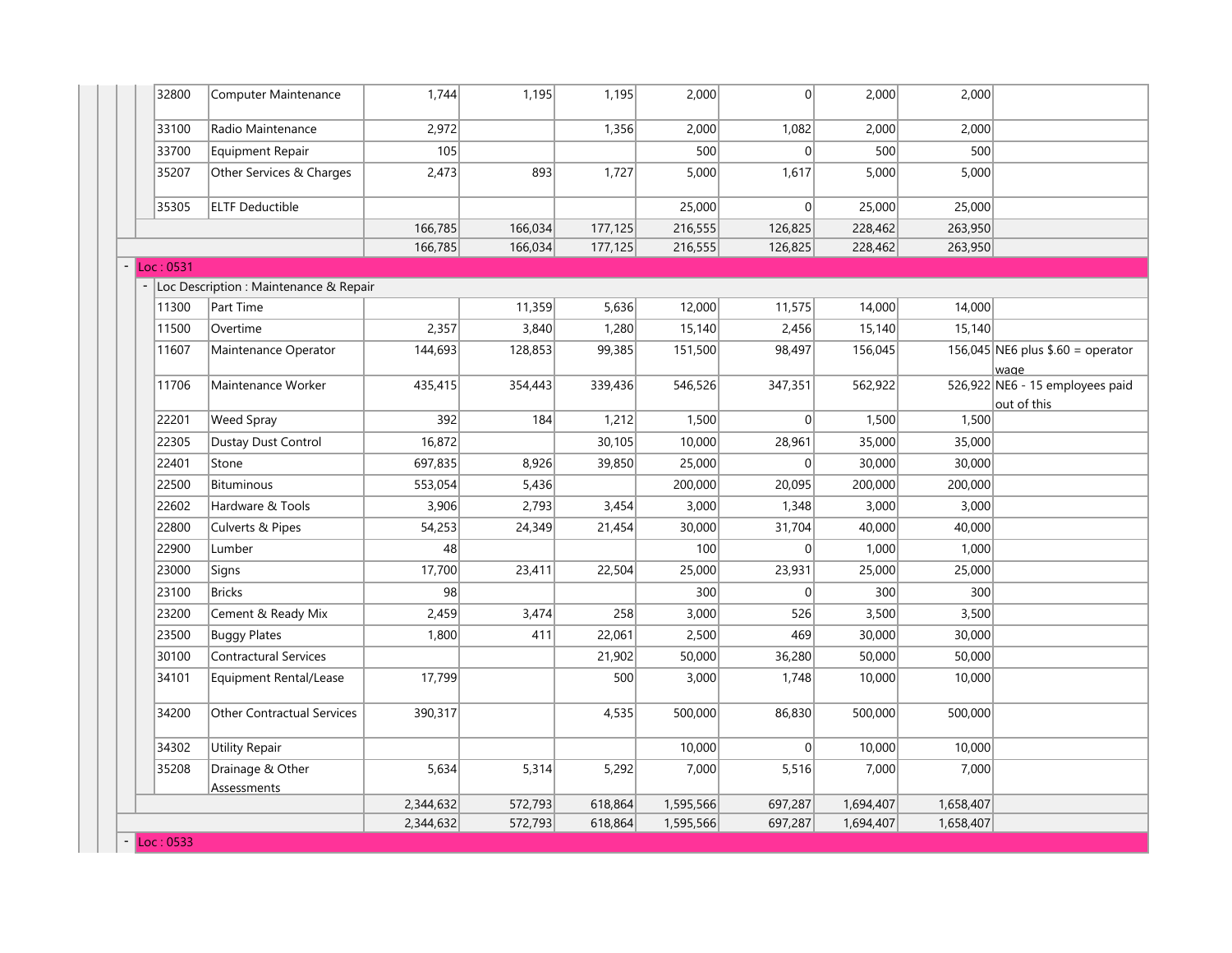| Code | Description | Col 1 | Col 2 | Col 3 | Col 4 | Col 5 | Col 6 | Col 7 | Notes |
|---|---|---|---|---|---|---|---|---|---|
| 32800 | Computer Maintenance | 1,744 | 1,195 | 1,195 | 2,000 | 0 | 2,000 | 2,000 | |
| 33100 | Radio Maintenance | 2,972 | | 1,356 | 2,000 | 1,082 | 2,000 | 2,000 | |
| 33700 | Equipment Repair | 105 | | | 500 | 0 | 500 | 500 | |
| 35207 | Other Services & Charges | 2,473 | 893 | 1,727 | 5,000 | 1,617 | 5,000 | 5,000 | |
| 35305 | ELTF Deductible | | | | 25,000 | 0 | 25,000 | 25,000 | |
| | | 166,785 | 166,034 | 177,125 | 216,555 | 126,825 | 228,462 | 263,950 | |
| | | 166,785 | 166,034 | 177,125 | 216,555 | 126,825 | 228,462 | 263,950 | |

**Loc : 0531**

Loc Description : Maintenance & Repair

| Code | Description | Col 1 | Col 2 | Col 3 | Col 4 | Col 5 | Col 6 | Col 7 | Notes |
|---|---|---|---|---|---|---|---|---|---|
| 11300 | Part Time | | 11,359 | 5,636 | 12,000 | 11,575 | 14,000 | 14,000 | |
| 11500 | Overtime | 2,357 | 3,840 | 1,280 | 15,140 | 2,456 | 15,140 | 15,140 | |
| 11607 | Maintenance Operator | 144,693 | 128,853 | 99,385 | 151,500 | 98,497 | 156,045 | 156,045 | NE6 plus $.60 = operator wage |
| 11706 | Maintenance Worker | 435,415 | 354,443 | 339,436 | 546,526 | 347,351 | 562,922 | 526,922 | NE6 - 15 employees paid out of this |
| 22201 | Weed Spray | 392 | 184 | 1,212 | 1,500 | 0 | 1,500 | 1,500 | |
| 22305 | Dustay Dust Control | 16,872 | | 30,105 | 10,000 | 28,961 | 35,000 | 35,000 | |
| 22401 | Stone | 697,835 | 8,926 | 39,850 | 25,000 | 0 | 30,000 | 30,000 | |
| 22500 | Bituminous | 553,054 | 5,436 | | 200,000 | 20,095 | 200,000 | 200,000 | |
| 22602 | Hardware & Tools | 3,906 | 2,793 | 3,454 | 3,000 | 1,348 | 3,000 | 3,000 | |
| 22800 | Culverts & Pipes | 54,253 | 24,349 | 21,454 | 30,000 | 31,704 | 40,000 | 40,000 | |
| 22900 | Lumber | 48 | | | 100 | 0 | 1,000 | 1,000 | |
| 23000 | Signs | 17,700 | 23,411 | 22,504 | 25,000 | 23,931 | 25,000 | 25,000 | |
| 23100 | Bricks | 98 | | | 300 | 0 | 300 | 300 | |
| 23200 | Cement & Ready Mix | 2,459 | 3,474 | 258 | 3,000 | 526 | 3,500 | 3,500 | |
| 23500 | Buggy Plates | 1,800 | 411 | 22,061 | 2,500 | 469 | 30,000 | 30,000 | |
| 30100 | Contractural Services | | | 21,902 | 50,000 | 36,280 | 50,000 | 50,000 | |
| 34101 | Equipment Rental/Lease | 17,799 | | 500 | 3,000 | 1,748 | 10,000 | 10,000 | |
| 34200 | Other Contractual Services | 390,317 | | 4,535 | 500,000 | 86,830 | 500,000 | 500,000 | |
| 34302 | Utility Repair | | | | 10,000 | 0 | 10,000 | 10,000 | |
| 35208 | Drainage & Other Assessments | 5,634 | 5,314 | 5,292 | 7,000 | 5,516 | 7,000 | 7,000 | |
| | | 2,344,632 | 572,793 | 618,864 | 1,595,566 | 697,287 | 1,694,407 | 1,658,407 | |
| | | 2,344,632 | 572,793 | 618,864 | 1,595,566 | 697,287 | 1,694,407 | 1,658,407 | |

**Loc : 0533**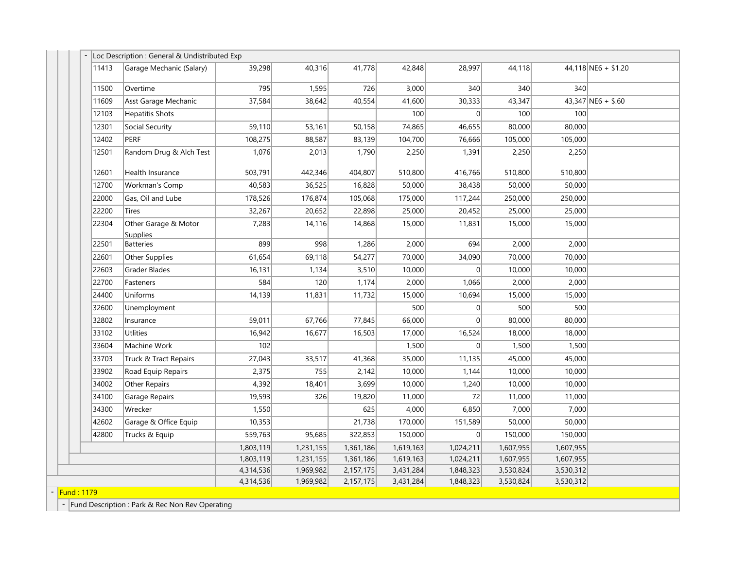Loc Description : General & Undistributed Exp

| | | | | | | | | | |
|---|---|---|---|---|---|---|---|---|---|
| 11413 | Garage Mechanic (Salary) | 39,298 | 40,316 | 41,778 | 42,848 | 28,997 | 44,118 | 44,118 | NE6 + $1.20 |
| 11500 | Overtime | 795 | 1,595 | 726 | 3,000 | 340 | 340 | 340 | |
| 11609 | Asst Garage Mechanic | 37,584 | 38,642 | 40,554 | 41,600 | 30,333 | 43,347 | 43,347 | NE6 + $.60 |
| 12103 | Hepatitis Shots | | | | 100 | 0 | 100 | 100 | |
| 12301 | Social Security | 59,110 | 53,161 | 50,158 | 74,865 | 46,655 | 80,000 | 80,000 | |
| 12402 | PERF | 108,275 | 88,587 | 83,139 | 104,700 | 76,666 | 105,000 | 105,000 | |
| 12501 | Random Drug & Alch Test | 1,076 | 2,013 | 1,790 | 2,250 | 1,391 | 2,250 | 2,250 | |
| 12601 | Health Insurance | 503,791 | 442,346 | 404,807 | 510,800 | 416,766 | 510,800 | 510,800 | |
| 12700 | Workman's Comp | 40,583 | 36,525 | 16,828 | 50,000 | 38,438 | 50,000 | 50,000 | |
| 22000 | Gas, Oil and Lube | 178,526 | 176,874 | 105,068 | 175,000 | 117,244 | 250,000 | 250,000 | |
| 22200 | Tires | 32,267 | 20,652 | 22,898 | 25,000 | 20,452 | 25,000 | 25,000 | |
| 22304 | Other Garage & Motor Supplies | 7,283 | 14,116 | 14,868 | 15,000 | 11,831 | 15,000 | 15,000 | |
| 22501 | Batteries | 899 | 998 | 1,286 | 2,000 | 694 | 2,000 | 2,000 | |
| 22601 | Other Supplies | 61,654 | 69,118 | 54,277 | 70,000 | 34,090 | 70,000 | 70,000 | |
| 22603 | Grader Blades | 16,131 | 1,134 | 3,510 | 10,000 | 0 | 10,000 | 10,000 | |
| 22700 | Fasteners | 584 | 120 | 1,174 | 2,000 | 1,066 | 2,000 | 2,000 | |
| 24400 | Uniforms | 14,139 | 11,831 | 11,732 | 15,000 | 10,694 | 15,000 | 15,000 | |
| 32600 | Unemployment | | | | 500 | 0 | 500 | 500 | |
| 32802 | Insurance | 59,011 | 67,766 | 77,845 | 66,000 | 0 | 80,000 | 80,000 | |
| 33102 | Utlities | 16,942 | 16,677 | 16,503 | 17,000 | 16,524 | 18,000 | 18,000 | |
| 33604 | Machine Work | 102 | | | 1,500 | 0 | 1,500 | 1,500 | |
| 33703 | Truck & Tract Repairs | 27,043 | 33,517 | 41,368 | 35,000 | 11,135 | 45,000 | 45,000 | |
| 33902 | Road Equip Repairs | 2,375 | 755 | 2,142 | 10,000 | 1,144 | 10,000 | 10,000 | |
| 34002 | Other Repairs | 4,392 | 18,401 | 3,699 | 10,000 | 1,240 | 10,000 | 10,000 | |
| 34100 | Garage Repairs | 19,593 | 326 | 19,820 | 11,000 | 72 | 11,000 | 11,000 | |
| 34300 | Wrecker | 1,550 | | 625 | 4,000 | 6,850 | 7,000 | 7,000 | |
| 42602 | Garage & Office Equip | 10,353 | | 21,738 | 170,000 | 151,589 | 50,000 | 50,000 | |
| 42800 | Trucks & Equip | 559,763 | 95,685 | 322,853 | 150,000 | 0 | 150,000 | 150,000 | |
| | | 1,803,119 | 1,231,155 | 1,361,186 | 1,619,163 | 1,024,211 | 1,607,955 | 1,607,955 | |
| | | 1,803,119 | 1,231,155 | 1,361,186 | 1,619,163 | 1,024,211 | 1,607,955 | 1,607,955 | |
| | | 4,314,536 | 1,969,982 | 2,157,175 | 3,431,284 | 1,848,323 | 3,530,824 | 3,530,312 | |
| | | 4,314,536 | 1,969,982 | 2,157,175 | 3,431,284 | 1,848,323 | 3,530,824 | 3,530,312 | |

Fund : 1179

Fund Description : Park & Rec Non Rev Operating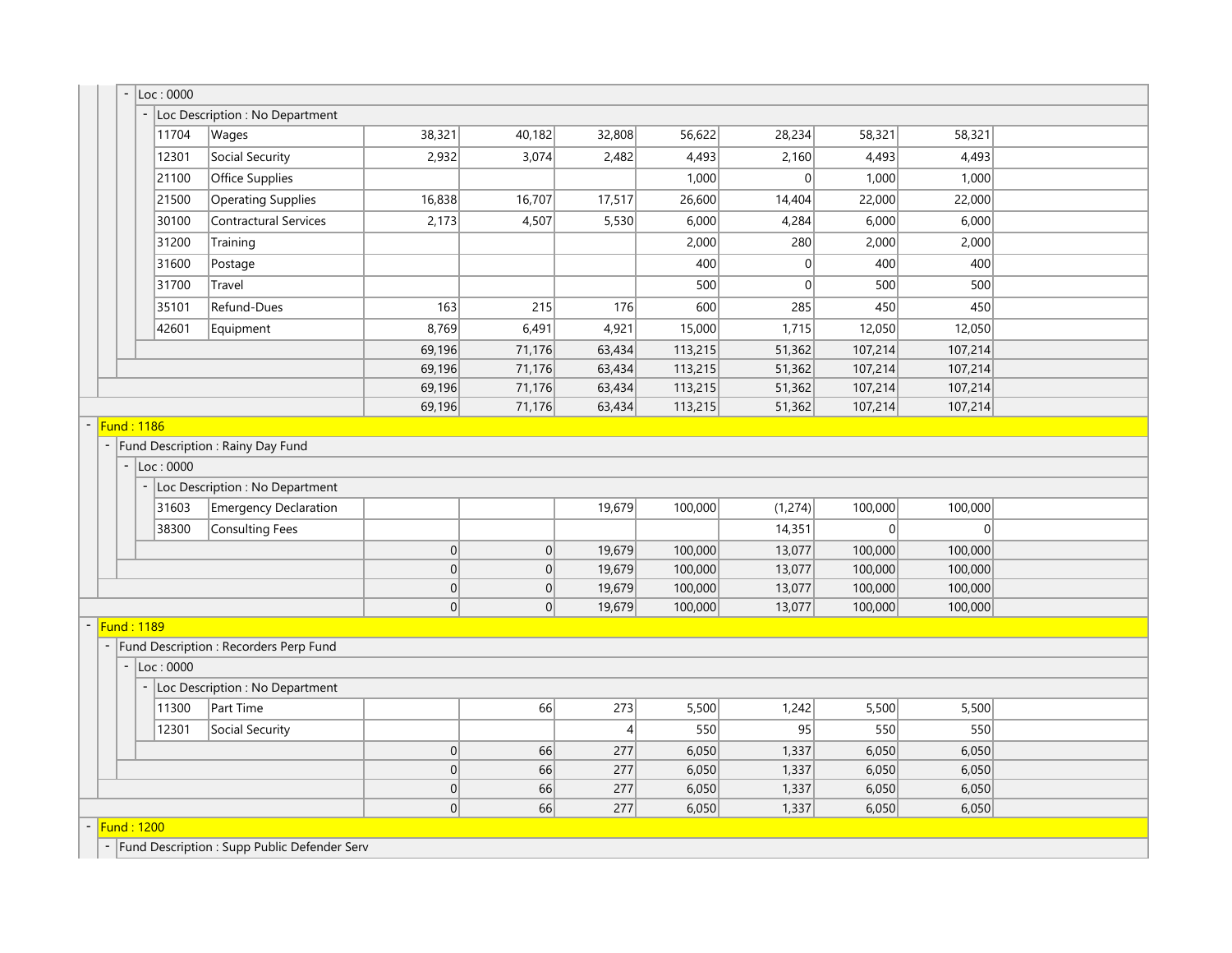| | | | | | | | | |
|---|---|---|---|---|---|---|---|---|
| **Loc : 0000** | | | | | | | | |
| **Loc Description : No Department** | | | | | | | | |
| 11704 | Wages | 38,321 | 40,182 | 32,808 | 56,622 | 28,234 | 58,321 | 58,321 |
| 12301 | Social Security | 2,932 | 3,074 | 2,482 | 4,493 | 2,160 | 4,493 | 4,493 |
| 21100 | Office Supplies | | | | 1,000 | 0 | 1,000 | 1,000 |
| 21500 | Operating Supplies | 16,838 | 16,707 | 17,517 | 26,600 | 14,404 | 22,000 | 22,000 |
| 30100 | Contractural Services | 2,173 | 4,507 | 5,530 | 6,000 | 4,284 | 6,000 | 6,000 |
| 31200 | Training | | | | 2,000 | 280 | 2,000 | 2,000 |
| 31600 | Postage | | | | 400 | 0 | 400 | 400 |
| 31700 | Travel | | | | 500 | 0 | 500 | 500 |
| 35101 | Refund-Dues | 163 | 215 | 176 | 600 | 285 | 450 | 450 |
| 42601 | Equipment | 8,769 | 6,491 | 4,921 | 15,000 | 1,715 | 12,050 | 12,050 |
| | | 69,196 | 71,176 | 63,434 | 113,215 | 51,362 | 107,214 | 107,214 |
| | | 69,196 | 71,176 | 63,434 | 113,215 | 51,362 | 107,214 | 107,214 |
| | | 69,196 | 71,176 | 63,434 | 113,215 | 51,362 | 107,214 | 107,214 |
| | | 69,196 | 71,176 | 63,434 | 113,215 | 51,362 | 107,214 | 107,214 |
| **Fund : 1186** | | | | | | | | |
| **Fund Description : Rainy Day Fund** | | | | | | | | |
| **Loc : 0000** | | | | | | | | |
| **Loc Description : No Department** | | | | | | | | |
| 31603 | Emergency Declaration | | | 19,679 | 100,000 | (1,274) | 100,000 | 100,000 |
| 38300 | Consulting Fees | | | | | 14,351 | 0 | 0 |
| | | 0 | 0 | 19,679 | 100,000 | 13,077 | 100,000 | 100,000 |
| | | 0 | 0 | 19,679 | 100,000 | 13,077 | 100,000 | 100,000 |
| | | 0 | 0 | 19,679 | 100,000 | 13,077 | 100,000 | 100,000 |
| | | 0 | 0 | 19,679 | 100,000 | 13,077 | 100,000 | 100,000 |
| **Fund : 1189** | | | | | | | | |
| **Fund Description : Recorders Perp Fund** | | | | | | | | |
| **Loc : 0000** | | | | | | | | |
| **Loc Description : No Department** | | | | | | | | |
| 11300 | Part Time | | 66 | 273 | 5,500 | 1,242 | 5,500 | 5,500 |
| 12301 | Social Security | | | 4 | 550 | 95 | 550 | 550 |
| | | 0 | 66 | 277 | 6,050 | 1,337 | 6,050 | 6,050 |
| | | 0 | 66 | 277 | 6,050 | 1,337 | 6,050 | 6,050 |
| | | 0 | 66 | 277 | 6,050 | 1,337 | 6,050 | 6,050 |
| | | 0 | 66 | 277 | 6,050 | 1,337 | 6,050 | 6,050 |
| **Fund : 1200** | | | | | | | | |
| **Fund Description : Supp Public Defender Serv** | | | | | | | | |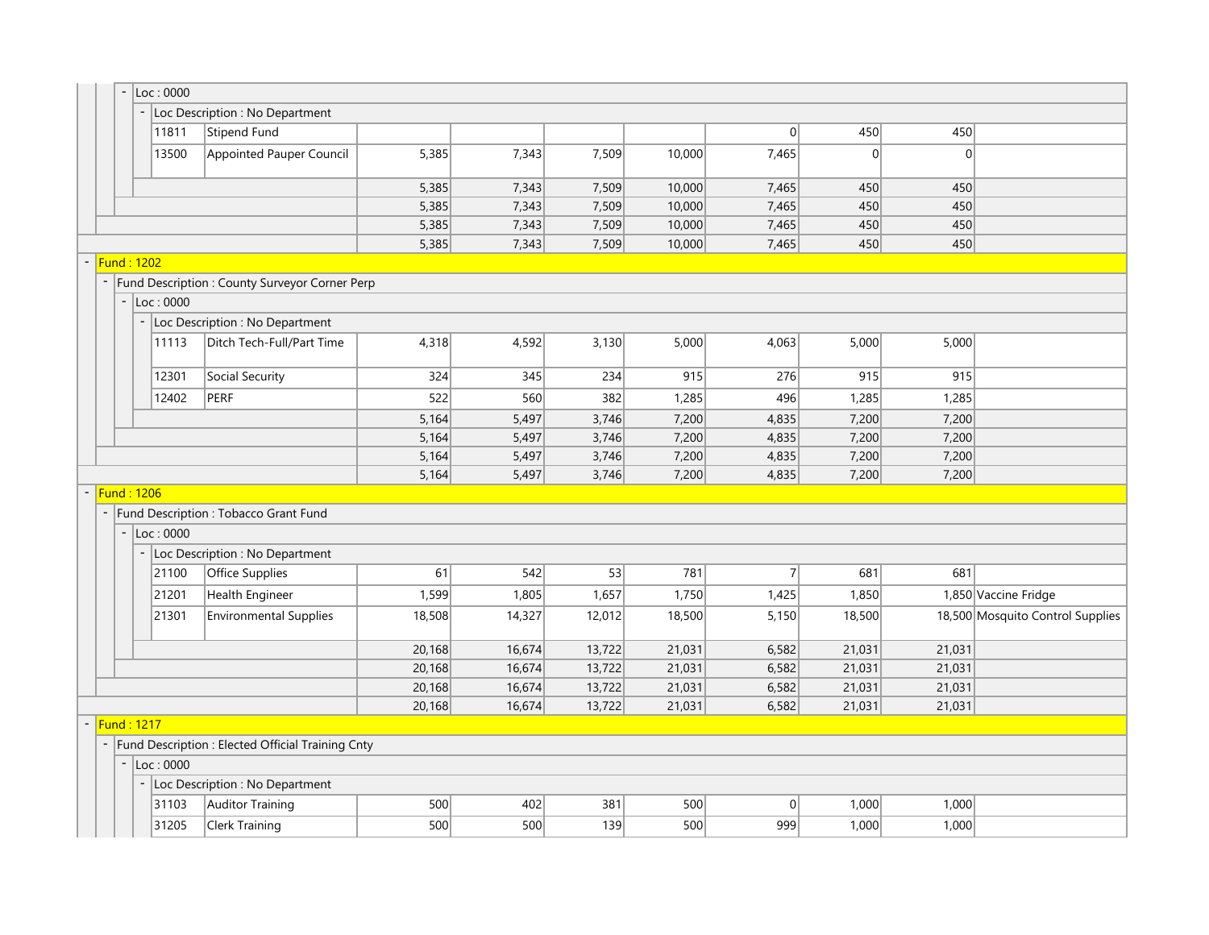| Code | Description | | | | | | | | Notes |
|---|---|---|---|---|---|---|---|---|---|
| Loc : 0000 | | | | | | | | | |
| Loc Description : No Department | | | | | | | | | |
| 11811 | Stipend Fund | | | | | 0 | 450 | 450 | |
| 13500 | Appointed Pauper Council | 5,385 | 7,343 | 7,509 | 10,000 | 7,465 | 0 | 0 | |
| | | 5,385 | 7,343 | 7,509 | 10,000 | 7,465 | 450 | 450 | |
| | | 5,385 | 7,343 | 7,509 | 10,000 | 7,465 | 450 | 450 | |
| | | 5,385 | 7,343 | 7,509 | 10,000 | 7,465 | 450 | 450 | |
| | | 5,385 | 7,343 | 7,509 | 10,000 | 7,465 | 450 | 450 | |
| Fund : 1202 | | | | | | | | | |
| Fund Description : County Surveyor Corner Perp | | | | | | | | | |
| Loc : 0000 | | | | | | | | | |
| Loc Description : No Department | | | | | | | | | |
| 11113 | Ditch Tech-Full/Part Time | 4,318 | 4,592 | 3,130 | 5,000 | 4,063 | 5,000 | 5,000 | |
| 12301 | Social Security | 324 | 345 | 234 | 915 | 276 | 915 | 915 | |
| 12402 | PERF | 522 | 560 | 382 | 1,285 | 496 | 1,285 | 1,285 | |
| | | 5,164 | 5,497 | 3,746 | 7,200 | 4,835 | 7,200 | 7,200 | |
| | | 5,164 | 5,497 | 3,746 | 7,200 | 4,835 | 7,200 | 7,200 | |
| | | 5,164 | 5,497 | 3,746 | 7,200 | 4,835 | 7,200 | 7,200 | |
| | | 5,164 | 5,497 | 3,746 | 7,200 | 4,835 | 7,200 | 7,200 | |
| Fund : 1206 | | | | | | | | | |
| Fund Description : Tobacco Grant Fund | | | | | | | | | |
| Loc : 0000 | | | | | | | | | |
| Loc Description : No Department | | | | | | | | | |
| 21100 | Office Supplies | 61 | 542 | 53 | 781 | 7 | 681 | 681 | |
| 21201 | Health Engineer | 1,599 | 1,805 | 1,657 | 1,750 | 1,425 | 1,850 | 1,850 | Vaccine Fridge |
| 21301 | Environmental Supplies | 18,508 | 14,327 | 12,012 | 18,500 | 5,150 | 18,500 | 18,500 | Mosquito Control Supplies |
| | | 20,168 | 16,674 | 13,722 | 21,031 | 6,582 | 21,031 | 21,031 | |
| | | 20,168 | 16,674 | 13,722 | 21,031 | 6,582 | 21,031 | 21,031 | |
| | | 20,168 | 16,674 | 13,722 | 21,031 | 6,582 | 21,031 | 21,031 | |
| | | 20,168 | 16,674 | 13,722 | 21,031 | 6,582 | 21,031 | 21,031 | |
| Fund : 1217 | | | | | | | | | |
| Fund Description : Elected Official Training Cnty | | | | | | | | | |
| Loc : 0000 | | | | | | | | | |
| Loc Description : No Department | | | | | | | | | |
| 31103 | Auditor Training | 500 | 402 | 381 | 500 | 0 | 1,000 | 1,000 | |
| 31205 | Clerk Training | 500 | 500 | 139 | 500 | 999 | 1,000 | 1,000 | |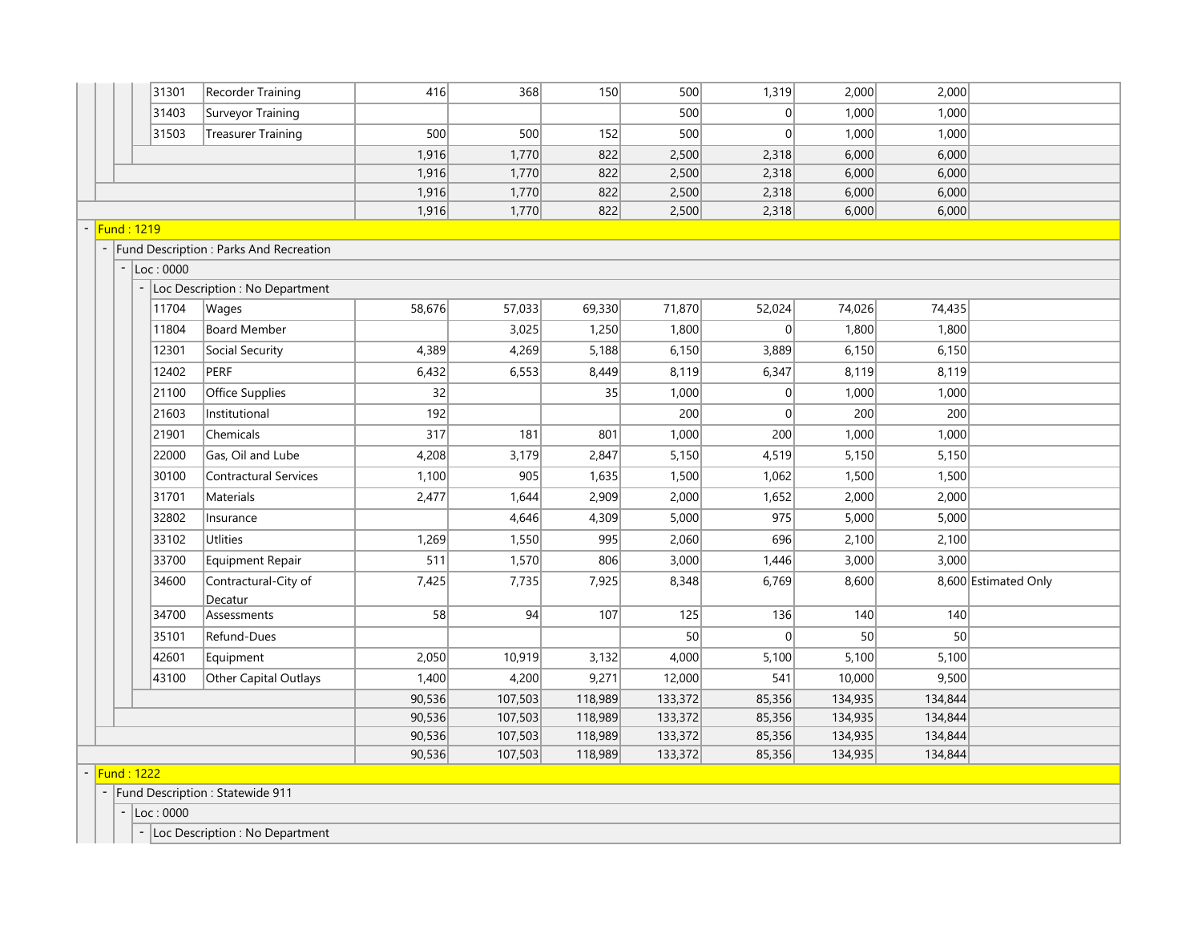| | | | | | | | | |
|---|---|---|---|---|---|---|---|---|
| 31301 | Recorder Training | 416 | 368 | 150 | 500 | 1,319 | 2,000 | 2,000 | |
| 31403 | Surveyor Training | | | | 500 | 0 | 1,000 | 1,000 | |
| 31503 | Treasurer Training | 500 | 500 | 152 | 500 | 0 | 1,000 | 1,000 | |
| | | 1,916 | 1,770 | 822 | 2,500 | 2,318 | 6,000 | 6,000 | |
| | | 1,916 | 1,770 | 822 | 2,500 | 2,318 | 6,000 | 6,000 | |
| | | 1,916 | 1,770 | 822 | 2,500 | 2,318 | 6,000 | 6,000 | |
| | | 1,916 | 1,770 | 822 | 2,500 | 2,318 | 6,000 | 6,000 | |

**Fund : 1219**

Fund Description : Parks And Recreation

Loc : 0000

Loc Description : No Department

| | | | | | | | | | |
|---|---|---|---|---|---|---|---|---|---|
| 11704 | Wages | 58,676 | 57,033 | 69,330 | 71,870 | 52,024 | 74,026 | 74,435 | |
| 11804 | Board Member | | 3,025 | 1,250 | 1,800 | 0 | 1,800 | 1,800 | |
| 12301 | Social Security | 4,389 | 4,269 | 5,188 | 6,150 | 3,889 | 6,150 | 6,150 | |
| 12402 | PERF | 6,432 | 6,553 | 8,449 | 8,119 | 6,347 | 8,119 | 8,119 | |
| 21100 | Office Supplies | 32 | | 35 | 1,000 | 0 | 1,000 | 1,000 | |
| 21603 | Institutional | 192 | | | 200 | 0 | 200 | 200 | |
| 21901 | Chemicals | 317 | 181 | 801 | 1,000 | 200 | 1,000 | 1,000 | |
| 22000 | Gas, Oil and Lube | 4,208 | 3,179 | 2,847 | 5,150 | 4,519 | 5,150 | 5,150 | |
| 30100 | Contractural Services | 1,100 | 905 | 1,635 | 1,500 | 1,062 | 1,500 | 1,500 | |
| 31701 | Materials | 2,477 | 1,644 | 2,909 | 2,000 | 1,652 | 2,000 | 2,000 | |
| 32802 | Insurance | | 4,646 | 4,309 | 5,000 | 975 | 5,000 | 5,000 | |
| 33102 | Utlities | 1,269 | 1,550 | 995 | 2,060 | 696 | 2,100 | 2,100 | |
| 33700 | Equipment Repair | 511 | 1,570 | 806 | 3,000 | 1,446 | 3,000 | 3,000 | |
| 34600 | Contractural-City of Decatur | 7,425 | 7,735 | 7,925 | 8,348 | 6,769 | 8,600 | 8,600 | Estimated Only |
| 34700 | Assessments | 58 | 94 | 107 | 125 | 136 | 140 | 140 | |
| 35101 | Refund-Dues | | | | 50 | 0 | 50 | 50 | |
| 42601 | Equipment | 2,050 | 10,919 | 3,132 | 4,000 | 5,100 | 5,100 | 5,100 | |
| 43100 | Other Capital Outlays | 1,400 | 4,200 | 9,271 | 12,000 | 541 | 10,000 | 9,500 | |
| | | 90,536 | 107,503 | 118,989 | 133,372 | 85,356 | 134,935 | 134,844 | |
| | | 90,536 | 107,503 | 118,989 | 133,372 | 85,356 | 134,935 | 134,844 | |
| | | 90,536 | 107,503 | 118,989 | 133,372 | 85,356 | 134,935 | 134,844 | |
| | | 90,536 | 107,503 | 118,989 | 133,372 | 85,356 | 134,935 | 134,844 | |

**Fund : 1222**

Fund Description : Statewide 911

Loc : 0000

Loc Description : No Department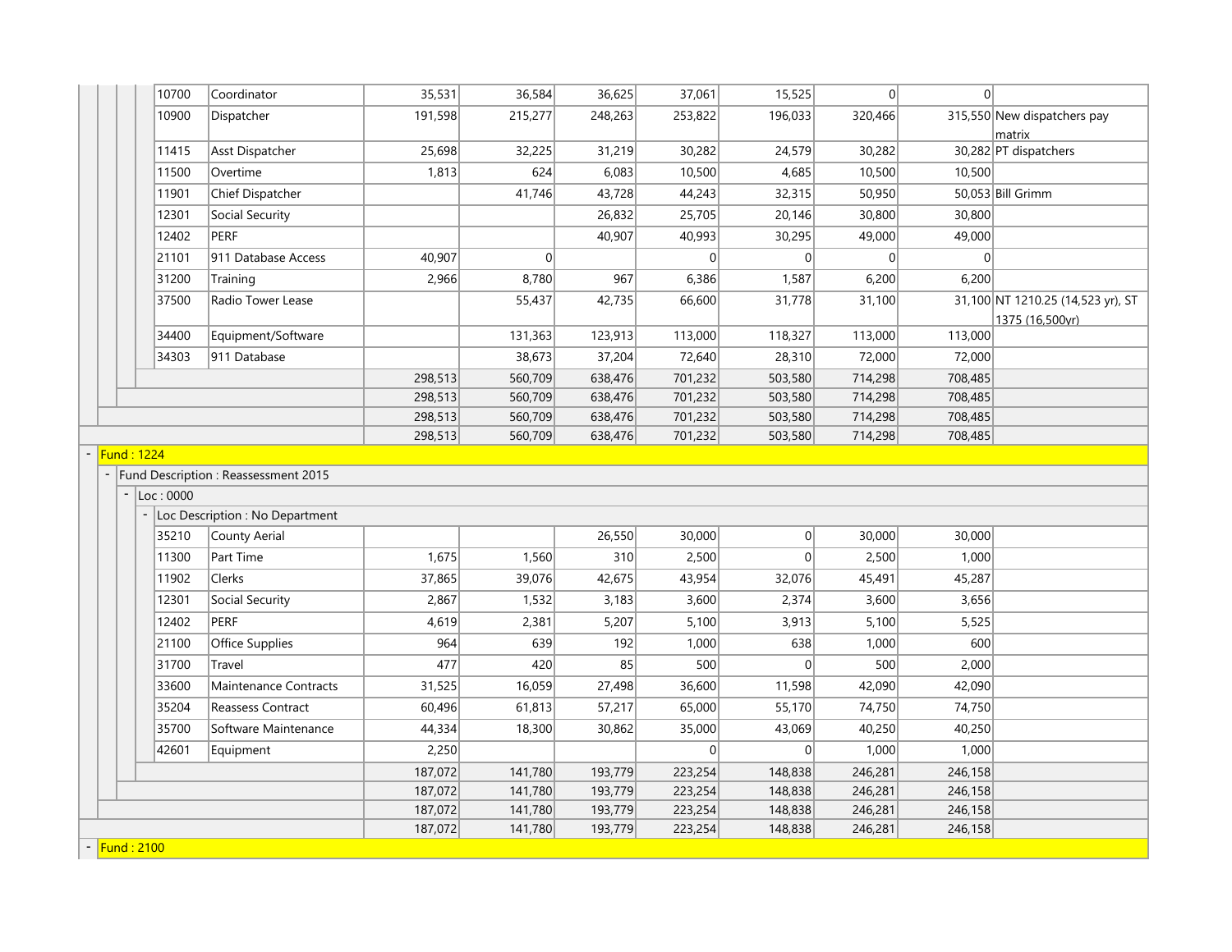| Code | Description | | | | | | | | Notes |
|---|---|---|---|---|---|---|---|---|---|
| 10700 | Coordinator | 35,531 | 36,584 | 36,625 | 37,061 | 15,525 | 0 | 0 | |
| 10900 | Dispatcher | 191,598 | 215,277 | 248,263 | 253,822 | 196,033 | 320,466 | 315,550 | New dispatchers pay matrix |
| 11415 | Asst Dispatcher | 25,698 | 32,225 | 31,219 | 30,282 | 24,579 | 30,282 | 30,282 | PT dispatchers |
| 11500 | Overtime | 1,813 | 624 | 6,083 | 10,500 | 4,685 | 10,500 | 10,500 | |
| 11901 | Chief Dispatcher | | 41,746 | 43,728 | 44,243 | 32,315 | 50,950 | 50,053 | Bill Grimm |
| 12301 | Social Security | | | 26,832 | 25,705 | 20,146 | 30,800 | 30,800 | |
| 12402 | PERF | | | 40,907 | 40,993 | 30,295 | 49,000 | 49,000 | |
| 21101 | 911 Database Access | 40,907 | 0 | | 0 | 0 | 0 | 0 | |
| 31200 | Training | 2,966 | 8,780 | 967 | 6,386 | 1,587 | 6,200 | 6,200 | |
| 37500 | Radio Tower Lease | | 55,437 | 42,735 | 66,600 | 31,778 | 31,100 | 31,100 | NT 1210.25 (14,523 yr), ST 1375 (16,500yr) |
| 34400 | Equipment/Software | | 131,363 | 123,913 | 113,000 | 118,327 | 113,000 | 113,000 | |
| 34303 | 911 Database | | 38,673 | 37,204 | 72,640 | 28,310 | 72,000 | 72,000 | |
| | | 298,513 | 560,709 | 638,476 | 701,232 | 503,580 | 714,298 | 708,485 | |
| | | 298,513 | 560,709 | 638,476 | 701,232 | 503,580 | 714,298 | 708,485 | |
| | | 298,513 | 560,709 | 638,476 | 701,232 | 503,580 | 714,298 | 708,485 | |
| | | 298,513 | 560,709 | 638,476 | 701,232 | 503,580 | 714,298 | 708,485 | |

**Fund : 1224**

Fund Description : Reassessment 2015

Loc : 0000

Loc Description : No Department

| Code | Description | | | | | | | | Notes |
|---|---|---|---|---|---|---|---|---|---|
| 35210 | County Aerial | | | 26,550 | 30,000 | 0 | 30,000 | 30,000 | |
| 11300 | Part Time | 1,675 | 1,560 | 310 | 2,500 | 0 | 2,500 | 1,000 | |
| 11902 | Clerks | 37,865 | 39,076 | 42,675 | 43,954 | 32,076 | 45,491 | 45,287 | |
| 12301 | Social Security | 2,867 | 1,532 | 3,183 | 3,600 | 2,374 | 3,600 | 3,656 | |
| 12402 | PERF | 4,619 | 2,381 | 5,207 | 5,100 | 3,913 | 5,100 | 5,525 | |
| 21100 | Office Supplies | 964 | 639 | 192 | 1,000 | 638 | 1,000 | 600 | |
| 31700 | Travel | 477 | 420 | 85 | 500 | 0 | 500 | 2,000 | |
| 33600 | Maintenance Contracts | 31,525 | 16,059 | 27,498 | 36,600 | 11,598 | 42,090 | 42,090 | |
| 35204 | Reassess Contract | 60,496 | 61,813 | 57,217 | 65,000 | 55,170 | 74,750 | 74,750 | |
| 35700 | Software Maintenance | 44,334 | 18,300 | 30,862 | 35,000 | 43,069 | 40,250 | 40,250 | |
| 42601 | Equipment | 2,250 | | | 0 | 0 | 1,000 | 1,000 | |
| | | 187,072 | 141,780 | 193,779 | 223,254 | 148,838 | 246,281 | 246,158 | |
| | | 187,072 | 141,780 | 193,779 | 223,254 | 148,838 | 246,281 | 246,158 | |
| | | 187,072 | 141,780 | 193,779 | 223,254 | 148,838 | 246,281 | 246,158 | |
| | | 187,072 | 141,780 | 193,779 | 223,254 | 148,838 | 246,281 | 246,158 | |

**Fund : 2100**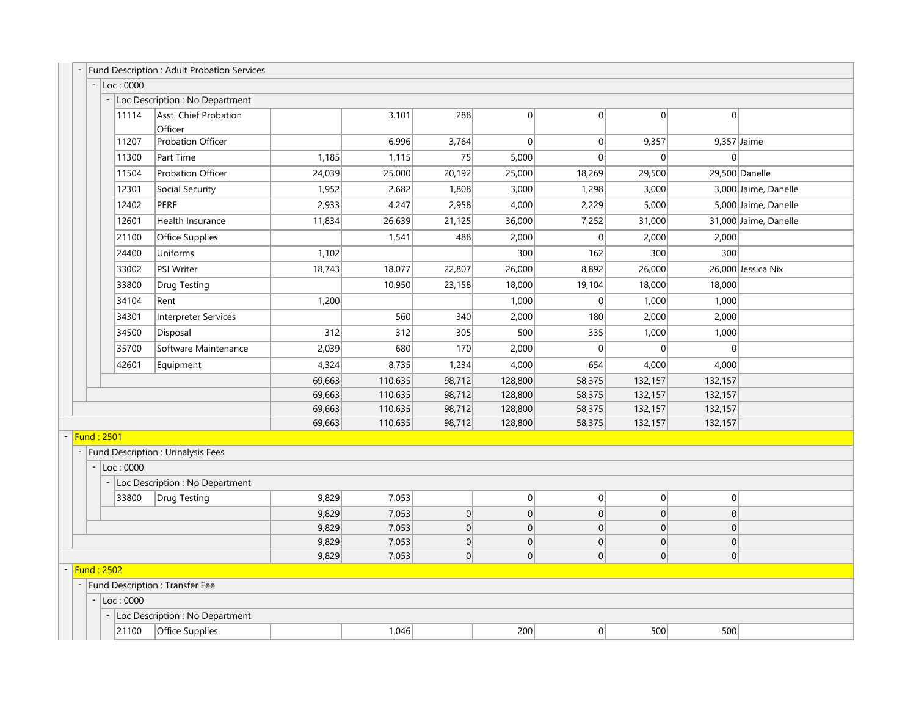| Code | Description | Col 1 | Col 2 | Col 3 | Col 4 | Col 5 | Col 6 | Col 7 | Notes |
|---|---|---|---|---|---|---|---|---|---|
| **Fund Description : Adult Probation Services** | | | | | | | | | |
| **Loc : 0000** | | | | | | | | | |
| **Loc Description : No Department** | | | | | | | | | |
| 11114 | Asst. Chief Probation Officer | | 3,101 | 288 | 0 | 0 | 0 | 0 | |
| 11207 | Probation Officer | | 6,996 | 3,764 | 0 | 0 | 9,357 | 9,357 | Jaime |
| 11300 | Part Time | 1,185 | 1,115 | 75 | 5,000 | 0 | 0 | 0 | |
| 11504 | Probation Officer | 24,039 | 25,000 | 20,192 | 25,000 | 18,269 | 29,500 | 29,500 | Danelle |
| 12301 | Social Security | 1,952 | 2,682 | 1,808 | 3,000 | 1,298 | 3,000 | 3,000 | Jaime, Danelle |
| 12402 | PERF | 2,933 | 4,247 | 2,958 | 4,000 | 2,229 | 5,000 | 5,000 | Jaime, Danelle |
| 12601 | Health Insurance | 11,834 | 26,639 | 21,125 | 36,000 | 7,252 | 31,000 | 31,000 | Jaime, Danelle |
| 21100 | Office Supplies | | 1,541 | 488 | 2,000 | 0 | 2,000 | 2,000 | |
| 24400 | Uniforms | 1,102 | | | 300 | 162 | 300 | 300 | |
| 33002 | PSI Writer | 18,743 | 18,077 | 22,807 | 26,000 | 8,892 | 26,000 | 26,000 | Jessica Nix |
| 33800 | Drug Testing | | 10,950 | 23,158 | 18,000 | 19,104 | 18,000 | 18,000 | |
| 34104 | Rent | 1,200 | | | 1,000 | 0 | 1,000 | 1,000 | |
| 34301 | Interpreter Services | | 560 | 340 | 2,000 | 180 | 2,000 | 2,000 | |
| 34500 | Disposal | 312 | 312 | 305 | 500 | 335 | 1,000 | 1,000 | |
| 35700 | Software Maintenance | 2,039 | 680 | 170 | 2,000 | 0 | 0 | 0 | |
| 42601 | Equipment | 4,324 | 8,735 | 1,234 | 4,000 | 654 | 4,000 | 4,000 | |
| | | 69,663 | 110,635 | 98,712 | 128,800 | 58,375 | 132,157 | 132,157 | |
| | | 69,663 | 110,635 | 98,712 | 128,800 | 58,375 | 132,157 | 132,157 | |
| | | 69,663 | 110,635 | 98,712 | 128,800 | 58,375 | 132,157 | 132,157 | |
| | | 69,663 | 110,635 | 98,712 | 128,800 | 58,375 | 132,157 | 132,157 | |
| **Fund : 2501** | | | | | | | | | |
| **Fund Description : Urinalysis Fees** | | | | | | | | | |
| **Loc : 0000** | | | | | | | | | |
| **Loc Description : No Department** | | | | | | | | | |
| 33800 | Drug Testing | 9,829 | 7,053 | | 0 | 0 | 0 | 0 | |
| | | 9,829 | 7,053 | 0 | 0 | 0 | 0 | 0 | |
| | | 9,829 | 7,053 | 0 | 0 | 0 | 0 | 0 | |
| | | 9,829 | 7,053 | 0 | 0 | 0 | 0 | 0 | |
| | | 9,829 | 7,053 | 0 | 0 | 0 | 0 | 0 | |
| **Fund : 2502** | | | | | | | | | |
| **Fund Description : Transfer Fee** | | | | | | | | | |
| **Loc : 0000** | | | | | | | | | |
| **Loc Description : No Department** | | | | | | | | | |
| 21100 | Office Supplies | | 1,046 | | 200 | 0 | 500 | 500 | |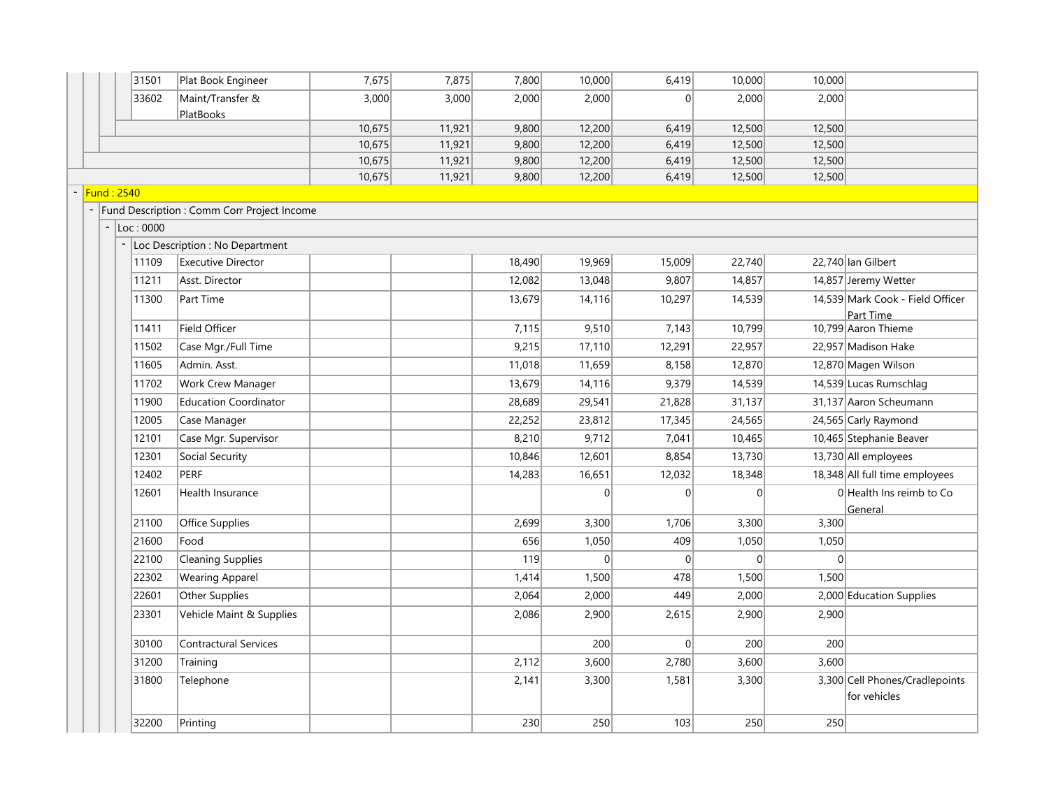| Code | Description | | | | | | | | Notes |
|---|---|---|---|---|---|---|---|---|---|
| 31501 | Plat Book Engineer | 7,675 | 7,875 | 7,800 | 10,000 | 6,419 | 10,000 | 10,000 | |
| 33602 | Maint/Transfer & PlatBooks | 3,000 | 3,000 | 2,000 | 2,000 | 0 | 2,000 | 2,000 | |
| | | 10,675 | 11,921 | 9,800 | 12,200 | 6,419 | 12,500 | 12,500 | |
| | | 10,675 | 11,921 | 9,800 | 12,200 | 6,419 | 12,500 | 12,500 | |
| | | 10,675 | 11,921 | 9,800 | 12,200 | 6,419 | 12,500 | 12,500 | |
| | | 10,675 | 11,921 | 9,800 | 12,200 | 6,419 | 12,500 | 12,500 | |
| **Fund : 2540** | | | | | | | | | |
| Fund Description : Comm Corr Project Income | | | | | | | | | |
| Loc : 0000 | | | | | | | | | |
| Loc Description : No Department | | | | | | | | | |
| 11109 | Executive Director | | | 18,490 | 19,969 | 15,009 | 22,740 | 22,740 | Ian Gilbert |
| 11211 | Asst. Director | | | 12,082 | 13,048 | 9,807 | 14,857 | 14,857 | Jeremy Wetter |
| 11300 | Part Time | | | 13,679 | 14,116 | 10,297 | 14,539 | 14,539 | Mark Cook - Field Officer Part Time |
| 11411 | Field Officer | | | 7,115 | 9,510 | 7,143 | 10,799 | 10,799 | Aaron Thieme |
| 11502 | Case Mgr./Full Time | | | 9,215 | 17,110 | 12,291 | 22,957 | 22,957 | Madison Hake |
| 11605 | Admin. Asst. | | | 11,018 | 11,659 | 8,158 | 12,870 | 12,870 | Magen Wilson |
| 11702 | Work Crew Manager | | | 13,679 | 14,116 | 9,379 | 14,539 | 14,539 | Lucas Rumschlag |
| 11900 | Education Coordinator | | | 28,689 | 29,541 | 21,828 | 31,137 | 31,137 | Aaron Scheumann |
| 12005 | Case Manager | | | 22,252 | 23,812 | 17,345 | 24,565 | 24,565 | Carly Raymond |
| 12101 | Case Mgr. Supervisor | | | 8,210 | 9,712 | 7,041 | 10,465 | 10,465 | Stephanie Beaver |
| 12301 | Social Security | | | 10,846 | 12,601 | 8,854 | 13,730 | 13,730 | All employees |
| 12402 | PERF | | | 14,283 | 16,651 | 12,032 | 18,348 | 18,348 | All full time employees |
| 12601 | Health Insurance | | | | 0 | 0 | 0 | 0 | Health Ins reimb to Co General |
| 21100 | Office Supplies | | | 2,699 | 3,300 | 1,706 | 3,300 | 3,300 | |
| 21600 | Food | | | 656 | 1,050 | 409 | 1,050 | 1,050 | |
| 22100 | Cleaning Supplies | | | 119 | 0 | 0 | 0 | 0 | |
| 22302 | Wearing Apparel | | | 1,414 | 1,500 | 478 | 1,500 | 1,500 | |
| 22601 | Other Supplies | | | 2,064 | 2,000 | 449 | 2,000 | 2,000 | Education Supplies |
| 23301 | Vehicle Maint & Supplies | | | 2,086 | 2,900 | 2,615 | 2,900 | 2,900 | |
| 30100 | Contractural Services | | | | 200 | 0 | 200 | 200 | |
| 31200 | Training | | | 2,112 | 3,600 | 2,780 | 3,600 | 3,600 | |
| 31800 | Telephone | | | 2,141 | 3,300 | 1,581 | 3,300 | 3,300 | Cell Phones/Cradlepoints for vehicles |
| 32200 | Printing | | | 230 | 250 | 103 | 250 | 250 | |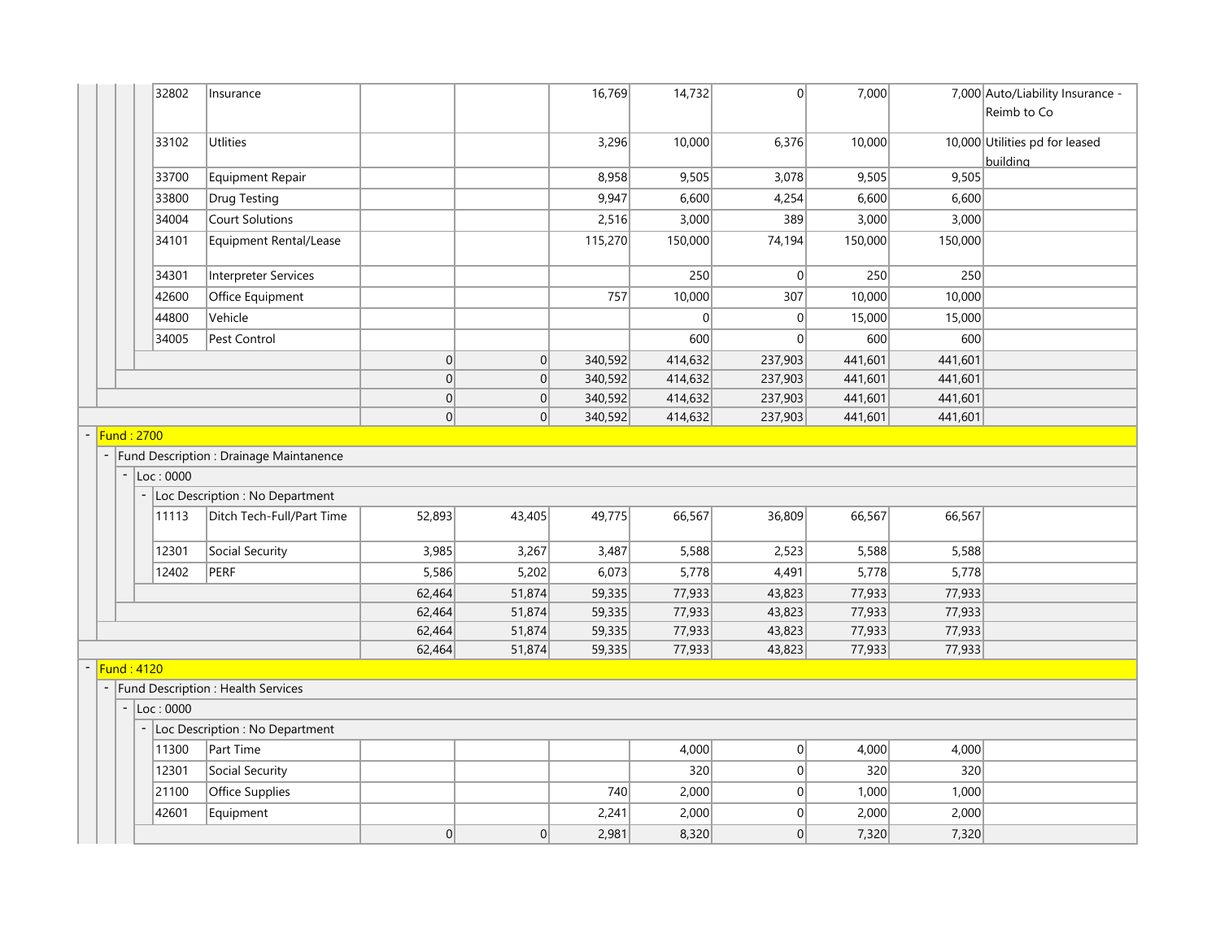| Account | Description | Col 1 | Col 2 | Col 3 | Col 4 | Col 5 | Col 6 | Col 7 | Notes |
|---|---|---|---|---|---|---|---|---|---|
| 32802 | Insurance | | | 16,769 | 14,732 | 0 | 7,000 | 7,000 | Auto/Liability Insurance - Reimb to Co |
| 33102 | Utlities | | | 3,296 | 10,000 | 6,376 | 10,000 | 10,000 | Utilities pd for leased building |
| 33700 | Equipment Repair | | | 8,958 | 9,505 | 3,078 | 9,505 | 9,505 | |
| 33800 | Drug Testing | | | 9,947 | 6,600 | 4,254 | 6,600 | 6,600 | |
| 34004 | Court Solutions | | | 2,516 | 3,000 | 389 | 3,000 | 3,000 | |
| 34101 | Equipment Rental/Lease | | | 115,270 | 150,000 | 74,194 | 150,000 | 150,000 | |
| 34301 | Interpreter Services | | | | 250 | 0 | 250 | 250 | |
| 42600 | Office Equipment | | | 757 | 10,000 | 307 | 10,000 | 10,000 | |
| 44800 | Vehicle | | | | 0 | 0 | 15,000 | 15,000 | |
| 34005 | Pest Control | | | | 600 | 0 | 600 | 600 | |
| | | 0 | 0 | 340,592 | 414,632 | 237,903 | 441,601 | 441,601 | |
| | | 0 | 0 | 340,592 | 414,632 | 237,903 | 441,601 | 441,601 | |
| | | 0 | 0 | 340,592 | 414,632 | 237,903 | 441,601 | 441,601 | |
| | | 0 | 0 | 340,592 | 414,632 | 237,903 | 441,601 | 441,601 | |
| **Fund : 2700** | | | | | | | | | |
| Fund Description : Drainage Maintanence | | | | | | | | | |
| Loc : 0000 | | | | | | | | | |
| Loc Description : No Department | | | | | | | | | |
| 11113 | Ditch Tech-Full/Part Time | 52,893 | 43,405 | 49,775 | 66,567 | 36,809 | 66,567 | 66,567 | |
| 12301 | Social Security | 3,985 | 3,267 | 3,487 | 5,588 | 2,523 | 5,588 | 5,588 | |
| 12402 | PERF | 5,586 | 5,202 | 6,073 | 5,778 | 4,491 | 5,778 | 5,778 | |
| | | 62,464 | 51,874 | 59,335 | 77,933 | 43,823 | 77,933 | 77,933 | |
| | | 62,464 | 51,874 | 59,335 | 77,933 | 43,823 | 77,933 | 77,933 | |
| | | 62,464 | 51,874 | 59,335 | 77,933 | 43,823 | 77,933 | 77,933 | |
| | | 62,464 | 51,874 | 59,335 | 77,933 | 43,823 | 77,933 | 77,933 | |
| **Fund : 4120** | | | | | | | | | |
| Fund Description : Health Services | | | | | | | | | |
| Loc : 0000 | | | | | | | | | |
| Loc Description : No Department | | | | | | | | | |
| 11300 | Part Time | | | | 4,000 | 0 | 4,000 | 4,000 | |
| 12301 | Social Security | | | | 320 | 0 | 320 | 320 | |
| 21100 | Office Supplies | | | 740 | 2,000 | 0 | 1,000 | 1,000 | |
| 42601 | Equipment | | | 2,241 | 2,000 | 0 | 2,000 | 2,000 | |
| | | 0 | 0 | 2,981 | 8,320 | 0 | 7,320 | 7,320 | |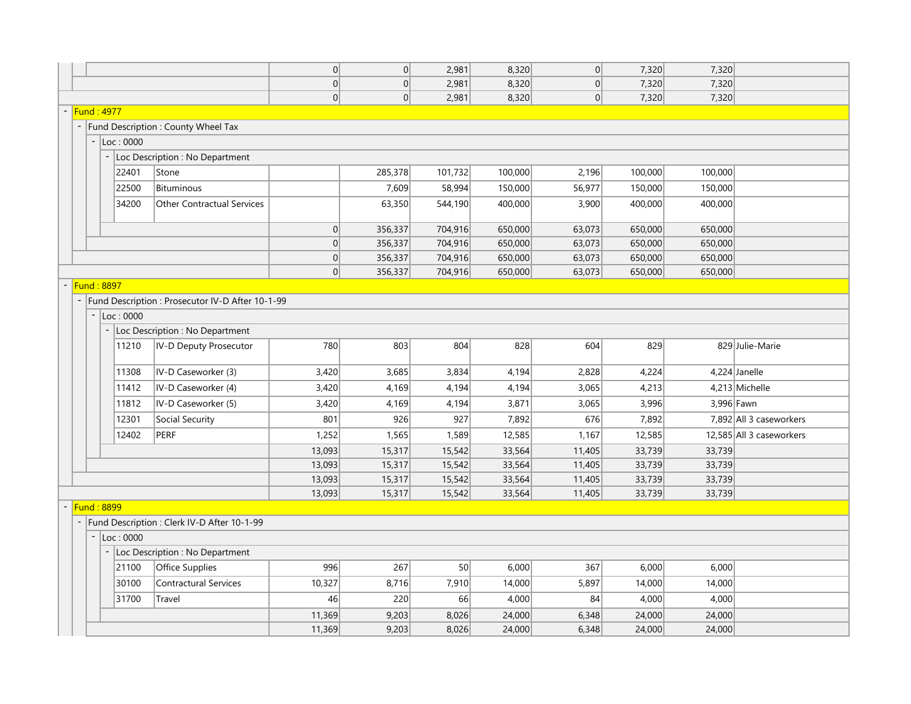| | | | | | | | | |
|---|---|---|---|---|---|---|---|---|
| | | 0 | 0 | 2,981 | 8,320 | 0 | 7,320 | 7,320 | |
| | | 0 | 0 | 2,981 | 8,320 | 0 | 7,320 | 7,320 | |
| | | 0 | 0 | 2,981 | 8,320 | 0 | 7,320 | 7,320 | |

**Fund : 4977**

Fund Description : County Wheel Tax

Loc : 0000

Loc Description : No Department

| | | | | | | | | | |
|---|---|---|---|---|---|---|---|---|---|
| 22401 | Stone | | 285,378 | 101,732 | 100,000 | 2,196 | 100,000 | 100,000 | |
| 22500 | Bituminous | | 7,609 | 58,994 | 150,000 | 56,977 | 150,000 | 150,000 | |
| 34200 | Other Contractual Services | | 63,350 | 544,190 | 400,000 | 3,900 | 400,000 | 400,000 | |
| | | 0 | 356,337 | 704,916 | 650,000 | 63,073 | 650,000 | 650,000 | |
| | | 0 | 356,337 | 704,916 | 650,000 | 63,073 | 650,000 | 650,000 | |
| | | 0 | 356,337 | 704,916 | 650,000 | 63,073 | 650,000 | 650,000 | |
| | | 0 | 356,337 | 704,916 | 650,000 | 63,073 | 650,000 | 650,000 | |

**Fund : 8897**

Fund Description : Prosecutor IV-D After 10-1-99

Loc : 0000

Loc Description : No Department

| | | | | | | | | | |
|---|---|---|---|---|---|---|---|---|---|
| 11210 | IV-D Deputy Prosecutor | 780 | 803 | 804 | 828 | 604 | 829 | 829 | Julie-Marie |
| 11308 | IV-D Caseworker (3) | 3,420 | 3,685 | 3,834 | 4,194 | 2,828 | 4,224 | 4,224 | Janelle |
| 11412 | IV-D Caseworker (4) | 3,420 | 4,169 | 4,194 | 4,194 | 3,065 | 4,213 | 4,213 | Michelle |
| 11812 | IV-D Caseworker (5) | 3,420 | 4,169 | 4,194 | 3,871 | 3,065 | 3,996 | 3,996 | Fawn |
| 12301 | Social Security | 801 | 926 | 927 | 7,892 | 676 | 7,892 | 7,892 | All 3 caseworkers |
| 12402 | PERF | 1,252 | 1,565 | 1,589 | 12,585 | 1,167 | 12,585 | 12,585 | All 3 caseworkers |
| | | 13,093 | 15,317 | 15,542 | 33,564 | 11,405 | 33,739 | 33,739 | |
| | | 13,093 | 15,317 | 15,542 | 33,564 | 11,405 | 33,739 | 33,739 | |
| | | 13,093 | 15,317 | 15,542 | 33,564 | 11,405 | 33,739 | 33,739 | |
| | | 13,093 | 15,317 | 15,542 | 33,564 | 11,405 | 33,739 | 33,739 | |

**Fund : 8899**

Fund Description : Clerk IV-D After 10-1-99

Loc : 0000

Loc Description : No Department

| | | | | | | | | | |
|---|---|---|---|---|---|---|---|---|---|
| 21100 | Office Supplies | 996 | 267 | 50 | 6,000 | 367 | 6,000 | 6,000 | |
| 30100 | Contractural Services | 10,327 | 8,716 | 7,910 | 14,000 | 5,897 | 14,000 | 14,000 | |
| 31700 | Travel | 46 | 220 | 66 | 4,000 | 84 | 4,000 | 4,000 | |
| | | 11,369 | 9,203 | 8,026 | 24,000 | 6,348 | 24,000 | 24,000 | |
| | | 11,369 | 9,203 | 8,026 | 24,000 | 6,348 | 24,000 | 24,000 | |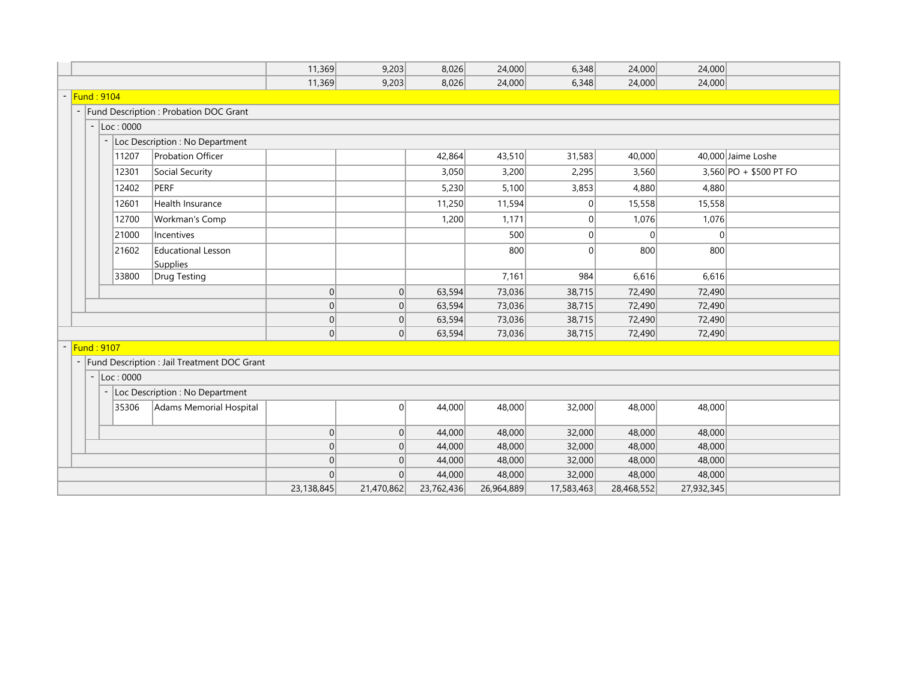| | | | | | | | | | |
|---|---|---|---|---|---|---|---|---|---|
| | | 11,369 | 9,203 | 8,026 | 24,000 | 6,348 | 24,000 | 24,000 | |
| | | 11,369 | 9,203 | 8,026 | 24,000 | 6,348 | 24,000 | 24,000 | |
| **Fund : 9104** | | | | | | | | | |
| Fund Description : Probation DOC Grant | | | | | | | | | |
| Loc : 0000 | | | | | | | | | |
| Loc Description : No Department | | | | | | | | | |
| 11207 | Probation Officer | | | 42,864 | 43,510 | 31,583 | 40,000 | 40,000 | Jaime Loshe |
| 12301 | Social Security | | | 3,050 | 3,200 | 2,295 | 3,560 | 3,560 | PO + $500 PT FO |
| 12402 | PERF | | | 5,230 | 5,100 | 3,853 | 4,880 | 4,880 | |
| 12601 | Health Insurance | | | 11,250 | 11,594 | 0 | 15,558 | 15,558 | |
| 12700 | Workman's Comp | | | 1,200 | 1,171 | 0 | 1,076 | 1,076 | |
| 21000 | Incentives | | | | 500 | 0 | 0 | 0 | |
| 21602 | Educational Lesson Supplies | | | | 800 | 0 | 800 | 800 | |
| 33800 | Drug Testing | | | | 7,161 | 984 | 6,616 | 6,616 | |
| | | 0 | 0 | 63,594 | 73,036 | 38,715 | 72,490 | 72,490 | |
| | | 0 | 0 | 63,594 | 73,036 | 38,715 | 72,490 | 72,490 | |
| | | 0 | 0 | 63,594 | 73,036 | 38,715 | 72,490 | 72,490 | |
| | | 0 | 0 | 63,594 | 73,036 | 38,715 | 72,490 | 72,490 | |
| **Fund : 9107** | | | | | | | | | |
| Fund Description : Jail Treatment DOC Grant | | | | | | | | | |
| Loc : 0000 | | | | | | | | | |
| Loc Description : No Department | | | | | | | | | |
| 35306 | Adams Memorial Hospital | | 0 | 44,000 | 48,000 | 32,000 | 48,000 | 48,000 | |
| | | 0 | 0 | 44,000 | 48,000 | 32,000 | 48,000 | 48,000 | |
| | | 0 | 0 | 44,000 | 48,000 | 32,000 | 48,000 | 48,000 | |
| | | 0 | 0 | 44,000 | 48,000 | 32,000 | 48,000 | 48,000 | |
| | | 0 | 0 | 44,000 | 48,000 | 32,000 | 48,000 | 48,000 | |
| | | 23,138,845 | 21,470,862 | 23,762,436 | 26,964,889 | 17,583,463 | 28,468,552 | 27,932,345 | |